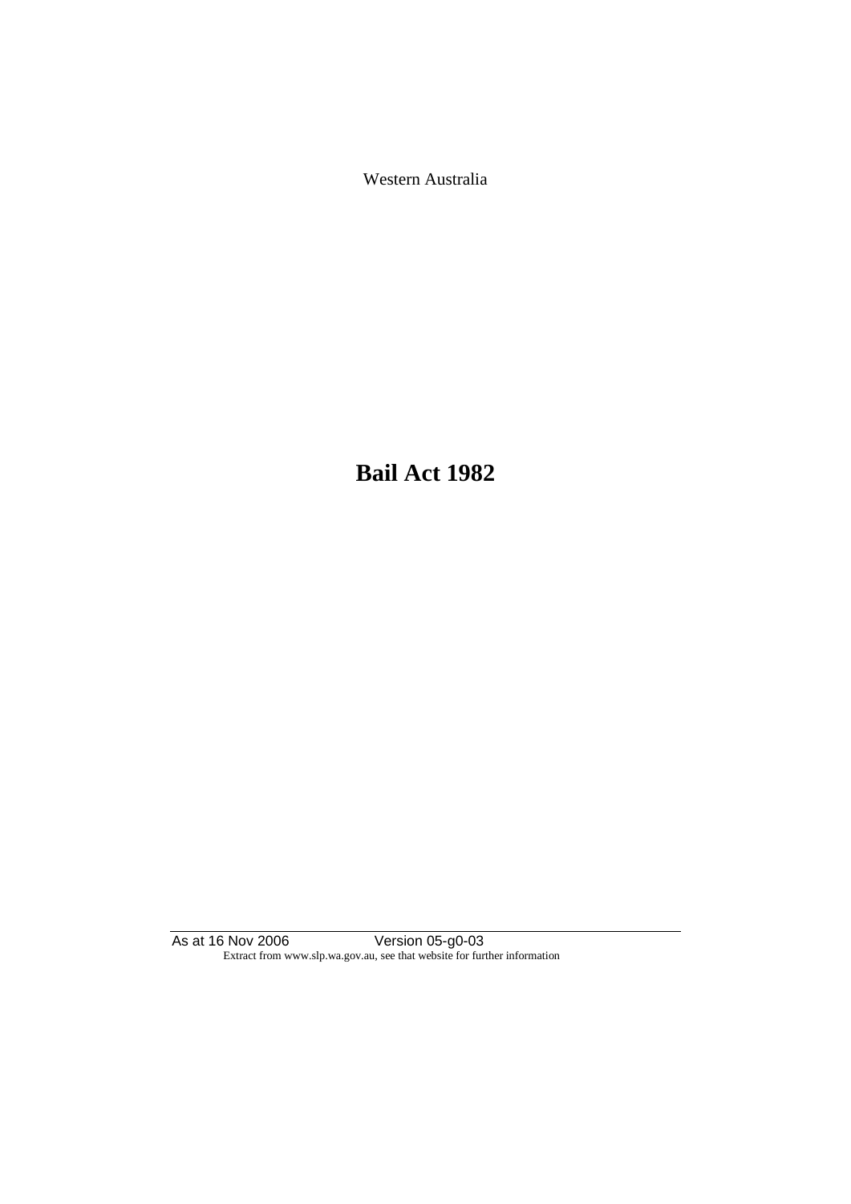Western Australia

# Bail Act 1982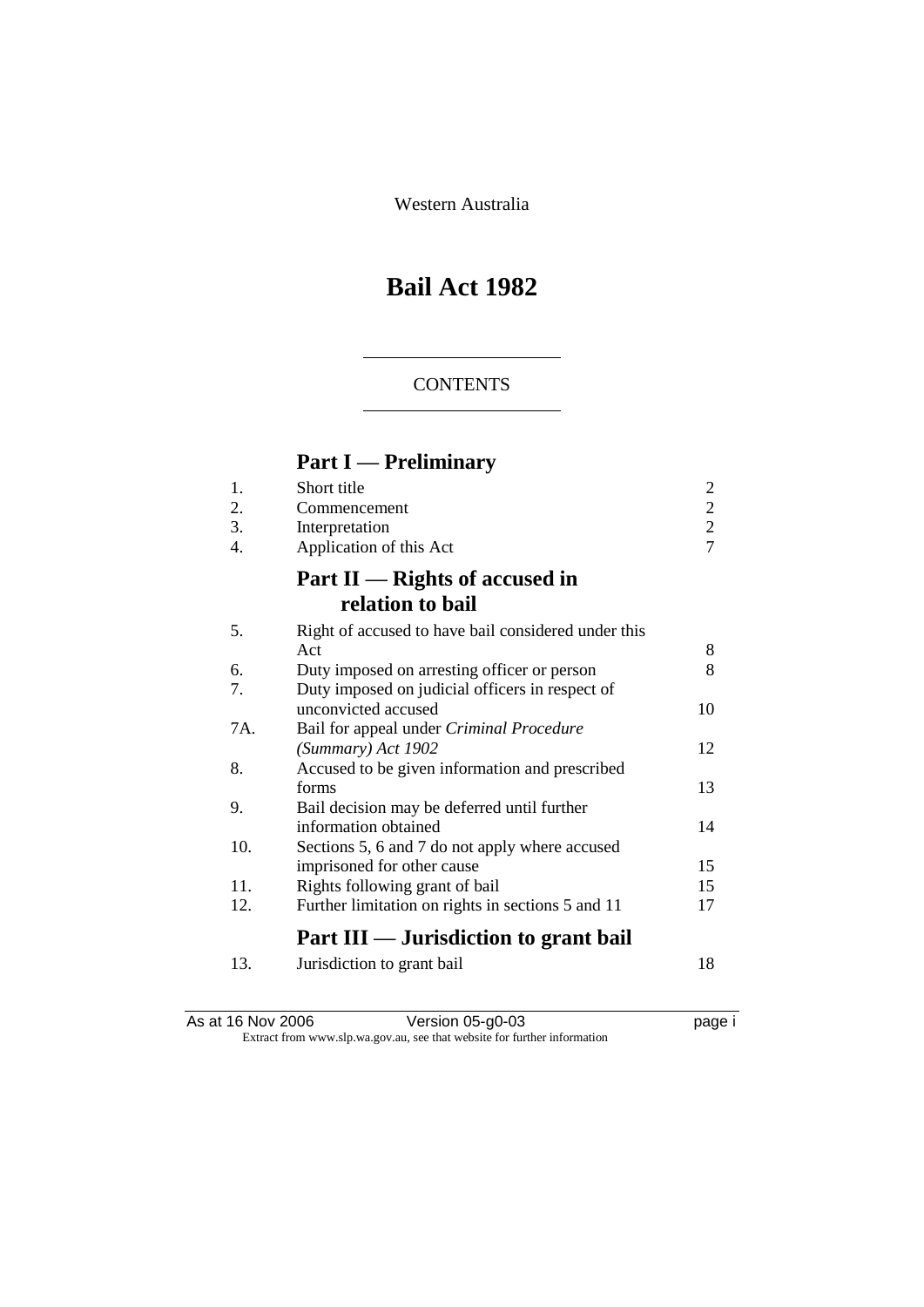Western Australia

# Bail Act 1982

CONTENTS

## Part I — Preliminary

| | | |
|---|---|---|
| 1. | Short title | 2 |
| 2. | Commencement | 2 |
| 3. | Interpretation | 2 |
| 4. | Application of this Act | 7 |

## Part II — Rights of accused in relation to bail

| | | |
|---|---|---|
| 5. | Right of accused to have bail considered under this Act | 8 |
| 6. | Duty imposed on arresting officer or person | 8 |
| 7. | Duty imposed on judicial officers in respect of unconvicted accused | 10 |
| 7A. | Bail for appeal under *Criminal Procedure (Summary) Act 1902* | 12 |
| 8. | Accused to be given information and prescribed forms | 13 |
| 9. | Bail decision may be deferred until further information obtained | 14 |
| 10. | Sections 5, 6 and 7 do not apply where accused imprisoned for other cause | 15 |
| 11. | Rights following grant of bail | 15 |
| 12. | Further limitation on rights in sections 5 and 11 | 17 |

## Part III — Jurisdiction to grant bail

| | | |
|---|---|---|
| 13. | Jurisdiction to grant bail | 18 |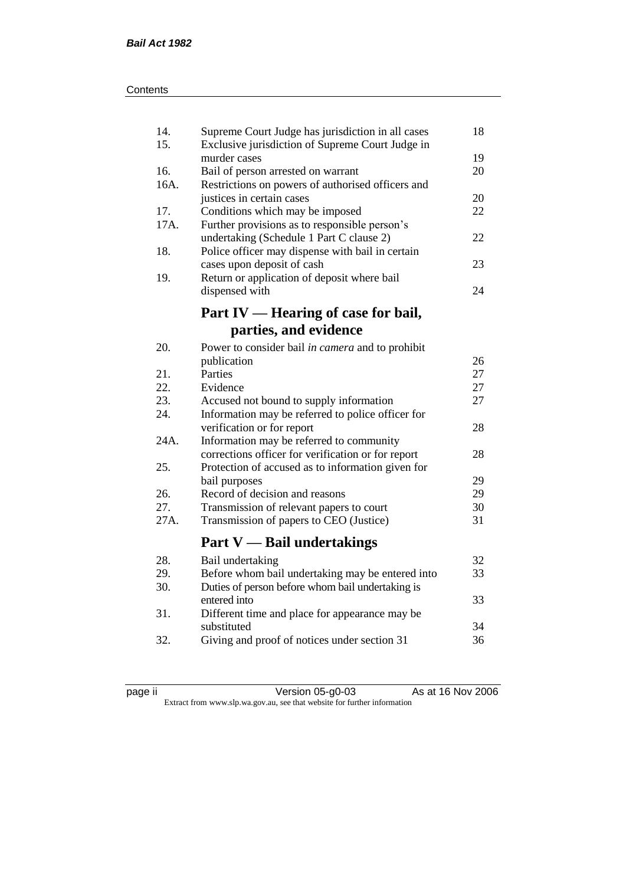| | | |
|---|---|---|
| 14. | Supreme Court Judge has jurisdiction in all cases | 18 |
| 15. | Exclusive jurisdiction of Supreme Court Judge in murder cases | 19 |
| 16. | Bail of person arrested on warrant | 20 |
| 16A. | Restrictions on powers of authorised officers and justices in certain cases | 20 |
| 17. | Conditions which may be imposed | 22 |
| 17A. | Further provisions as to responsible person's undertaking (Schedule 1 Part C clause 2) | 22 |
| 18. | Police officer may dispense with bail in certain cases upon deposit of cash | 23 |
| 19. | Return or application of deposit where bail dispensed with | 24 |

## Part IV — Hearing of case for bail, parties, and evidence

| | | |
|---|---|---|
| 20. | Power to consider bail *in camera* and to prohibit publication | 26 |
| 21. | Parties | 27 |
| 22. | Evidence | 27 |
| 23. | Accused not bound to supply information | 27 |
| 24. | Information may be referred to police officer for verification or for report | 28 |
| 24A. | Information may be referred to community corrections officer for verification or for report | 28 |
| 25. | Protection of accused as to information given for bail purposes | 29 |
| 26. | Record of decision and reasons | 29 |
| 27. | Transmission of relevant papers to court | 30 |
| 27A. | Transmission of papers to CEO (Justice) | 31 |

## Part V — Bail undertakings

| | | |
|---|---|---|
| 28. | Bail undertaking | 32 |
| 29. | Before whom bail undertaking may be entered into | 33 |
| 30. | Duties of person before whom bail undertaking is entered into | 33 |
| 31. | Different time and place for appearance may be substituted | 34 |
| 32. | Giving and proof of notices under section 31 | 36 |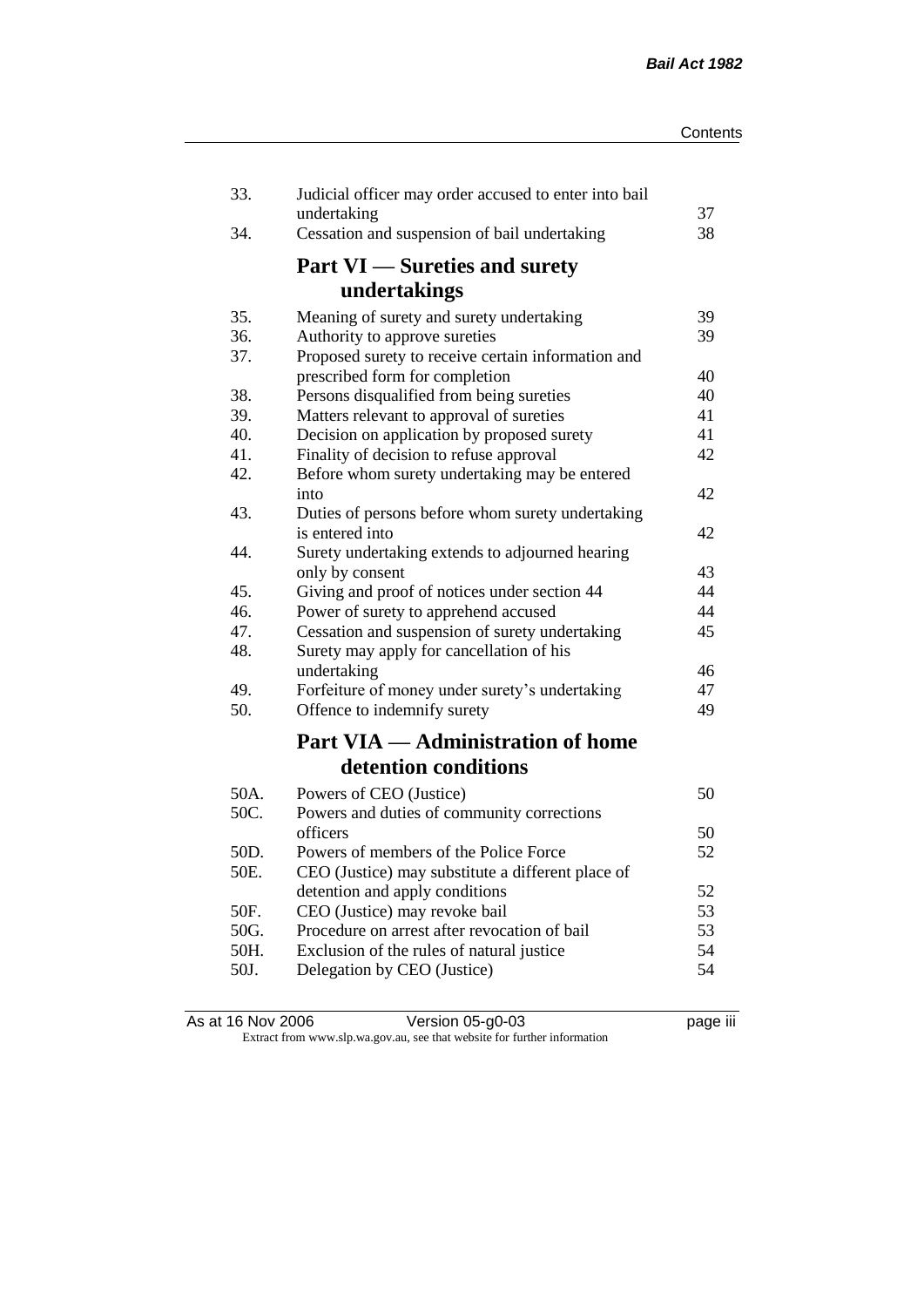| | | |
|---|---|---|
| 33. | Judicial officer may order accused to enter into bail undertaking | 37 |
| 34. | Cessation and suspension of bail undertaking | 38 |

## Part VI — Sureties and surety undertakings

| | | |
|---|---|---|
| 35. | Meaning of surety and surety undertaking | 39 |
| 36. | Authority to approve sureties | 39 |
| 37. | Proposed surety to receive certain information and prescribed form for completion | 40 |
| 38. | Persons disqualified from being sureties | 40 |
| 39. | Matters relevant to approval of sureties | 41 |
| 40. | Decision on application by proposed surety | 41 |
| 41. | Finality of decision to refuse approval | 42 |
| 42. | Before whom surety undertaking may be entered into | 42 |
| 43. | Duties of persons before whom surety undertaking is entered into | 42 |
| 44. | Surety undertaking extends to adjourned hearing only by consent | 43 |
| 45. | Giving and proof of notices under section 44 | 44 |
| 46. | Power of surety to apprehend accused | 44 |
| 47. | Cessation and suspension of surety undertaking | 45 |
| 48. | Surety may apply for cancellation of his undertaking | 46 |
| 49. | Forfeiture of money under surety's undertaking | 47 |
| 50. | Offence to indemnify surety | 49 |

## Part VIA — Administration of home detention conditions

| | | |
|---|---|---|
| 50A. | Powers of CEO (Justice) | 50 |
| 50C. | Powers and duties of community corrections officers | 50 |
| 50D. | Powers of members of the Police Force | 52 |
| 50E. | CEO (Justice) may substitute a different place of detention and apply conditions | 52 |
| 50F. | CEO (Justice) may revoke bail | 53 |
| 50G. | Procedure on arrest after revocation of bail | 53 |
| 50H. | Exclusion of the rules of natural justice | 54 |
| 50J. | Delegation by CEO (Justice) | 54 |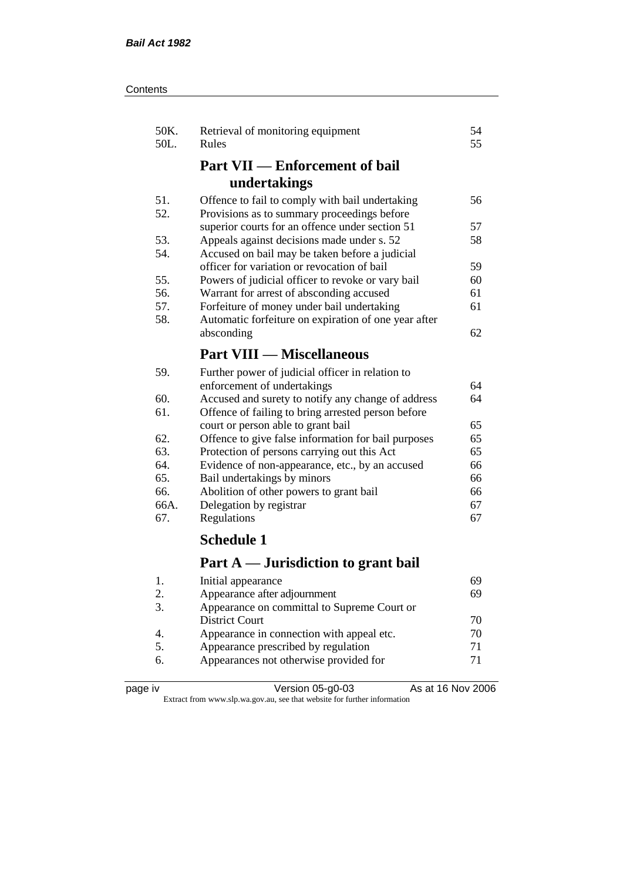| | | |
|---|---|---|
| 50K. | Retrieval of monitoring equipment | 54 |
| 50L. | Rules | 55 |

## Part VII — Enforcement of bail undertakings

| | | |
|---|---|---|
| 51. | Offence to fail to comply with bail undertaking | 56 |
| 52. | Provisions as to summary proceedings before superior courts for an offence under section 51 | 57 |
| 53. | Appeals against decisions made under s. 52 | 58 |
| 54. | Accused on bail may be taken before a judicial officer for variation or revocation of bail | 59 |
| 55. | Powers of judicial officer to revoke or vary bail | 60 |
| 56. | Warrant for arrest of absconding accused | 61 |
| 57. | Forfeiture of money under bail undertaking | 61 |
| 58. | Automatic forfeiture on expiration of one year after absconding | 62 |

## Part VIII — Miscellaneous

| | | |
|---|---|---|
| 59. | Further power of judicial officer in relation to enforcement of undertakings | 64 |
| 60. | Accused and surety to notify any change of address | 64 |
| 61. | Offence of failing to bring arrested person before court or person able to grant bail | 65 |
| 62. | Offence to give false information for bail purposes | 65 |
| 63. | Protection of persons carrying out this Act | 65 |
| 64. | Evidence of non-appearance, etc., by an accused | 66 |
| 65. | Bail undertakings by minors | 66 |
| 66. | Abolition of other powers to grant bail | 66 |
| 66A. | Delegation by registrar | 67 |
| 67. | Regulations | 67 |

## Schedule 1

## Part A — Jurisdiction to grant bail

| | | |
|---|---|---|
| 1. | Initial appearance | 69 |
| 2. | Appearance after adjournment | 69 |
| 3. | Appearance on committal to Supreme Court or District Court | 70 |
| 4. | Appearance in connection with appeal etc. | 70 |
| 5. | Appearance prescribed by regulation | 71 |
| 6. | Appearances not otherwise provided for | 71 |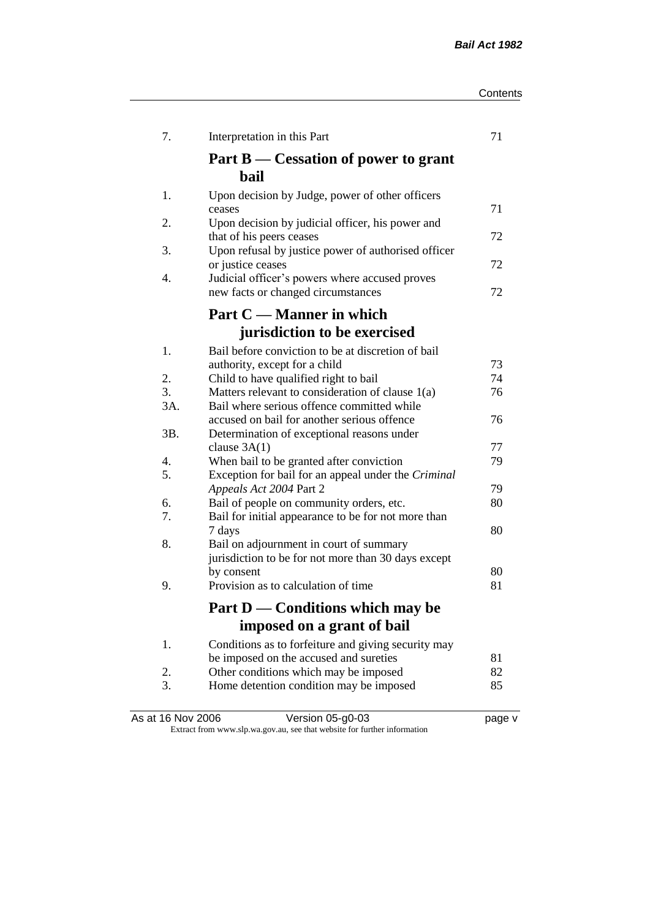| | | |
|---|---|---|
| 7. | Interpretation in this Part | 71 |

## Part B — Cessation of power to grant bail

| | | |
|---|---|---|
| 1. | Upon decision by Judge, power of other officers ceases | 71 |
| 2. | Upon decision by judicial officer, his power and that of his peers ceases | 72 |
| 3. | Upon refusal by justice power of authorised officer or justice ceases | 72 |
| 4. | Judicial officer's powers where accused proves new facts or changed circumstances | 72 |

## Part C — Manner in which jurisdiction to be exercised

| | | |
|---|---|---|
| 1. | Bail before conviction to be at discretion of bail authority, except for a child | 73 |
| 2. | Child to have qualified right to bail | 74 |
| 3. | Matters relevant to consideration of clause 1(a) | 76 |
| 3A. | Bail where serious offence committed while accused on bail for another serious offence | 76 |
| 3B. | Determination of exceptional reasons under clause 3A(1) | 77 |
| 4. | When bail to be granted after conviction | 79 |
| 5. | Exception for bail for an appeal under the *Criminal Appeals Act 2004* Part 2 | 79 |
| 6. | Bail of people on community orders, etc. | 80 |
| 7. | Bail for initial appearance to be for not more than 7 days | 80 |
| 8. | Bail on adjournment in court of summary jurisdiction to be for not more than 30 days except by consent | 80 |
| 9. | Provision as to calculation of time | 81 |

## Part D — Conditions which may be imposed on a grant of bail

| | | |
|---|---|---|
| 1. | Conditions as to forfeiture and giving security may be imposed on the accused and sureties | 81 |
| 2. | Other conditions which may be imposed | 82 |
| 3. | Home detention condition may be imposed | 85 |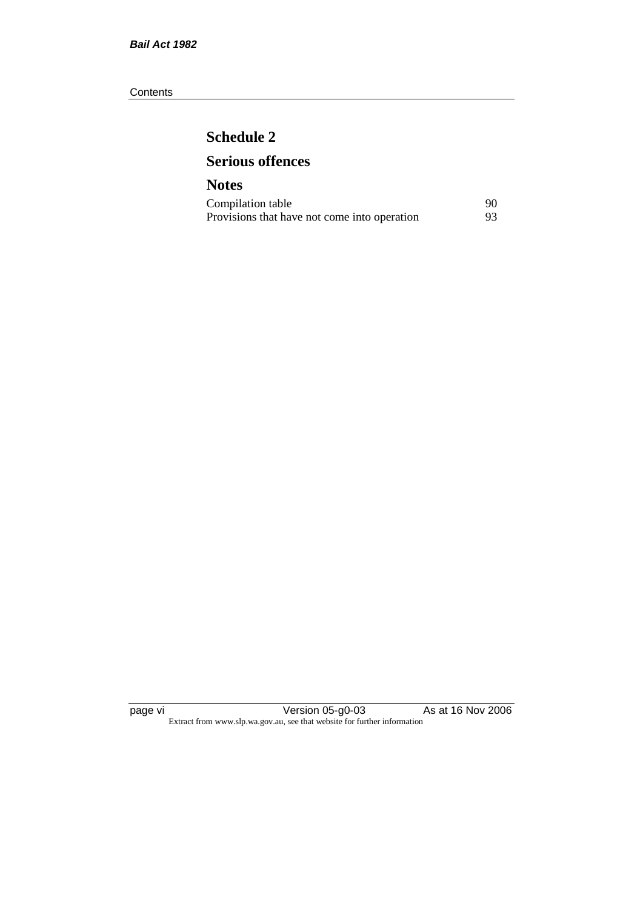## Schedule 2

## Serious offences

## Notes

| | |
|---|---|
| Compilation table | 90 |
| Provisions that have not come into operation | 93 |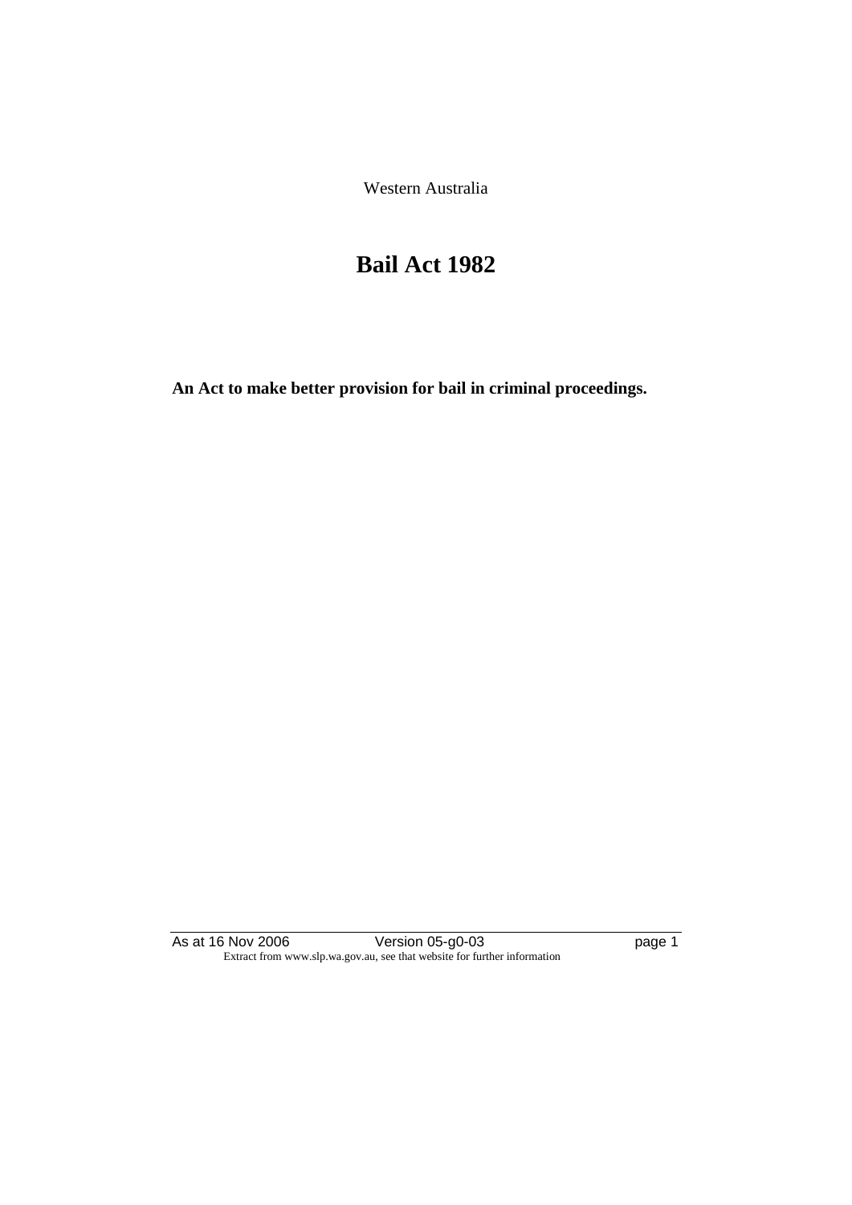Western Australia

# Bail Act 1982

**An Act to make better provision for bail in criminal proceedings.**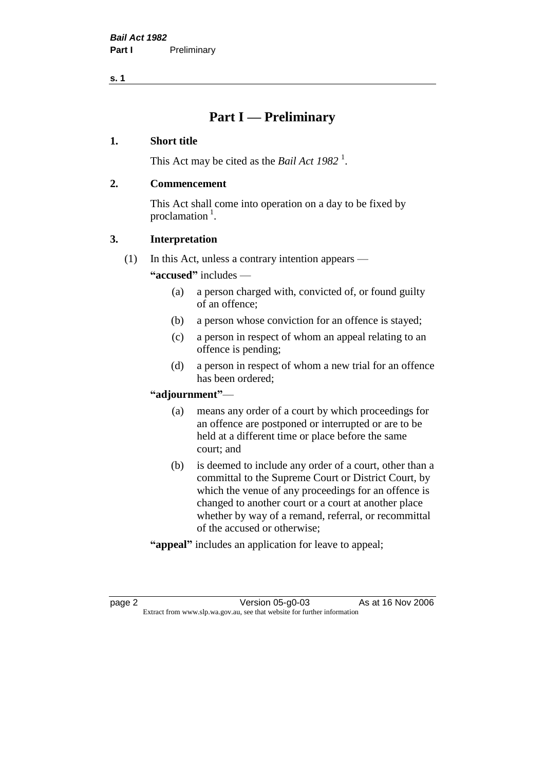# Part I — Preliminary

## 1. Short title

This Act may be cited as the *Bail Act 1982* [1].

## 2. Commencement

This Act shall come into operation on a day to be fixed by proclamation [1].

## 3. Interpretation

(1) In this Act, unless a contrary intention appears —

**"accused"** includes —

- (a) a person charged with, convicted of, or found guilty of an offence;
- (b) a person whose conviction for an offence is stayed;
- (c) a person in respect of whom an appeal relating to an offence is pending;
- (d) a person in respect of whom a new trial for an offence has been ordered;

**"adjournment"**—

- (a) means any order of a court by which proceedings for an offence are postponed or interrupted or are to be held at a different time or place before the same court; and
- (b) is deemed to include any order of a court, other than a committal to the Supreme Court or District Court, by which the venue of any proceedings for an offence is changed to another court or a court at another place whether by way of a remand, referral, or recommittal of the accused or otherwise;

**"appeal"** includes an application for leave to appeal;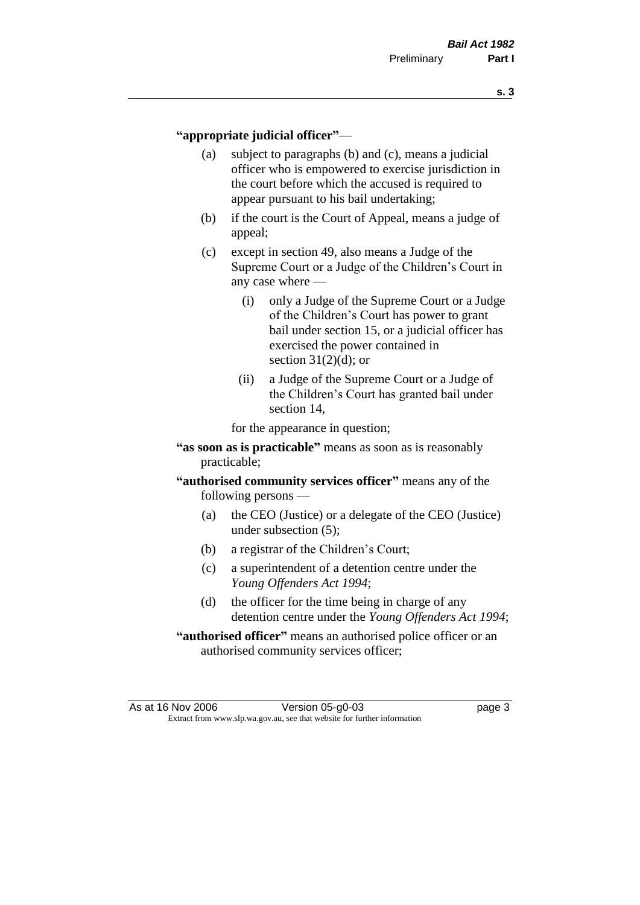**"appropriate judicial officer"**—

(a) subject to paragraphs (b) and (c), means a judicial officer who is empowered to exercise jurisdiction in the court before which the accused is required to appear pursuant to his bail undertaking;

(b) if the court is the Court of Appeal, means a judge of appeal;

(c) except in section 49, also means a Judge of the Supreme Court or a Judge of the Children's Court in any case where —

(i) only a Judge of the Supreme Court or a Judge of the Children's Court has power to grant bail under section 15, or a judicial officer has exercised the power contained in section 31(2)(d); or

(ii) a Judge of the Supreme Court or a Judge of the Children's Court has granted bail under section 14,

for the appearance in question;

**"as soon as is practicable"** means as soon as is reasonably practicable;

**"authorised community services officer"** means any of the following persons —

(a) the CEO (Justice) or a delegate of the CEO (Justice) under subsection (5);

(b) a registrar of the Children's Court;

(c) a superintendent of a detention centre under the *Young Offenders Act 1994*;

(d) the officer for the time being in charge of any detention centre under the *Young Offenders Act 1994*;

**"authorised officer"** means an authorised police officer or an authorised community services officer;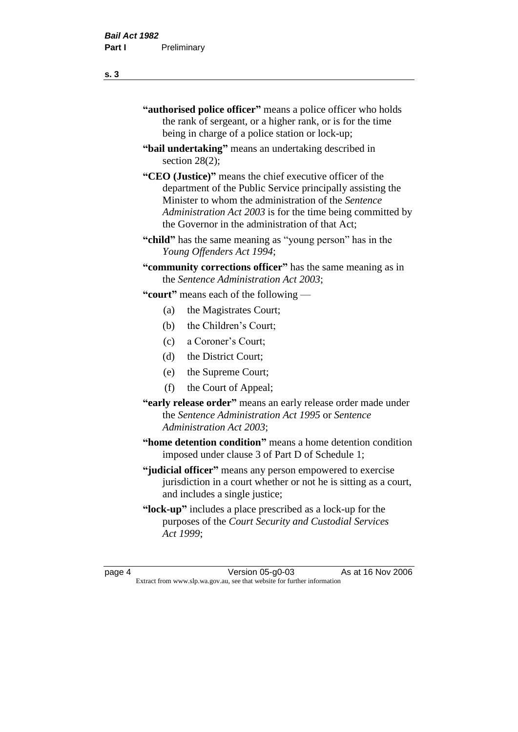**"authorised police officer"** means a police officer who holds the rank of sergeant, or a higher rank, or is for the time being in charge of a police station or lock-up;

**"bail undertaking"** means an undertaking described in section 28(2);

**"CEO (Justice)"** means the chief executive officer of the department of the Public Service principally assisting the Minister to whom the administration of the *Sentence Administration Act 2003* is for the time being committed by the Governor in the administration of that Act;

**"child"** has the same meaning as "young person" has in the *Young Offenders Act 1994*;

**"community corrections officer"** has the same meaning as in the *Sentence Administration Act 2003*;

**"court"** means each of the following —

- (a) the Magistrates Court;
- (b) the Children's Court;
- (c) a Coroner's Court;
- (d) the District Court;
- (e) the Supreme Court;
- (f) the Court of Appeal;

**"early release order"** means an early release order made under the *Sentence Administration Act 1995* or *Sentence Administration Act 2003*;

**"home detention condition"** means a home detention condition imposed under clause 3 of Part D of Schedule 1;

**"judicial officer"** means any person empowered to exercise jurisdiction in a court whether or not he is sitting as a court, and includes a single justice;

**"lock-up"** includes a place prescribed as a lock-up for the purposes of the *Court Security and Custodial Services Act 1999*;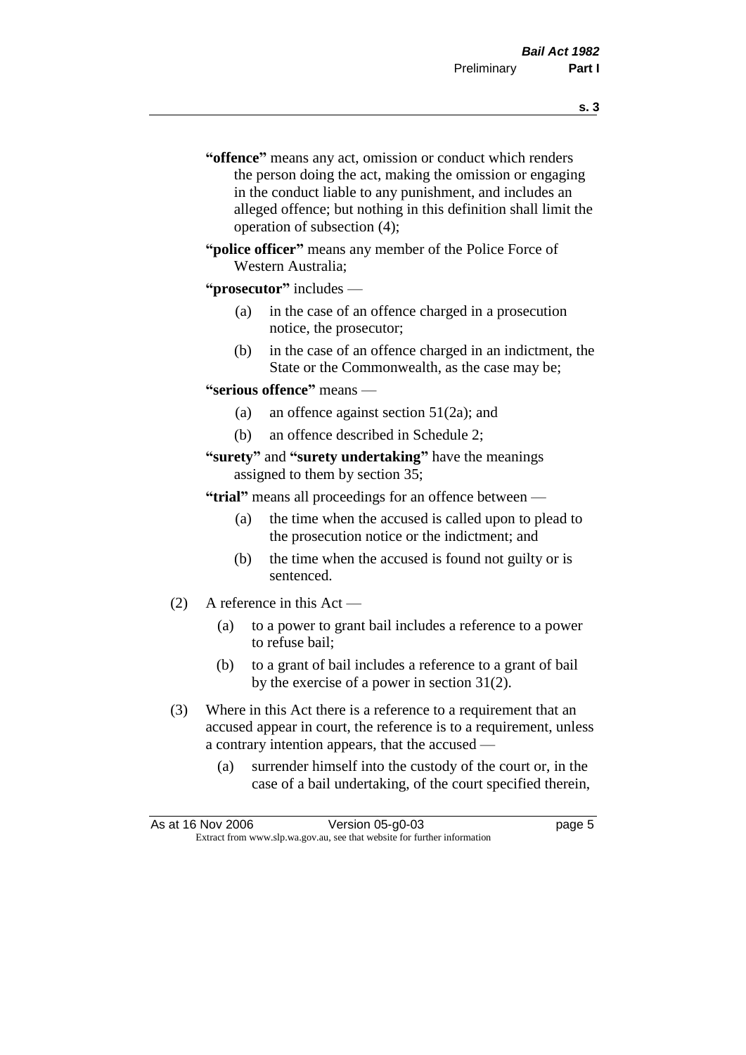**"offence"** means any act, omission or conduct which renders the person doing the act, making the omission or engaging in the conduct liable to any punishment, and includes an alleged offence; but nothing in this definition shall limit the operation of subsection (4);

**"police officer"** means any member of the Police Force of Western Australia;

**"prosecutor"** includes —

(a) in the case of an offence charged in a prosecution notice, the prosecutor;

(b) in the case of an offence charged in an indictment, the State or the Commonwealth, as the case may be;

**"serious offence"** means —

(a) an offence against section 51(2a); and

(b) an offence described in Schedule 2;

**"surety"** and **"surety undertaking"** have the meanings assigned to them by section 35;

**"trial"** means all proceedings for an offence between —

(a) the time when the accused is called upon to plead to the prosecution notice or the indictment; and

(b) the time when the accused is found not guilty or is sentenced.

(2) A reference in this Act —

(a) to a power to grant bail includes a reference to a power to refuse bail;

(b) to a grant of bail includes a reference to a grant of bail by the exercise of a power in section 31(2).

(3) Where in this Act there is a reference to a requirement that an accused appear in court, the reference is to a requirement, unless a contrary intention appears, that the accused —

(a) surrender himself into the custody of the court or, in the case of a bail undertaking, of the court specified therein,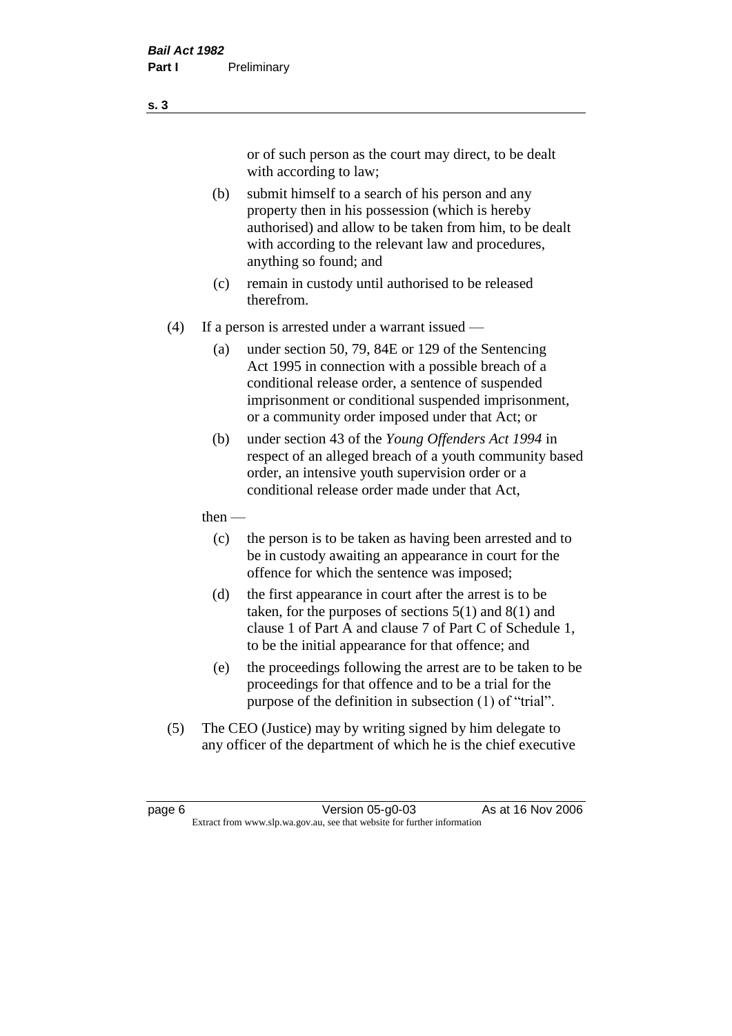or of such person as the court may direct, to be dealt with according to law;

(b) submit himself to a search of his person and any property then in his possession (which is hereby authorised) and allow to be taken from him, to be dealt with according to the relevant law and procedures, anything so found; and

(c) remain in custody until authorised to be released therefrom.

(4) If a person is arrested under a warrant issued —

(a) under section 50, 79, 84E or 129 of the Sentencing Act 1995 in connection with a possible breach of a conditional release order, a sentence of suspended imprisonment or conditional suspended imprisonment, or a community order imposed under that Act; or

(b) under section 43 of the *Young Offenders Act 1994* in respect of an alleged breach of a youth community based order, an intensive youth supervision order or a conditional release order made under that Act,

then —

(c) the person is to be taken as having been arrested and to be in custody awaiting an appearance in court for the offence for which the sentence was imposed;

(d) the first appearance in court after the arrest is to be taken, for the purposes of sections 5(1) and 8(1) and clause 1 of Part A and clause 7 of Part C of Schedule 1, to be the initial appearance for that offence; and

(e) the proceedings following the arrest are to be taken to be proceedings for that offence and to be a trial for the purpose of the definition in subsection (1) of "trial".

(5) The CEO (Justice) may by writing signed by him delegate to any officer of the department of which he is the chief executive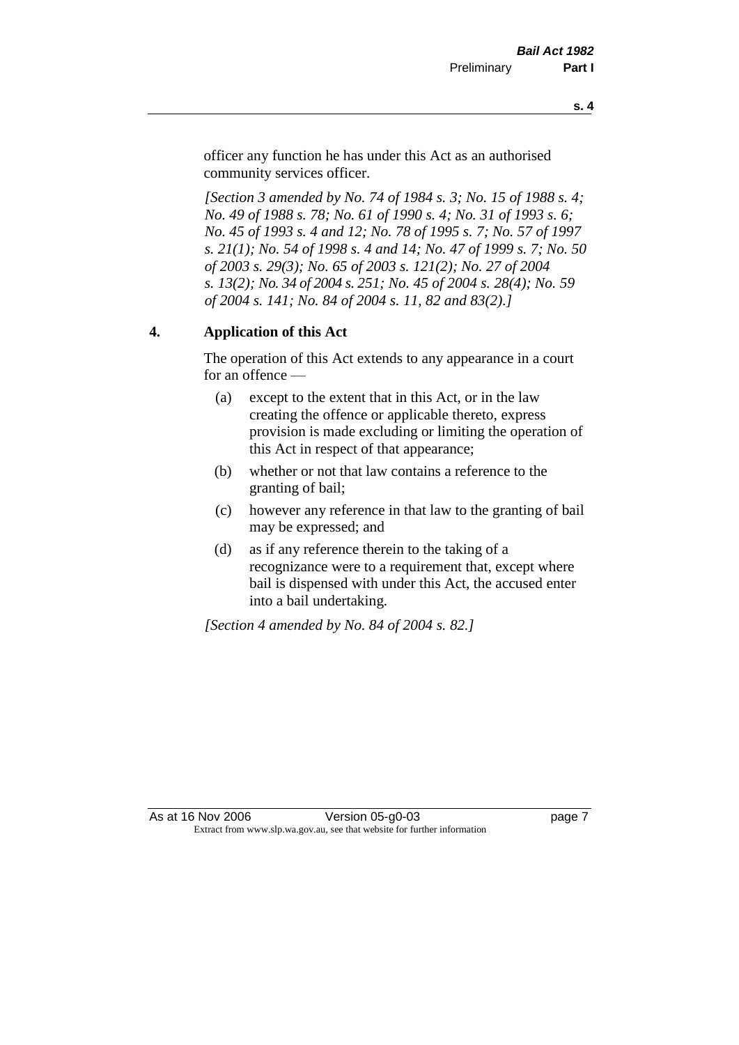officer any function he has under this Act as an authorised community services officer.

*[Section 3 amended by No. 74 of 1984 s. 3; No. 15 of 1988 s. 4; No. 49 of 1988 s. 78; No. 61 of 1990 s. 4; No. 31 of 1993 s. 6; No. 45 of 1993 s. 4 and 12; No. 78 of 1995 s. 7; No. 57 of 1997 s. 21(1); No. 54 of 1998 s. 4 and 14; No. 47 of 1999 s. 7; No. 50 of 2003 s. 29(3); No. 65 of 2003 s. 121(2); No. 27 of 2004 s. 13(2); No. 34 of 2004 s. 251; No. 45 of 2004 s. 28(4); No. 59 of 2004 s. 141; No. 84 of 2004 s. 11, 82 and 83(2).]*

## 4. Application of this Act

The operation of this Act extends to any appearance in a court for an offence —

(a) except to the extent that in this Act, or in the law creating the offence or applicable thereto, express provision is made excluding or limiting the operation of this Act in respect of that appearance;

(b) whether or not that law contains a reference to the granting of bail;

(c) however any reference in that law to the granting of bail may be expressed; and

(d) as if any reference therein to the taking of a recognizance were to a requirement that, except where bail is dispensed with under this Act, the accused enter into a bail undertaking.

*[Section 4 amended by No. 84 of 2004 s. 82.]*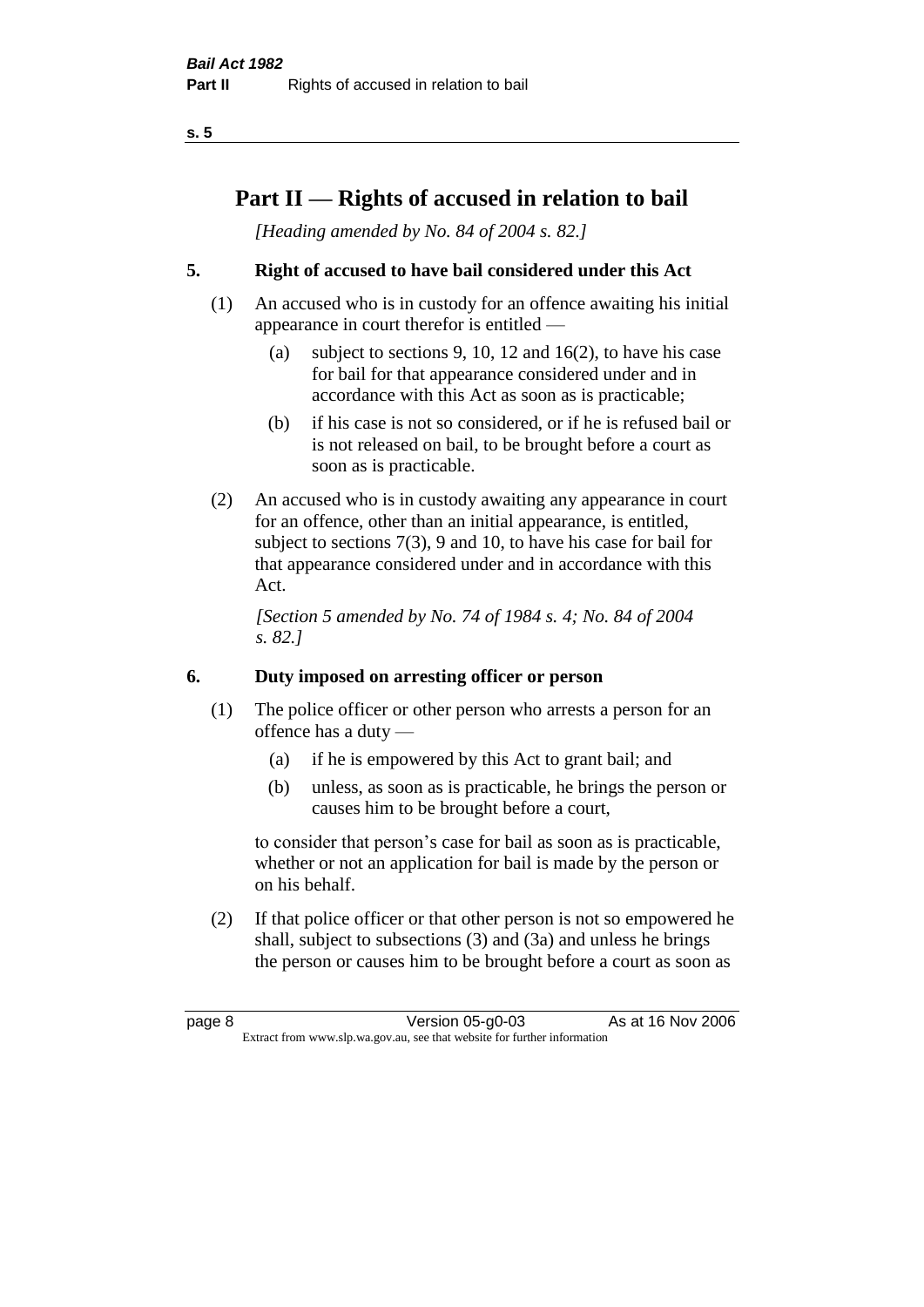# Part II — Rights of accused in relation to bail

*[Heading amended by No. 84 of 2004 s. 82.]*

## 5. Right of accused to have bail considered under this Act

(1) An accused who is in custody for an offence awaiting his initial appearance in court therefor is entitled —

- (a) subject to sections 9, 10, 12 and 16(2), to have his case for bail for that appearance considered under and in accordance with this Act as soon as is practicable;
- (b) if his case is not so considered, or if he is refused bail or is not released on bail, to be brought before a court as soon as is practicable.

(2) An accused who is in custody awaiting any appearance in court for an offence, other than an initial appearance, is entitled, subject to sections 7(3), 9 and 10, to have his case for bail for that appearance considered under and in accordance with this Act.

*[Section 5 amended by No. 74 of 1984 s. 4; No. 84 of 2004 s. 82.]*

## 6. Duty imposed on arresting officer or person

(1) The police officer or other person who arrests a person for an offence has a duty —

- (a) if he is empowered by this Act to grant bail; and
- (b) unless, as soon as is practicable, he brings the person or causes him to be brought before a court,

to consider that person's case for bail as soon as is practicable, whether or not an application for bail is made by the person or on his behalf.

(2) If that police officer or that other person is not so empowered he shall, subject to subsections (3) and (3a) and unless he brings the person or causes him to be brought before a court as soon as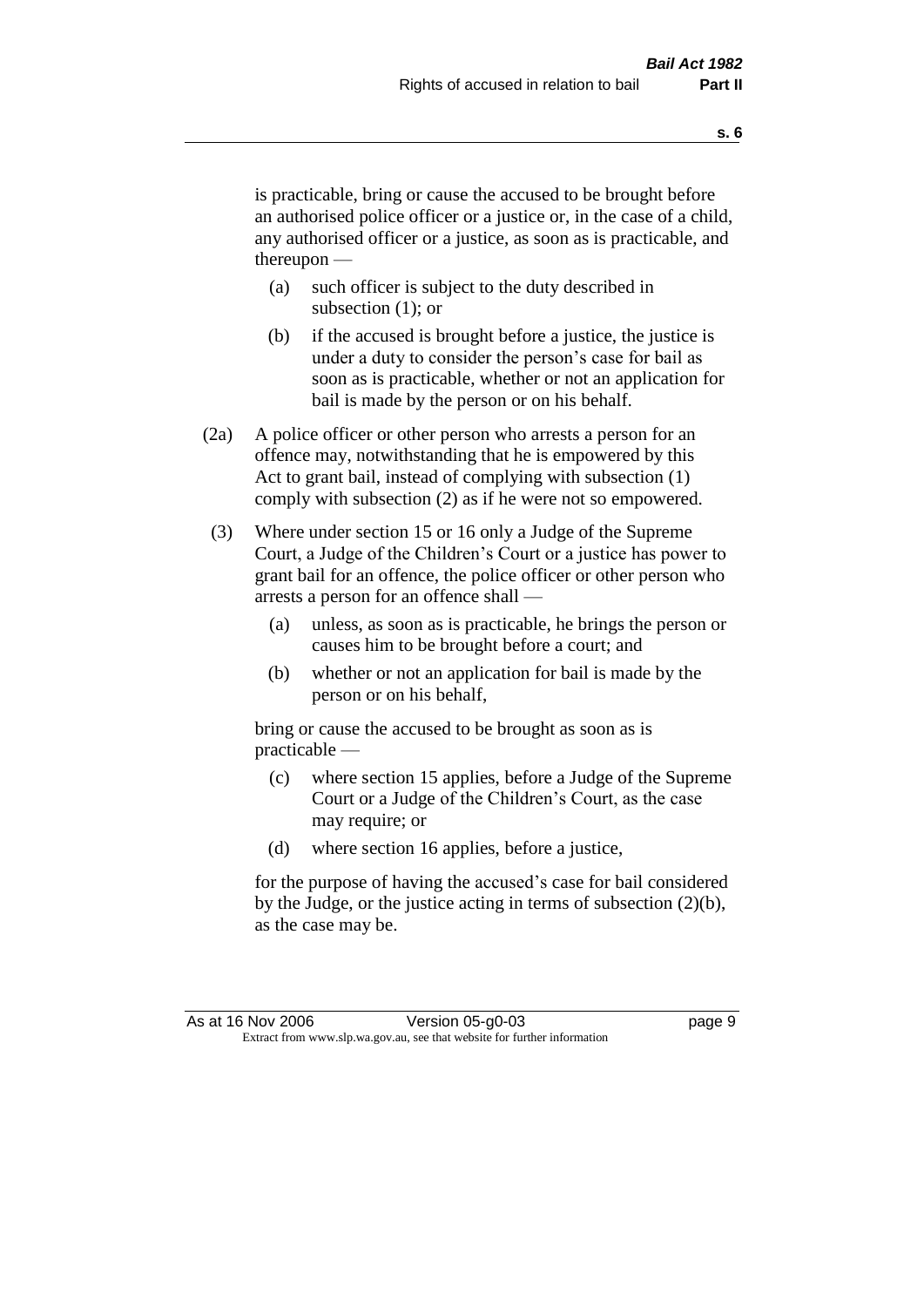is practicable, bring or cause the accused to be brought before an authorised police officer or a justice or, in the case of a child, any authorised officer or a justice, as soon as is practicable, and thereupon —

(a) such officer is subject to the duty described in subsection (1); or

(b) if the accused is brought before a justice, the justice is under a duty to consider the person's case for bail as soon as is practicable, whether or not an application for bail is made by the person or on his behalf.

(2a) A police officer or other person who arrests a person for an offence may, notwithstanding that he is empowered by this Act to grant bail, instead of complying with subsection (1) comply with subsection (2) as if he were not so empowered.

(3) Where under section 15 or 16 only a Judge of the Supreme Court, a Judge of the Children's Court or a justice has power to grant bail for an offence, the police officer or other person who arrests a person for an offence shall —

(a) unless, as soon as is practicable, he brings the person or causes him to be brought before a court; and

(b) whether or not an application for bail is made by the person or on his behalf,

bring or cause the accused to be brought as soon as is practicable —

(c) where section 15 applies, before a Judge of the Supreme Court or a Judge of the Children's Court, as the case may require; or

(d) where section 16 applies, before a justice,

for the purpose of having the accused's case for bail considered by the Judge, or the justice acting in terms of subsection (2)(b), as the case may be.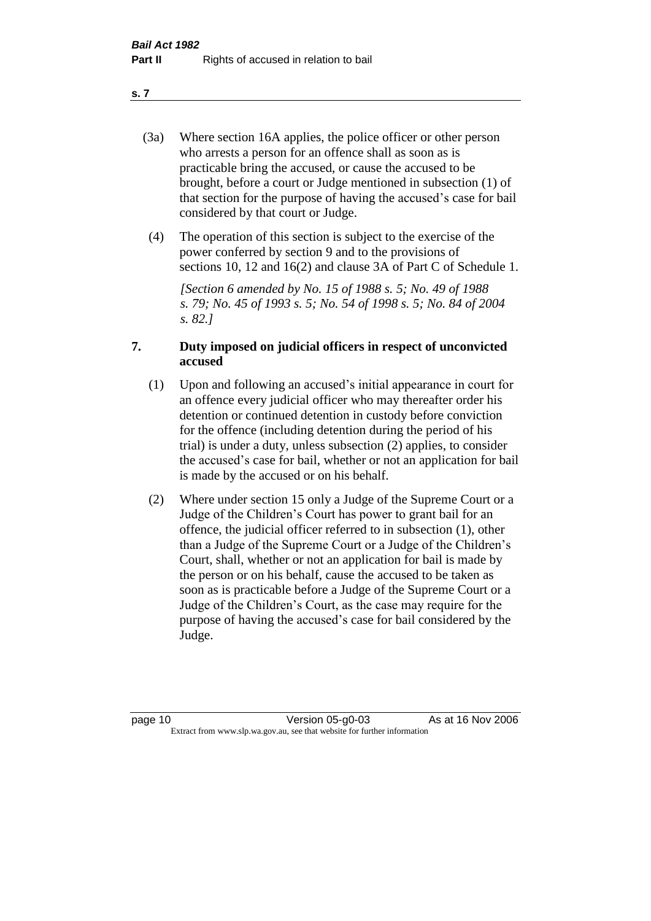(3a) Where section 16A applies, the police officer or other person who arrests a person for an offence shall as soon as is practicable bring the accused, or cause the accused to be brought, before a court or Judge mentioned in subsection (1) of that section for the purpose of having the accused's case for bail considered by that court or Judge.

(4) The operation of this section is subject to the exercise of the power conferred by section 9 and to the provisions of sections 10, 12 and 16(2) and clause 3A of Part C of Schedule 1.

*[Section 6 amended by No. 15 of 1988 s. 5; No. 49 of 1988 s. 79; No. 45 of 1993 s. 5; No. 54 of 1998 s. 5; No. 84 of 2004 s. 82.]*

## 7. Duty imposed on judicial officers in respect of unconvicted accused

(1) Upon and following an accused's initial appearance in court for an offence every judicial officer who may thereafter order his detention or continued detention in custody before conviction for the offence (including detention during the period of his trial) is under a duty, unless subsection (2) applies, to consider the accused's case for bail, whether or not an application for bail is made by the accused or on his behalf.

(2) Where under section 15 only a Judge of the Supreme Court or a Judge of the Children's Court has power to grant bail for an offence, the judicial officer referred to in subsection (1), other than a Judge of the Supreme Court or a Judge of the Children's Court, shall, whether or not an application for bail is made by the person or on his behalf, cause the accused to be taken as soon as is practicable before a Judge of the Supreme Court or a Judge of the Children's Court, as the case may require for the purpose of having the accused's case for bail considered by the Judge.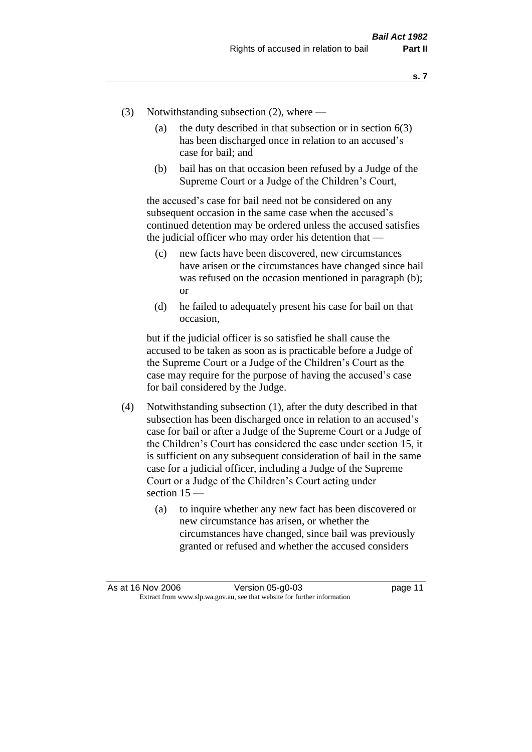(3) Notwithstanding subsection (2), where —

(a) the duty described in that subsection or in section 6(3) has been discharged once in relation to an accused's case for bail; and

(b) bail has on that occasion been refused by a Judge of the Supreme Court or a Judge of the Children's Court,

the accused's case for bail need not be considered on any subsequent occasion in the same case when the accused's continued detention may be ordered unless the accused satisfies the judicial officer who may order his detention that —

(c) new facts have been discovered, new circumstances have arisen or the circumstances have changed since bail was refused on the occasion mentioned in paragraph (b); or

(d) he failed to adequately present his case for bail on that occasion,

but if the judicial officer is so satisfied he shall cause the accused to be taken as soon as is practicable before a Judge of the Supreme Court or a Judge of the Children's Court as the case may require for the purpose of having the accused's case for bail considered by the Judge.

(4) Notwithstanding subsection (1), after the duty described in that subsection has been discharged once in relation to an accused's case for bail or after a Judge of the Supreme Court or a Judge of the Children's Court has considered the case under section 15, it is sufficient on any subsequent consideration of bail in the same case for a judicial officer, including a Judge of the Supreme Court or a Judge of the Children's Court acting under section 15 —

(a) to inquire whether any new fact has been discovered or new circumstance has arisen, or whether the circumstances have changed, since bail was previously granted or refused and whether the accused considers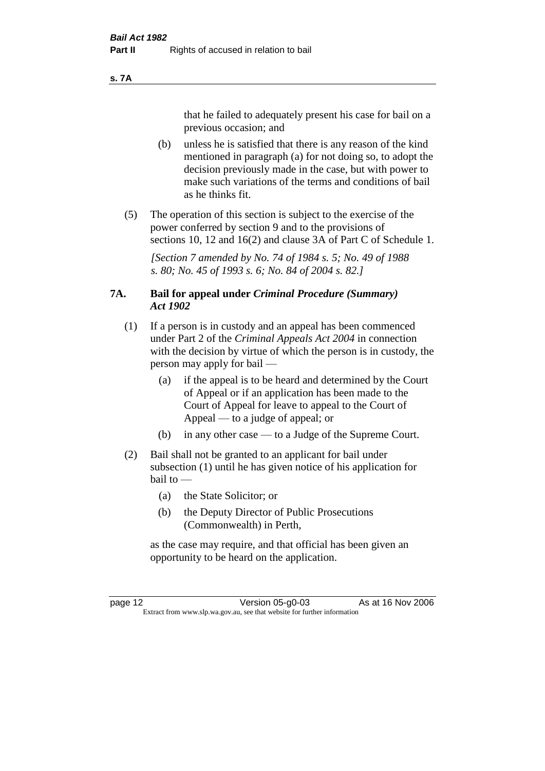that he failed to adequately present his case for bail on a previous occasion; and

(b) unless he is satisfied that there is any reason of the kind mentioned in paragraph (a) for not doing so, to adopt the decision previously made in the case, but with power to make such variations of the terms and conditions of bail as he thinks fit.

(5) The operation of this section is subject to the exercise of the power conferred by section 9 and to the provisions of sections 10, 12 and 16(2) and clause 3A of Part C of Schedule 1.

*[Section 7 amended by No. 74 of 1984 s. 5; No. 49 of 1988 s. 80; No. 45 of 1993 s. 6; No. 84 of 2004 s. 82.]*

### 7A. Bail for appeal under *Criminal Procedure (Summary) Act 1902*

(1) If a person is in custody and an appeal has been commenced under Part 2 of the *Criminal Appeals Act 2004* in connection with the decision by virtue of which the person is in custody, the person may apply for bail —

(a) if the appeal is to be heard and determined by the Court of Appeal or if an application has been made to the Court of Appeal for leave to appeal to the Court of Appeal — to a judge of appeal; or

(b) in any other case — to a Judge of the Supreme Court.

(2) Bail shall not be granted to an applicant for bail under subsection (1) until he has given notice of his application for bail to —

(a) the State Solicitor; or

(b) the Deputy Director of Public Prosecutions (Commonwealth) in Perth,

as the case may require, and that official has been given an opportunity to be heard on the application.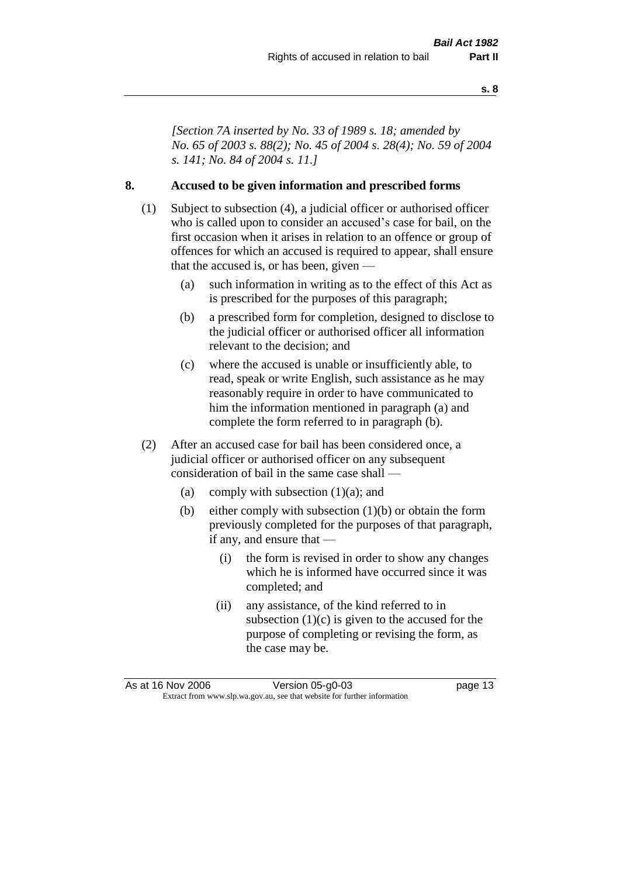*[Section 7A inserted by No. 33 of 1989 s. 18; amended by No. 65 of 2003 s. 88(2); No. 45 of 2004 s. 28(4); No. 59 of 2004 s. 141; No. 84 of 2004 s. 11.]*

## 8. Accused to be given information and prescribed forms

(1) Subject to subsection (4), a judicial officer or authorised officer who is called upon to consider an accused's case for bail, on the first occasion when it arises in relation to an offence or group of offences for which an accused is required to appear, shall ensure that the accused is, or has been, given —

- (a) such information in writing as to the effect of this Act as is prescribed for the purposes of this paragraph;
- (b) a prescribed form for completion, designed to disclose to the judicial officer or authorised officer all information relevant to the decision; and
- (c) where the accused is unable or insufficiently able, to read, speak or write English, such assistance as he may reasonably require in order to have communicated to him the information mentioned in paragraph (a) and complete the form referred to in paragraph (b).

(2) After an accused case for bail has been considered once, a judicial officer or authorised officer on any subsequent consideration of bail in the same case shall —

- (a) comply with subsection (1)(a); and
- (b) either comply with subsection (1)(b) or obtain the form previously completed for the purposes of that paragraph, if any, and ensure that —
  - (i) the form is revised in order to show any changes which he is informed have occurred since it was completed; and
  - (ii) any assistance, of the kind referred to in subsection (1)(c) is given to the accused for the purpose of completing or revising the form, as the case may be.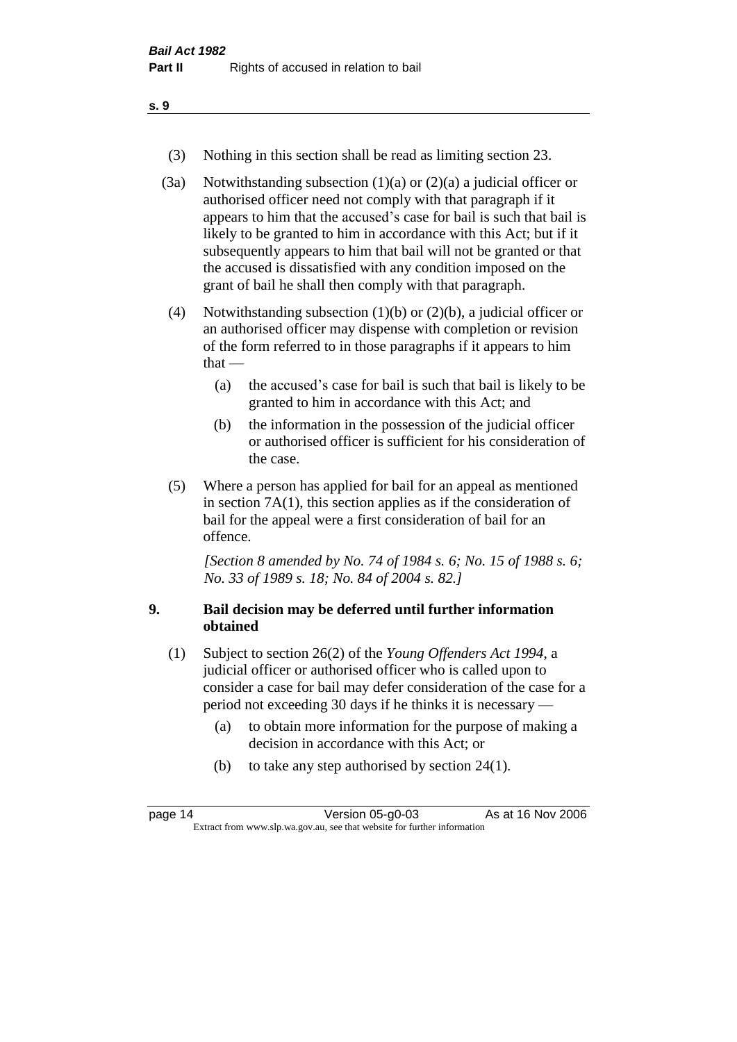(3) Nothing in this section shall be read as limiting section 23.

(3a) Notwithstanding subsection (1)(a) or (2)(a) a judicial officer or authorised officer need not comply with that paragraph if it appears to him that the accused's case for bail is such that bail is likely to be granted to him in accordance with this Act; but if it subsequently appears to him that bail will not be granted or that the accused is dissatisfied with any condition imposed on the grant of bail he shall then comply with that paragraph.

(4) Notwithstanding subsection (1)(b) or (2)(b), a judicial officer or an authorised officer may dispense with completion or revision of the form referred to in those paragraphs if it appears to him that —

(a) the accused's case for bail is such that bail is likely to be granted to him in accordance with this Act; and

(b) the information in the possession of the judicial officer or authorised officer is sufficient for his consideration of the case.

(5) Where a person has applied for bail for an appeal as mentioned in section 7A(1), this section applies as if the consideration of bail for the appeal were a first consideration of bail for an offence.

*[Section 8 amended by No. 74 of 1984 s. 6; No. 15 of 1988 s. 6; No. 33 of 1989 s. 18; No. 84 of 2004 s. 82.]*

## 9. Bail decision may be deferred until further information obtained

(1) Subject to section 26(2) of the *Young Offenders Act 1994*, a judicial officer or authorised officer who is called upon to consider a case for bail may defer consideration of the case for a period not exceeding 30 days if he thinks it is necessary —

(a) to obtain more information for the purpose of making a decision in accordance with this Act; or

(b) to take any step authorised by section 24(1).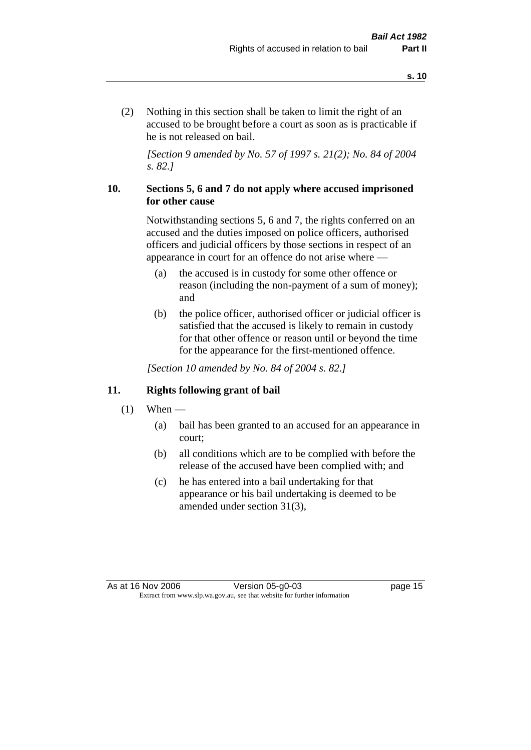(2) Nothing in this section shall be taken to limit the right of an accused to be brought before a court as soon as is practicable if he is not released on bail.

*[Section 9 amended by No. 57 of 1997 s. 21(2); No. 84 of 2004 s. 82.]*

### 10. Sections 5, 6 and 7 do not apply where accused imprisoned for other cause

Notwithstanding sections 5, 6 and 7, the rights conferred on an accused and the duties imposed on police officers, authorised officers and judicial officers by those sections in respect of an appearance in court for an offence do not arise where —

(a) the accused is in custody for some other offence or reason (including the non-payment of a sum of money); and

(b) the police officer, authorised officer or judicial officer is satisfied that the accused is likely to remain in custody for that other offence or reason until or beyond the time for the appearance for the first-mentioned offence.

*[Section 10 amended by No. 84 of 2004 s. 82.]*

### 11. Rights following grant of bail

(1) When —

(a) bail has been granted to an accused for an appearance in court;

(b) all conditions which are to be complied with before the release of the accused have been complied with; and

(c) he has entered into a bail undertaking for that appearance or his bail undertaking is deemed to be amended under section 31(3),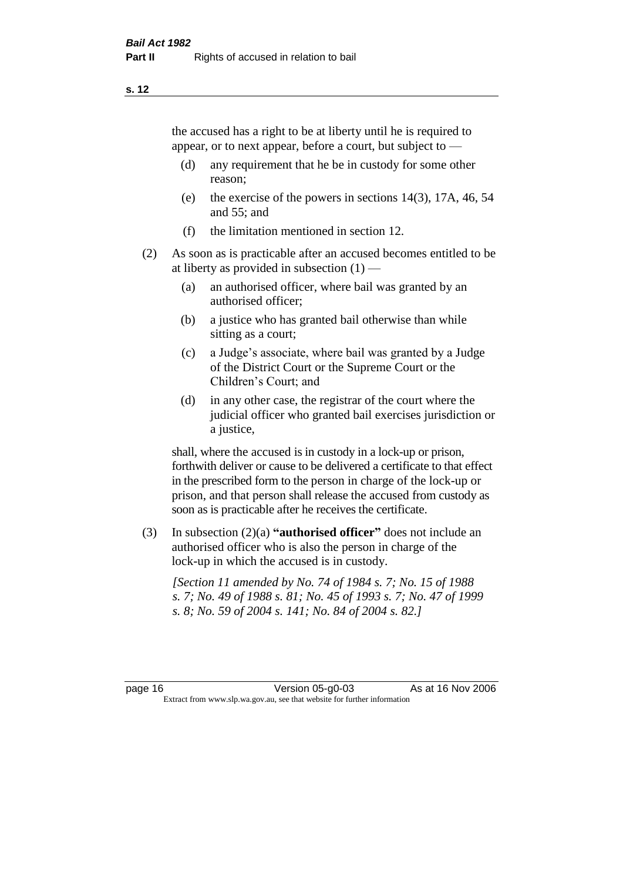the accused has a right to be at liberty until he is required to appear, or to next appear, before a court, but subject to —

(d) any requirement that he be in custody for some other reason;

(e) the exercise of the powers in sections 14(3), 17A, 46, 54 and 55; and

(f) the limitation mentioned in section 12.

(2) As soon as is practicable after an accused becomes entitled to be at liberty as provided in subsection (1) —

(a) an authorised officer, where bail was granted by an authorised officer;

(b) a justice who has granted bail otherwise than while sitting as a court;

(c) a Judge's associate, where bail was granted by a Judge of the District Court or the Supreme Court or the Children's Court; and

(d) in any other case, the registrar of the court where the judicial officer who granted bail exercises jurisdiction or a justice,

shall, where the accused is in custody in a lock-up or prison, forthwith deliver or cause to be delivered a certificate to that effect in the prescribed form to the person in charge of the lock-up or prison, and that person shall release the accused from custody as soon as is practicable after he receives the certificate.

(3) In subsection (2)(a) **"authorised officer"** does not include an authorised officer who is also the person in charge of the lock-up in which the accused is in custody.

*[Section 11 amended by No. 74 of 1984 s. 7; No. 15 of 1988 s. 7; No. 49 of 1988 s. 81; No. 45 of 1993 s. 7; No. 47 of 1999 s. 8; No. 59 of 2004 s. 141; No. 84 of 2004 s. 82.]*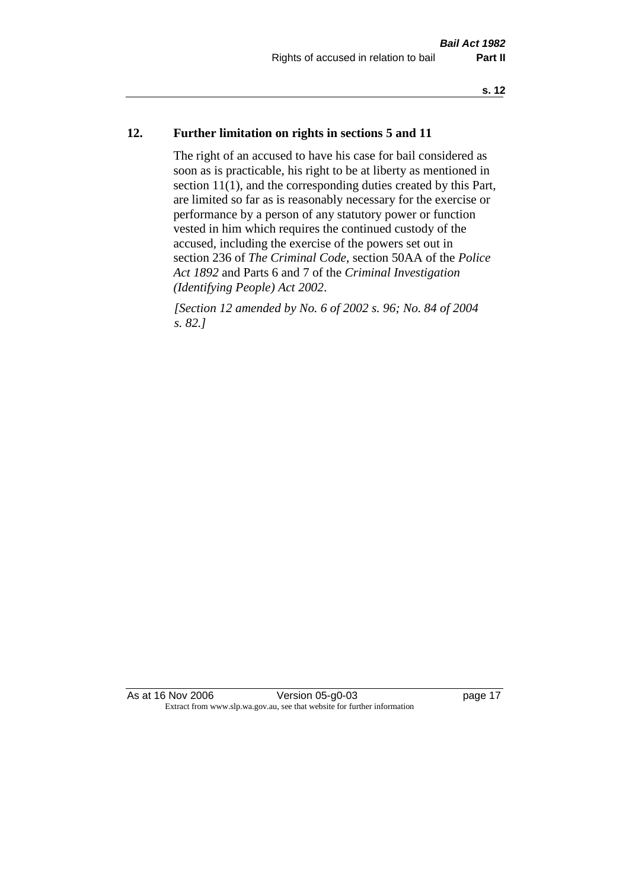## 12. Further limitation on rights in sections 5 and 11

The right of an accused to have his case for bail considered as soon as is practicable, his right to be at liberty as mentioned in section 11(1), and the corresponding duties created by this Part, are limited so far as is reasonably necessary for the exercise or performance by a person of any statutory power or function vested in him which requires the continued custody of the accused, including the exercise of the powers set out in section 236 of *The Criminal Code*, section 50AA of the *Police Act 1892* and Parts 6 and 7 of the *Criminal Investigation (Identifying People) Act 2002*.

*[Section 12 amended by No. 6 of 2002 s. 96; No. 84 of 2004 s. 82.]*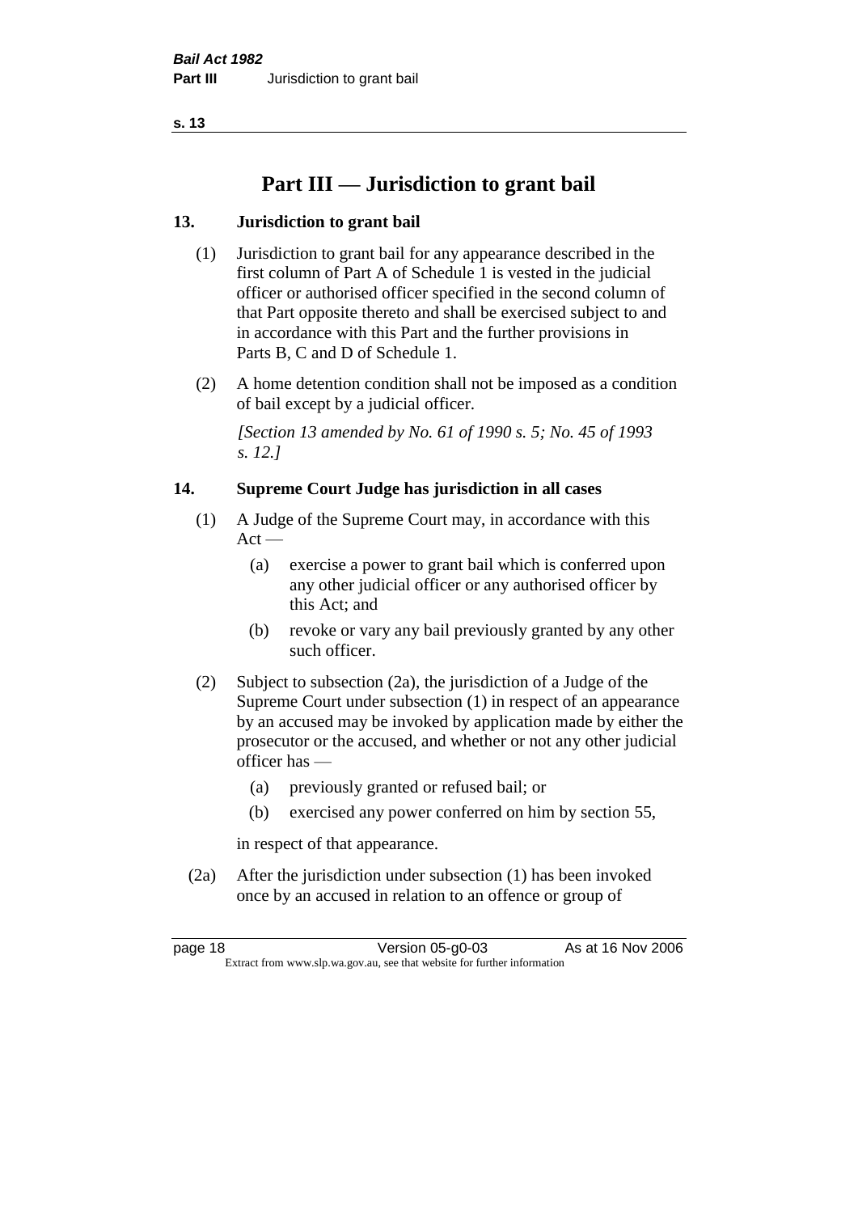# Part III — Jurisdiction to grant bail

## 13. Jurisdiction to grant bail

(1) Jurisdiction to grant bail for any appearance described in the first column of Part A of Schedule 1 is vested in the judicial officer or authorised officer specified in the second column of that Part opposite thereto and shall be exercised subject to and in accordance with this Part and the further provisions in Parts B, C and D of Schedule 1.

(2) A home detention condition shall not be imposed as a condition of bail except by a judicial officer.

*[Section 13 amended by No. 61 of 1990 s. 5; No. 45 of 1993 s. 12.]*

## 14. Supreme Court Judge has jurisdiction in all cases

(1) A Judge of the Supreme Court may, in accordance with this Act —

- (a) exercise a power to grant bail which is conferred upon any other judicial officer or any authorised officer by this Act; and
- (b) revoke or vary any bail previously granted by any other such officer.

(2) Subject to subsection (2a), the jurisdiction of a Judge of the Supreme Court under subsection (1) in respect of an appearance by an accused may be invoked by application made by either the prosecutor or the accused, and whether or not any other judicial officer has —

- (a) previously granted or refused bail; or
- (b) exercised any power conferred on him by section 55,

in respect of that appearance.

(2a) After the jurisdiction under subsection (1) has been invoked once by an accused in relation to an offence or group of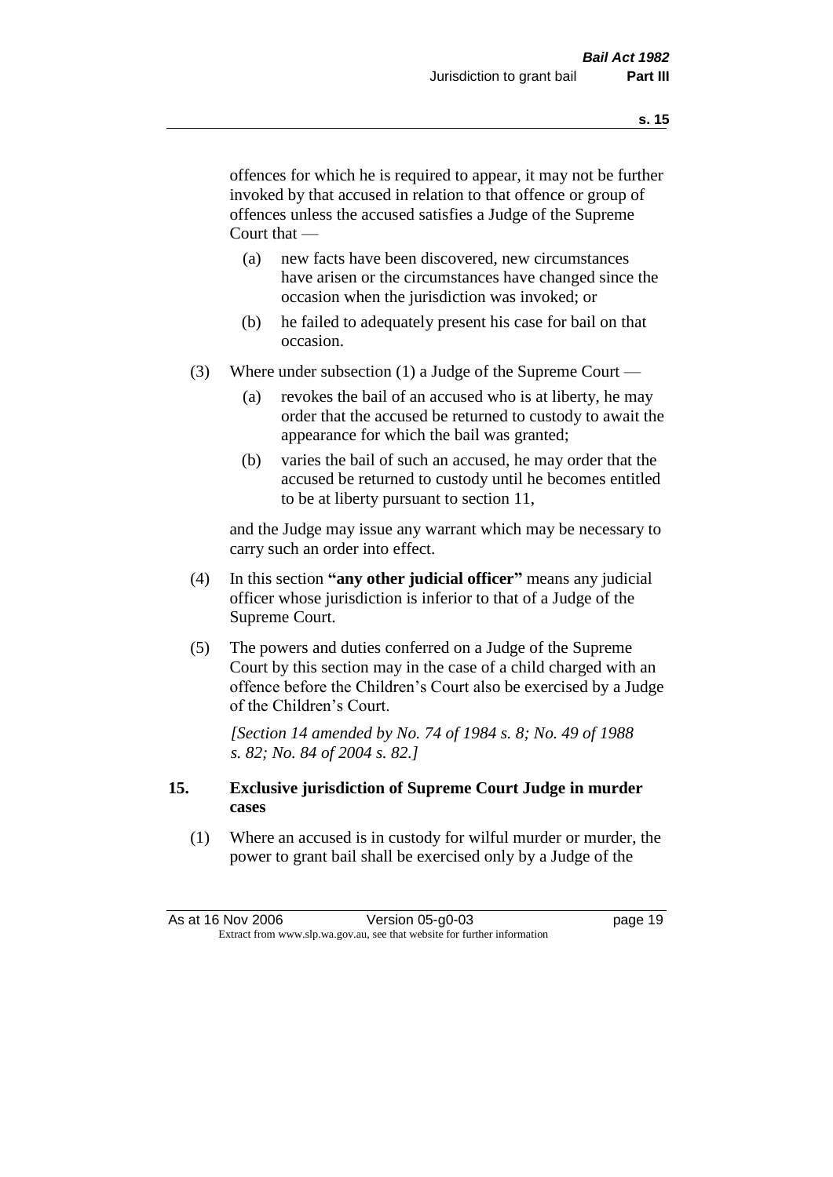offences for which he is required to appear, it may not be further invoked by that accused in relation to that offence or group of offences unless the accused satisfies a Judge of the Supreme Court that —

(a) new facts have been discovered, new circumstances have arisen or the circumstances have changed since the occasion when the jurisdiction was invoked; or

(b) he failed to adequately present his case for bail on that occasion.

(3) Where under subsection (1) a Judge of the Supreme Court —

(a) revokes the bail of an accused who is at liberty, he may order that the accused be returned to custody to await the appearance for which the bail was granted;

(b) varies the bail of such an accused, he may order that the accused be returned to custody until he becomes entitled to be at liberty pursuant to section 11,

and the Judge may issue any warrant which may be necessary to carry such an order into effect.

(4) In this section **"any other judicial officer"** means any judicial officer whose jurisdiction is inferior to that of a Judge of the Supreme Court.

(5) The powers and duties conferred on a Judge of the Supreme Court by this section may in the case of a child charged with an offence before the Children's Court also be exercised by a Judge of the Children's Court.

*[Section 14 amended by No. 74 of 1984 s. 8; No. 49 of 1988 s. 82; No. 84 of 2004 s. 82.]*

### 15. Exclusive jurisdiction of Supreme Court Judge in murder cases

(1) Where an accused is in custody for wilful murder or murder, the power to grant bail shall be exercised only by a Judge of the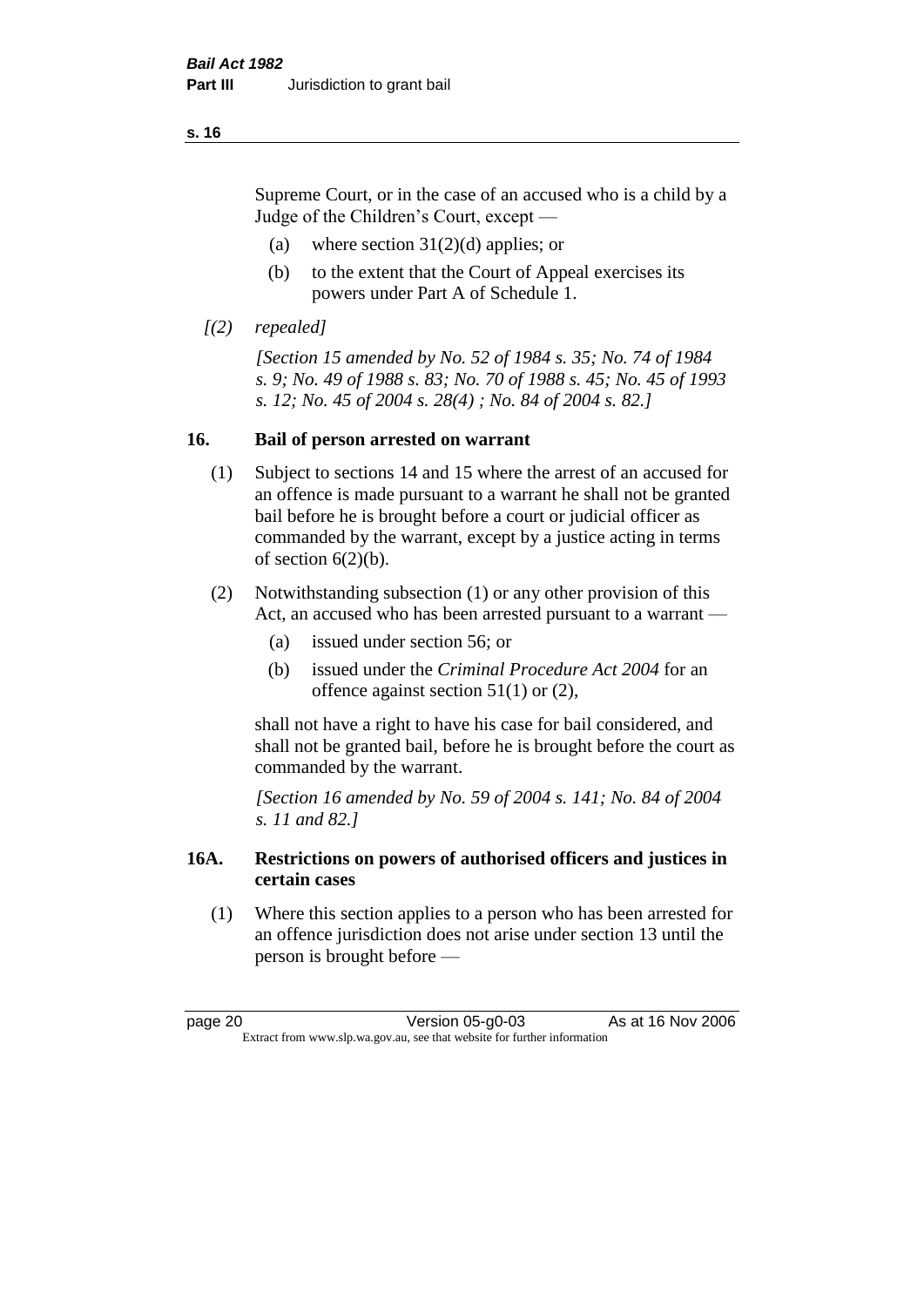Supreme Court, or in the case of an accused who is a child by a Judge of the Children's Court, except —

(a) where section 31(2)(d) applies; or

(b) to the extent that the Court of Appeal exercises its powers under Part A of Schedule 1.

*[(2) repealed]*

*[Section 15 amended by No. 52 of 1984 s. 35; No. 74 of 1984 s. 9; No. 49 of 1988 s. 83; No. 70 of 1988 s. 45; No. 45 of 1993 s. 12; No. 45 of 2004 s. 28(4) ; No. 84 of 2004 s. 82.]*

## 16. Bail of person arrested on warrant

(1) Subject to sections 14 and 15 where the arrest of an accused for an offence is made pursuant to a warrant he shall not be granted bail before he is brought before a court or judicial officer as commanded by the warrant, except by a justice acting in terms of section 6(2)(b).

(2) Notwithstanding subsection (1) or any other provision of this Act, an accused who has been arrested pursuant to a warrant —

(a) issued under section 56; or

(b) issued under the *Criminal Procedure Act 2004* for an offence against section 51(1) or (2),

shall not have a right to have his case for bail considered, and shall not be granted bail, before he is brought before the court as commanded by the warrant.

*[Section 16 amended by No. 59 of 2004 s. 141; No. 84 of 2004 s. 11 and 82.]*

## 16A. Restrictions on powers of authorised officers and justices in certain cases

(1) Where this section applies to a person who has been arrested for an offence jurisdiction does not arise under section 13 until the person is brought before —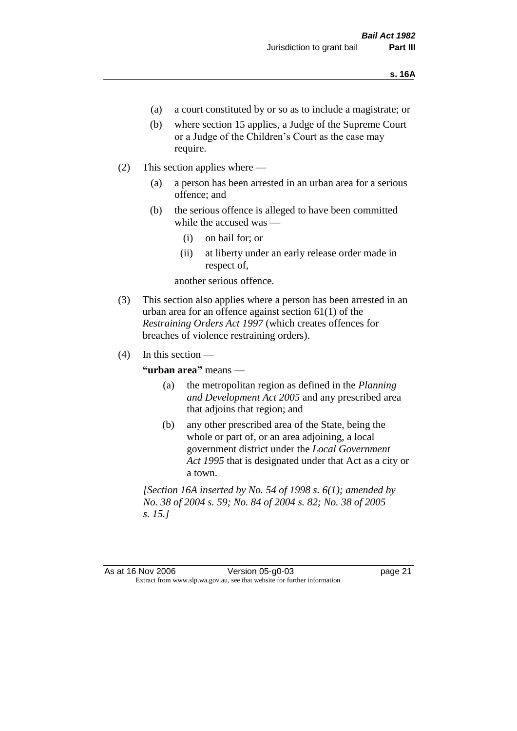(a) a court constituted by or so as to include a magistrate; or

(b) where section 15 applies, a Judge of the Supreme Court or a Judge of the Children's Court as the case may require.

(2) This section applies where —

(a) a person has been arrested in an urban area for a serious offence; and

(b) the serious offence is alleged to have been committed while the accused was —

(i) on bail for; or

(ii) at liberty under an early release order made in respect of,

another serious offence.

(3) This section also applies where a person has been arrested in an urban area for an offence against section 61(1) of the *Restraining Orders Act 1997* (which creates offences for breaches of violence restraining orders).

(4) In this section —

**"urban area"** means —

(a) the metropolitan region as defined in the *Planning and Development Act 2005* and any prescribed area that adjoins that region; and

(b) any other prescribed area of the State, being the whole or part of, or an area adjoining, a local government district under the *Local Government Act 1995* that is designated under that Act as a city or a town.

*[Section 16A inserted by No. 54 of 1998 s. 6(1); amended by No. 38 of 2004 s. 59; No. 84 of 2004 s. 82; No. 38 of 2005 s. 15.]*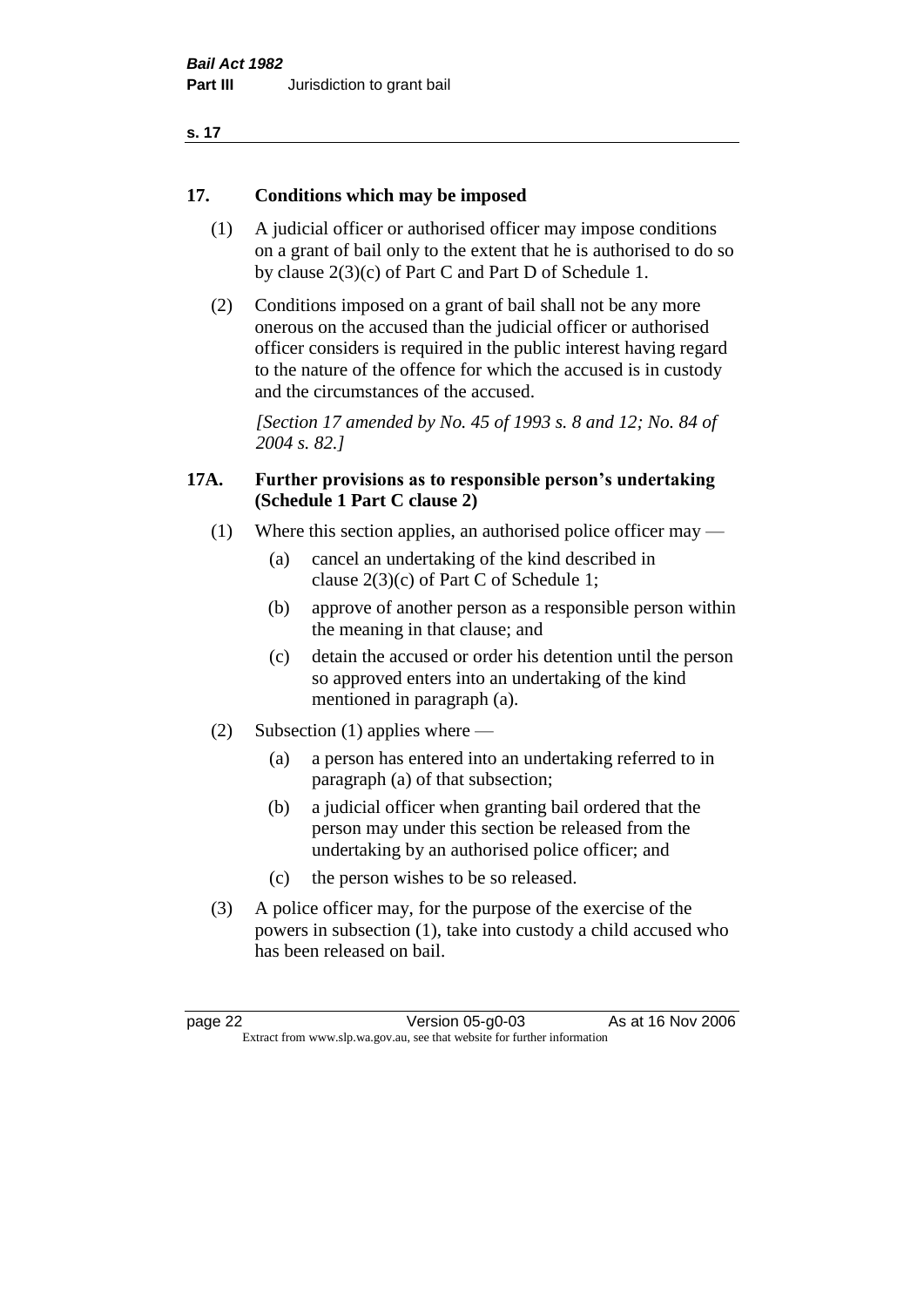## 17. Conditions which may be imposed

(1) A judicial officer or authorised officer may impose conditions on a grant of bail only to the extent that he is authorised to do so by clause 2(3)(c) of Part C and Part D of Schedule 1.

(2) Conditions imposed on a grant of bail shall not be any more onerous on the accused than the judicial officer or authorised officer considers is required in the public interest having regard to the nature of the offence for which the accused is in custody and the circumstances of the accused.

*[Section 17 amended by No. 45 of 1993 s. 8 and 12; No. 84 of 2004 s. 82.]*

## 17A. Further provisions as to responsible person's undertaking (Schedule 1 Part C clause 2)

(1) Where this section applies, an authorised police officer may —

(a) cancel an undertaking of the kind described in clause 2(3)(c) of Part C of Schedule 1;

(b) approve of another person as a responsible person within the meaning in that clause; and

(c) detain the accused or order his detention until the person so approved enters into an undertaking of the kind mentioned in paragraph (a).

(2) Subsection (1) applies where —

(a) a person has entered into an undertaking referred to in paragraph (a) of that subsection;

(b) a judicial officer when granting bail ordered that the person may under this section be released from the undertaking by an authorised police officer; and

(c) the person wishes to be so released.

(3) A police officer may, for the purpose of the exercise of the powers in subsection (1), take into custody a child accused who has been released on bail.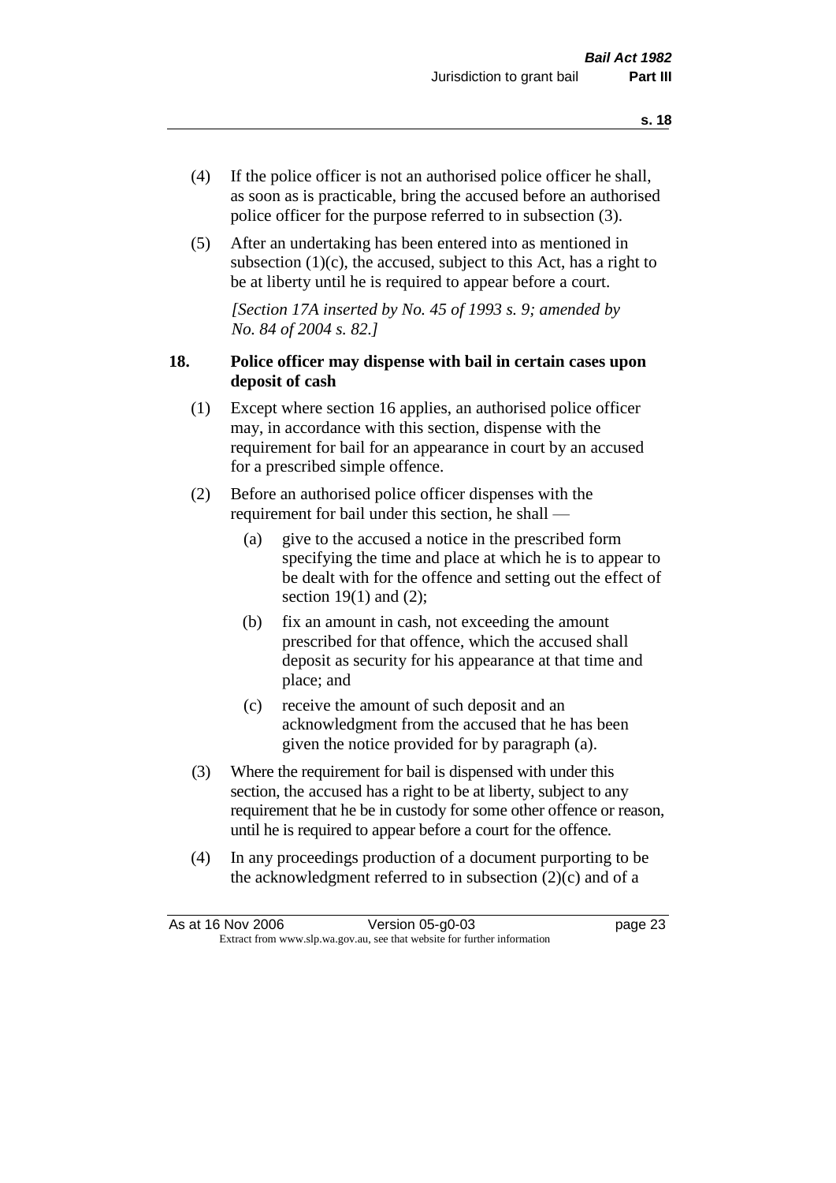(4) If the police officer is not an authorised police officer he shall, as soon as is practicable, bring the accused before an authorised police officer for the purpose referred to in subsection (3).

(5) After an undertaking has been entered into as mentioned in subsection (1)(c), the accused, subject to this Act, has a right to be at liberty until he is required to appear before a court.

*[Section 17A inserted by No. 45 of 1993 s. 9; amended by No. 84 of 2004 s. 82.]*

## 18. Police officer may dispense with bail in certain cases upon deposit of cash

(1) Except where section 16 applies, an authorised police officer may, in accordance with this section, dispense with the requirement for bail for an appearance in court by an accused for a prescribed simple offence.

(2) Before an authorised police officer dispenses with the requirement for bail under this section, he shall —

- (a) give to the accused a notice in the prescribed form specifying the time and place at which he is to appear to be dealt with for the offence and setting out the effect of section 19(1) and (2);
- (b) fix an amount in cash, not exceeding the amount prescribed for that offence, which the accused shall deposit as security for his appearance at that time and place; and
- (c) receive the amount of such deposit and an acknowledgment from the accused that he has been given the notice provided for by paragraph (a).

(3) Where the requirement for bail is dispensed with under this section, the accused has a right to be at liberty, subject to any requirement that he be in custody for some other offence or reason, until he is required to appear before a court for the offence.

(4) In any proceedings production of a document purporting to be the acknowledgment referred to in subsection (2)(c) and of a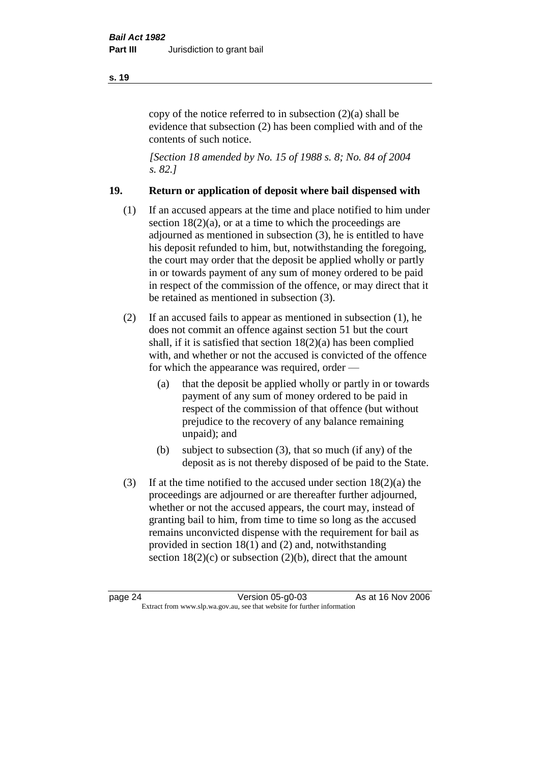copy of the notice referred to in subsection (2)(a) shall be evidence that subsection (2) has been complied with and of the contents of such notice.

*[Section 18 amended by No. 15 of 1988 s. 8; No. 84 of 2004 s. 82.]*

## 19. Return or application of deposit where bail dispensed with

(1) If an accused appears at the time and place notified to him under section 18(2)(a), or at a time to which the proceedings are adjourned as mentioned in subsection (3), he is entitled to have his deposit refunded to him, but, notwithstanding the foregoing, the court may order that the deposit be applied wholly or partly in or towards payment of any sum of money ordered to be paid in respect of the commission of the offence, or may direct that it be retained as mentioned in subsection (3).

(2) If an accused fails to appear as mentioned in subsection (1), he does not commit an offence against section 51 but the court shall, if it is satisfied that section 18(2)(a) has been complied with, and whether or not the accused is convicted of the offence for which the appearance was required, order —

(a) that the deposit be applied wholly or partly in or towards payment of any sum of money ordered to be paid in respect of the commission of that offence (but without prejudice to the recovery of any balance remaining unpaid); and

(b) subject to subsection (3), that so much (if any) of the deposit as is not thereby disposed of be paid to the State.

(3) If at the time notified to the accused under section 18(2)(a) the proceedings are adjourned or are thereafter further adjourned, whether or not the accused appears, the court may, instead of granting bail to him, from time to time so long as the accused remains unconvicted dispense with the requirement for bail as provided in section 18(1) and (2) and, notwithstanding section 18(2)(c) or subsection (2)(b), direct that the amount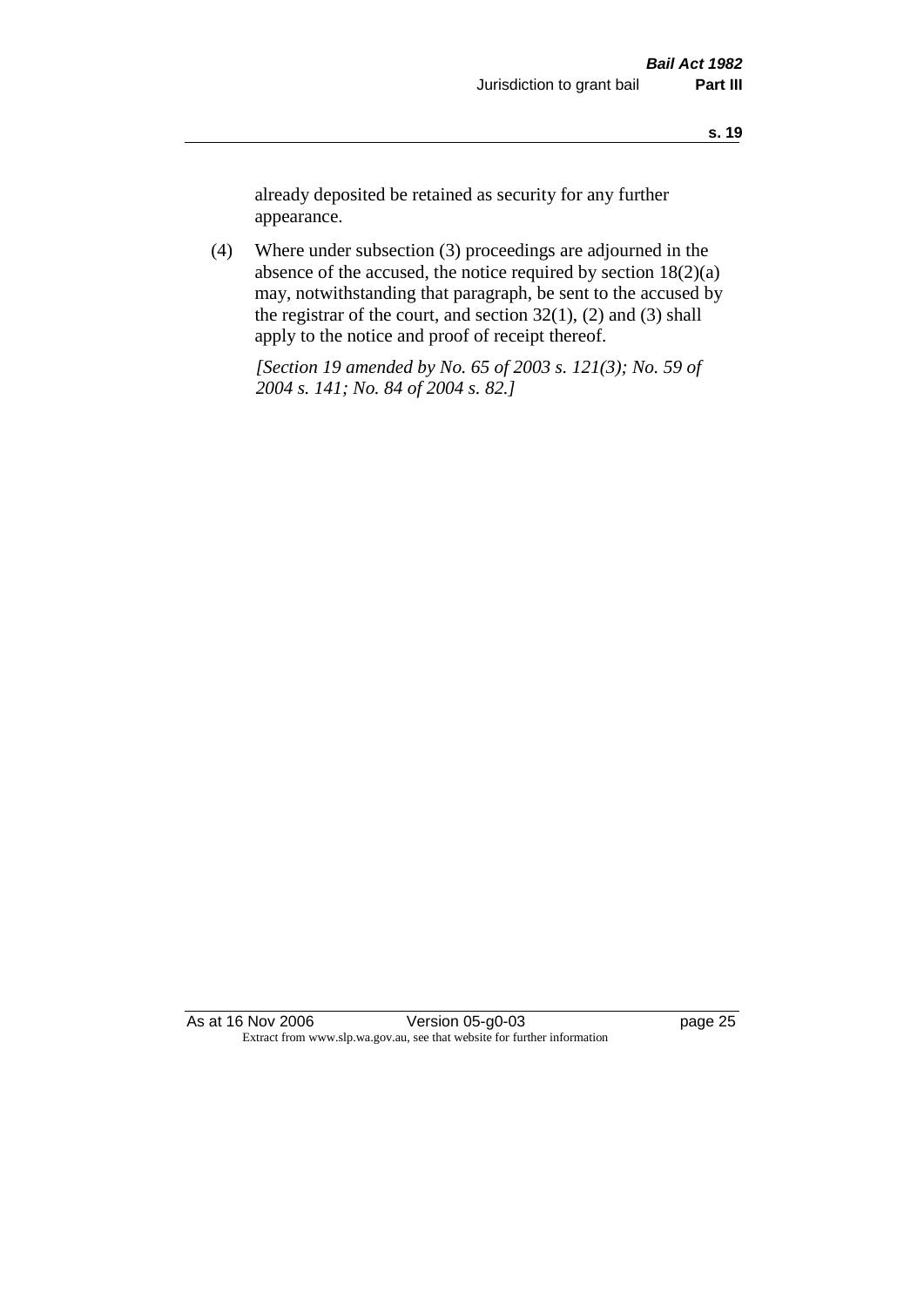already deposited be retained as security for any further appearance.

(4) Where under subsection (3) proceedings are adjourned in the absence of the accused, the notice required by section 18(2)(a) may, notwithstanding that paragraph, be sent to the accused by the registrar of the court, and section 32(1), (2) and (3) shall apply to the notice and proof of receipt thereof.

*[Section 19 amended by No. 65 of 2003 s. 121(3); No. 59 of 2004 s. 141; No. 84 of 2004 s. 82.]*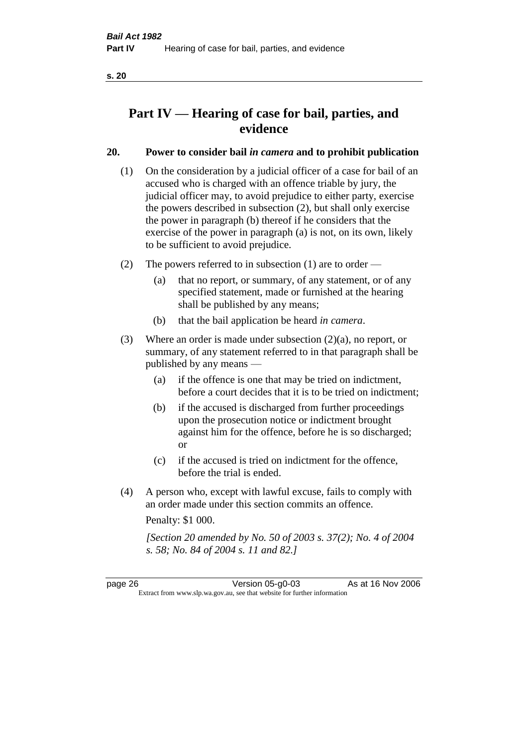# Part IV — Hearing of case for bail, parties, and evidence

## 20. Power to consider bail *in camera* and to prohibit publication

(1) On the consideration by a judicial officer of a case for bail of an accused who is charged with an offence triable by jury, the judicial officer may, to avoid prejudice to either party, exercise the powers described in subsection (2), but shall only exercise the power in paragraph (b) thereof if he considers that the exercise of the power in paragraph (a) is not, on its own, likely to be sufficient to avoid prejudice.

(2) The powers referred to in subsection (1) are to order —

- (a) that no report, or summary, of any statement, or of any specified statement, made or furnished at the hearing shall be published by any means;
- (b) that the bail application be heard *in camera*.

(3) Where an order is made under subsection (2)(a), no report, or summary, of any statement referred to in that paragraph shall be published by any means —

- (a) if the offence is one that may be tried on indictment, before a court decides that it is to be tried on indictment;
- (b) if the accused is discharged from further proceedings upon the prosecution notice or indictment brought against him for the offence, before he is so discharged; or
- (c) if the accused is tried on indictment for the offence, before the trial is ended.

(4) A person who, except with lawful excuse, fails to comply with an order made under this section commits an offence.

Penalty: $1 000.

*[Section 20 amended by No. 50 of 2003 s. 37(2); No. 4 of 2004 s. 58; No. 84 of 2004 s. 11 and 82.]*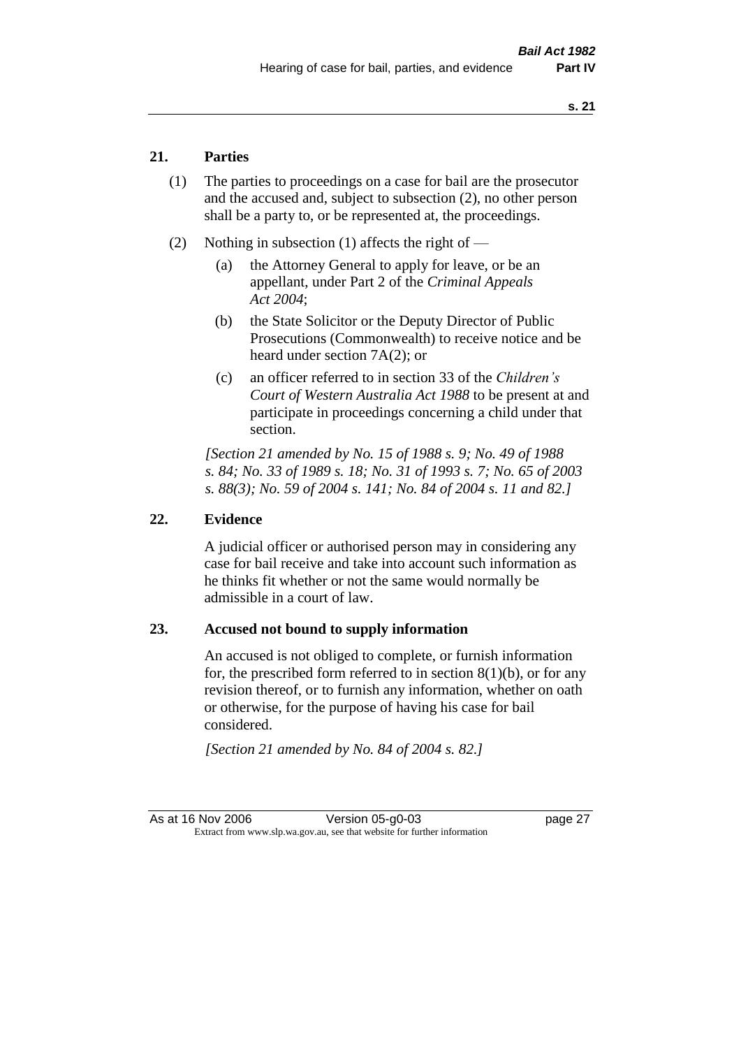## 21. Parties

(1) The parties to proceedings on a case for bail are the prosecutor and the accused and, subject to subsection (2), no other person shall be a party to, or be represented at, the proceedings.

(2) Nothing in subsection (1) affects the right of —

(a) the Attorney General to apply for leave, or be an appellant, under Part 2 of the *Criminal Appeals Act 2004*;

(b) the State Solicitor or the Deputy Director of Public Prosecutions (Commonwealth) to receive notice and be heard under section 7A(2); or

(c) an officer referred to in section 33 of the *Children's Court of Western Australia Act 1988* to be present at and participate in proceedings concerning a child under that section.

*[Section 21 amended by No. 15 of 1988 s. 9; No. 49 of 1988 s. 84; No. 33 of 1989 s. 18; No. 31 of 1993 s. 7; No. 65 of 2003 s. 88(3); No. 59 of 2004 s. 141; No. 84 of 2004 s. 11 and 82.]*

## 22. Evidence

A judicial officer or authorised person may in considering any case for bail receive and take into account such information as he thinks fit whether or not the same would normally be admissible in a court of law.

## 23. Accused not bound to supply information

An accused is not obliged to complete, or furnish information for, the prescribed form referred to in section 8(1)(b), or for any revision thereof, or to furnish any information, whether on oath or otherwise, for the purpose of having his case for bail considered.

*[Section 21 amended by No. 84 of 2004 s. 82.]*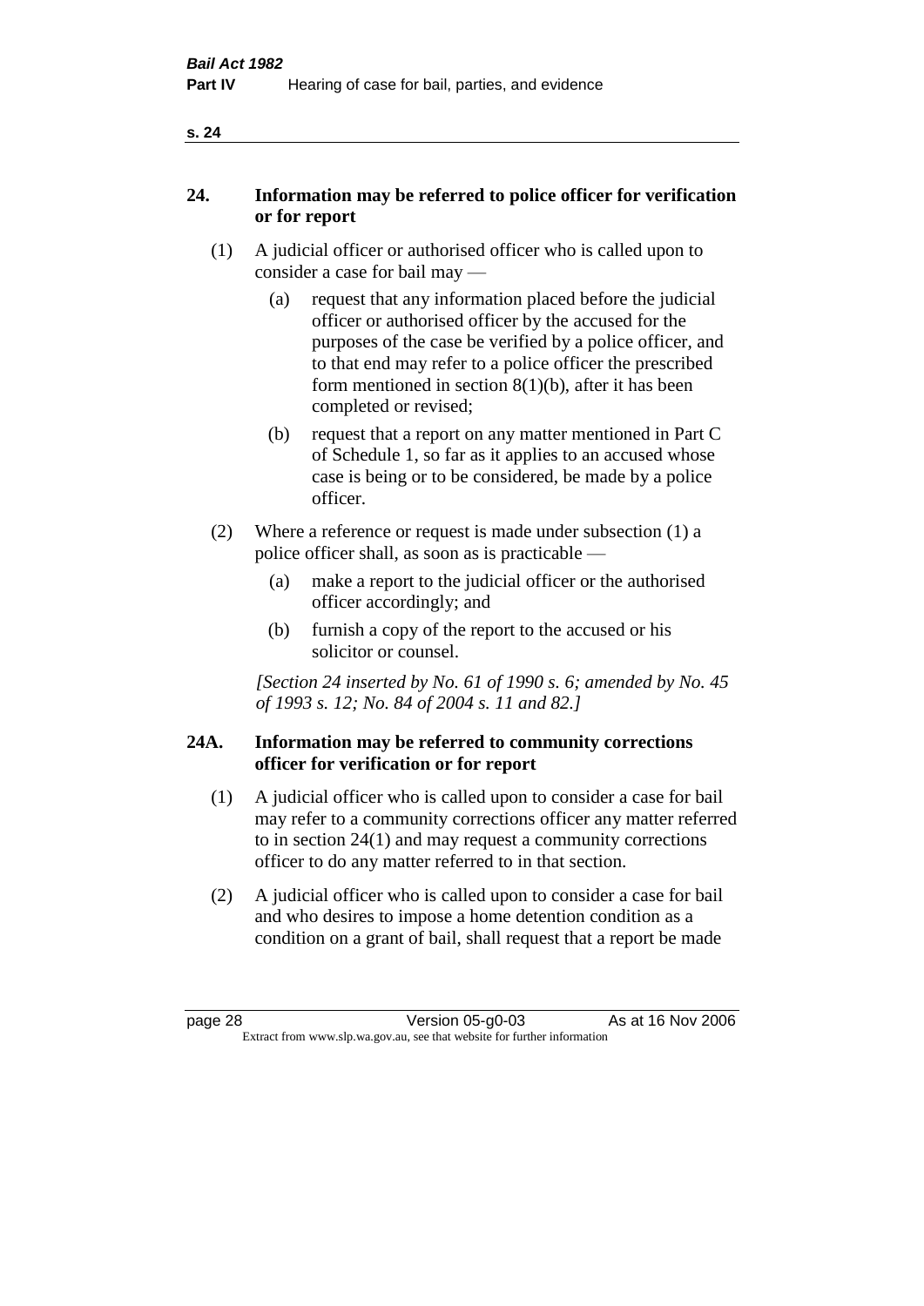## 24. Information may be referred to police officer for verification or for report

(1) A judicial officer or authorised officer who is called upon to consider a case for bail may —

(a) request that any information placed before the judicial officer or authorised officer by the accused for the purposes of the case be verified by a police officer, and to that end may refer to a police officer the prescribed form mentioned in section 8(1)(b), after it has been completed or revised;

(b) request that a report on any matter mentioned in Part C of Schedule 1, so far as it applies to an accused whose case is being or to be considered, be made by a police officer.

(2) Where a reference or request is made under subsection (1) a police officer shall, as soon as is practicable —

(a) make a report to the judicial officer or the authorised officer accordingly; and

(b) furnish a copy of the report to the accused or his solicitor or counsel.

*[Section 24 inserted by No. 61 of 1990 s. 6; amended by No. 45 of 1993 s. 12; No. 84 of 2004 s. 11 and 82.]*

## 24A. Information may be referred to community corrections officer for verification or for report

(1) A judicial officer who is called upon to consider a case for bail may refer to a community corrections officer any matter referred to in section 24(1) and may request a community corrections officer to do any matter referred to in that section.

(2) A judicial officer who is called upon to consider a case for bail and who desires to impose a home detention condition as a condition on a grant of bail, shall request that a report be made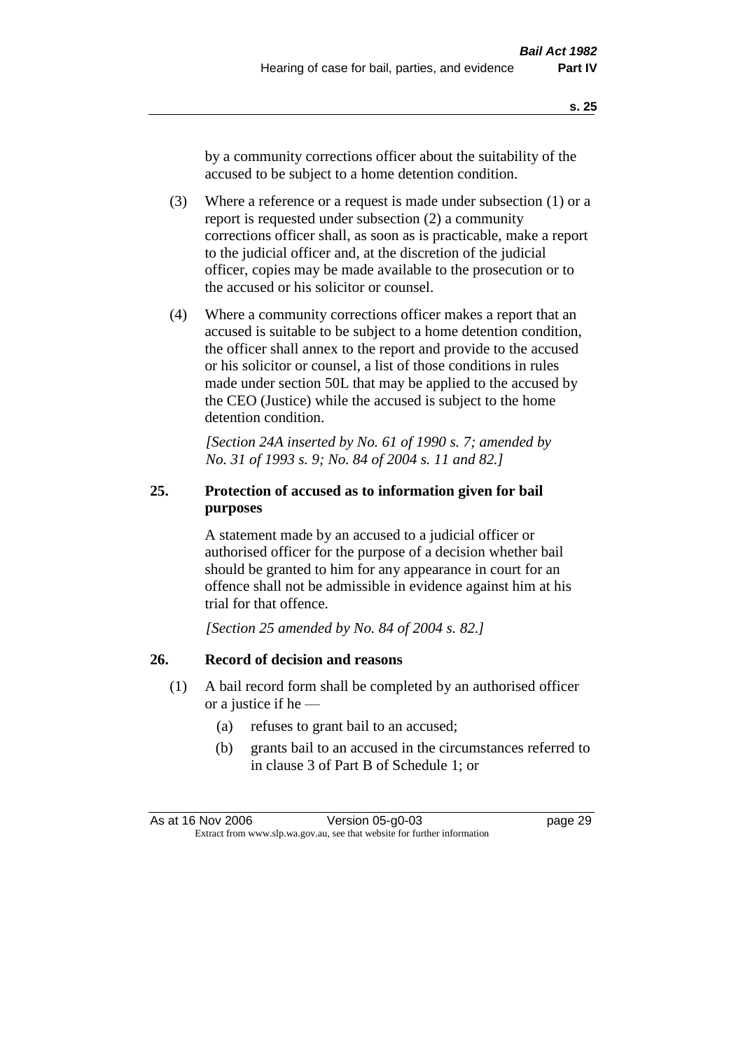by a community corrections officer about the suitability of the accused to be subject to a home detention condition.

(3) Where a reference or a request is made under subsection (1) or a report is requested under subsection (2) a community corrections officer shall, as soon as is practicable, make a report to the judicial officer and, at the discretion of the judicial officer, copies may be made available to the prosecution or to the accused or his solicitor or counsel.

(4) Where a community corrections officer makes a report that an accused is suitable to be subject to a home detention condition, the officer shall annex to the report and provide to the accused or his solicitor or counsel, a list of those conditions in rules made under section 50L that may be applied to the accused by the CEO (Justice) while the accused is subject to the home detention condition.

*[Section 24A inserted by No. 61 of 1990 s. 7; amended by No. 31 of 1993 s. 9; No. 84 of 2004 s. 11 and 82.]*

## 25. Protection of accused as to information given for bail purposes

A statement made by an accused to a judicial officer or authorised officer for the purpose of a decision whether bail should be granted to him for any appearance in court for an offence shall not be admissible in evidence against him at his trial for that offence.

*[Section 25 amended by No. 84 of 2004 s. 82.]*

## 26. Record of decision and reasons

(1) A bail record form shall be completed by an authorised officer or a justice if he —

(a) refuses to grant bail to an accused;

(b) grants bail to an accused in the circumstances referred to in clause 3 of Part B of Schedule 1; or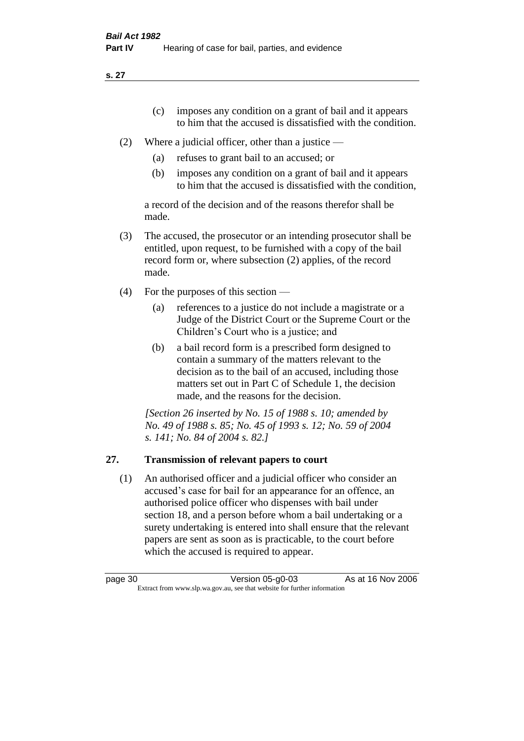(c) imposes any condition on a grant of bail and it appears to him that the accused is dissatisfied with the condition.

(2) Where a judicial officer, other than a justice —

(a) refuses to grant bail to an accused; or

(b) imposes any condition on a grant of bail and it appears to him that the accused is dissatisfied with the condition,

a record of the decision and of the reasons therefor shall be made.

(3) The accused, the prosecutor or an intending prosecutor shall be entitled, upon request, to be furnished with a copy of the bail record form or, where subsection (2) applies, of the record made.

(4) For the purposes of this section —

(a) references to a justice do not include a magistrate or a Judge of the District Court or the Supreme Court or the Children's Court who is a justice; and

(b) a bail record form is a prescribed form designed to contain a summary of the matters relevant to the decision as to the bail of an accused, including those matters set out in Part C of Schedule 1, the decision made, and the reasons for the decision.

*[Section 26 inserted by No. 15 of 1988 s. 10; amended by No. 49 of 1988 s. 85; No. 45 of 1993 s. 12; No. 59 of 2004 s. 141; No. 84 of 2004 s. 82.]*

## 27. Transmission of relevant papers to court

(1) An authorised officer and a judicial officer who consider an accused's case for bail for an appearance for an offence, an authorised police officer who dispenses with bail under section 18, and a person before whom a bail undertaking or a surety undertaking is entered into shall ensure that the relevant papers are sent as soon as is practicable, to the court before which the accused is required to appear.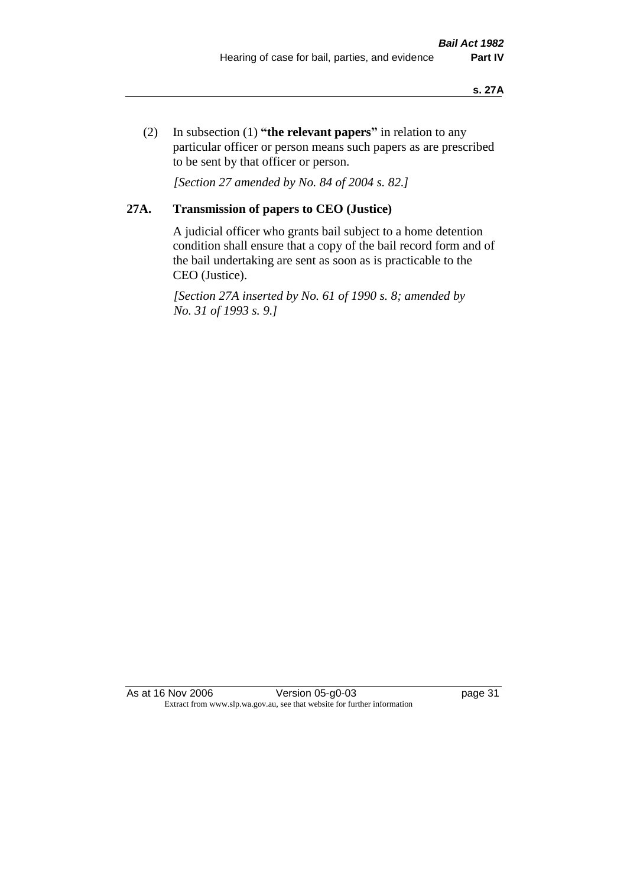(2) In subsection (1) **"the relevant papers"** in relation to any particular officer or person means such papers as are prescribed to be sent by that officer or person.

*[Section 27 amended by No. 84 of 2004 s. 82.]*

### 27A. Transmission of papers to CEO (Justice)

A judicial officer who grants bail subject to a home detention condition shall ensure that a copy of the bail record form and of the bail undertaking are sent as soon as is practicable to the CEO (Justice).

*[Section 27A inserted by No. 61 of 1990 s. 8; amended by No. 31 of 1993 s. 9.]*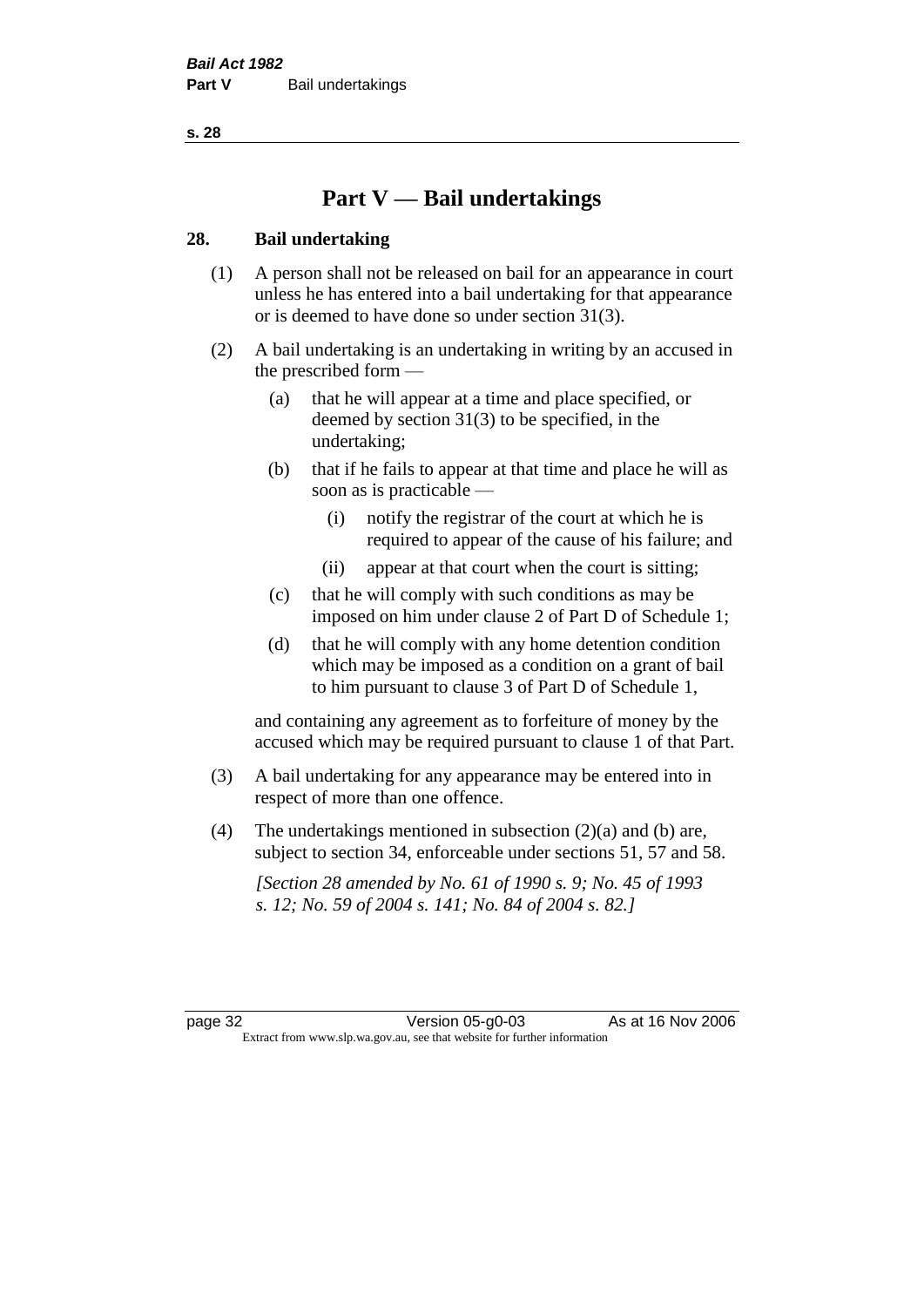# Part V — Bail undertakings

## 28. Bail undertaking

(1) A person shall not be released on bail for an appearance in court unless he has entered into a bail undertaking for that appearance or is deemed to have done so under section 31(3).

(2) A bail undertaking is an undertaking in writing by an accused in the prescribed form —

- (a) that he will appear at a time and place specified, or deemed by section 31(3) to be specified, in the undertaking;
- (b) that if he fails to appear at that time and place he will as soon as is practicable —
  - (i) notify the registrar of the court at which he is required to appear of the cause of his failure; and
  - (ii) appear at that court when the court is sitting;
- (c) that he will comply with such conditions as may be imposed on him under clause 2 of Part D of Schedule 1;
- (d) that he will comply with any home detention condition which may be imposed as a condition on a grant of bail to him pursuant to clause 3 of Part D of Schedule 1,

and containing any agreement as to forfeiture of money by the accused which may be required pursuant to clause 1 of that Part.

(3) A bail undertaking for any appearance may be entered into in respect of more than one offence.

(4) The undertakings mentioned in subsection (2)(a) and (b) are, subject to section 34, enforceable under sections 51, 57 and 58.

*[Section 28 amended by No. 61 of 1990 s. 9; No. 45 of 1993 s. 12; No. 59 of 2004 s. 141; No. 84 of 2004 s. 82.]*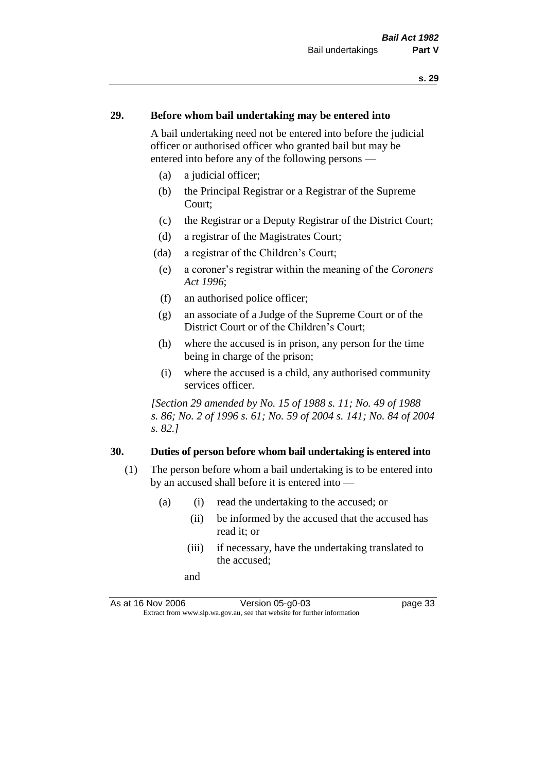## 29. Before whom bail undertaking may be entered into

A bail undertaking need not be entered into before the judicial officer or authorised officer who granted bail but may be entered into before any of the following persons —

- (a) a judicial officer;
- (b) the Principal Registrar or a Registrar of the Supreme Court;
- (c) the Registrar or a Deputy Registrar of the District Court;
- (d) a registrar of the Magistrates Court;
- (da) a registrar of the Children's Court;
- (e) a coroner's registrar within the meaning of the *Coroners Act 1996*;
- (f) an authorised police officer;
- (g) an associate of a Judge of the Supreme Court or of the District Court or of the Children's Court;
- (h) where the accused is in prison, any person for the time being in charge of the prison;
- (i) where the accused is a child, any authorised community services officer.

*[Section 29 amended by No. 15 of 1988 s. 11; No. 49 of 1988 s. 86; No. 2 of 1996 s. 61; No. 59 of 2004 s. 141; No. 84 of 2004 s. 82.]*

## 30. Duties of person before whom bail undertaking is entered into

(1) The person before whom a bail undertaking is to be entered into by an accused shall before it is entered into —

- (a) (i) read the undertaking to the accused; or
  - (ii) be informed by the accused that the accused has read it; or
  - (iii) if necessary, have the undertaking translated to the accused;

  and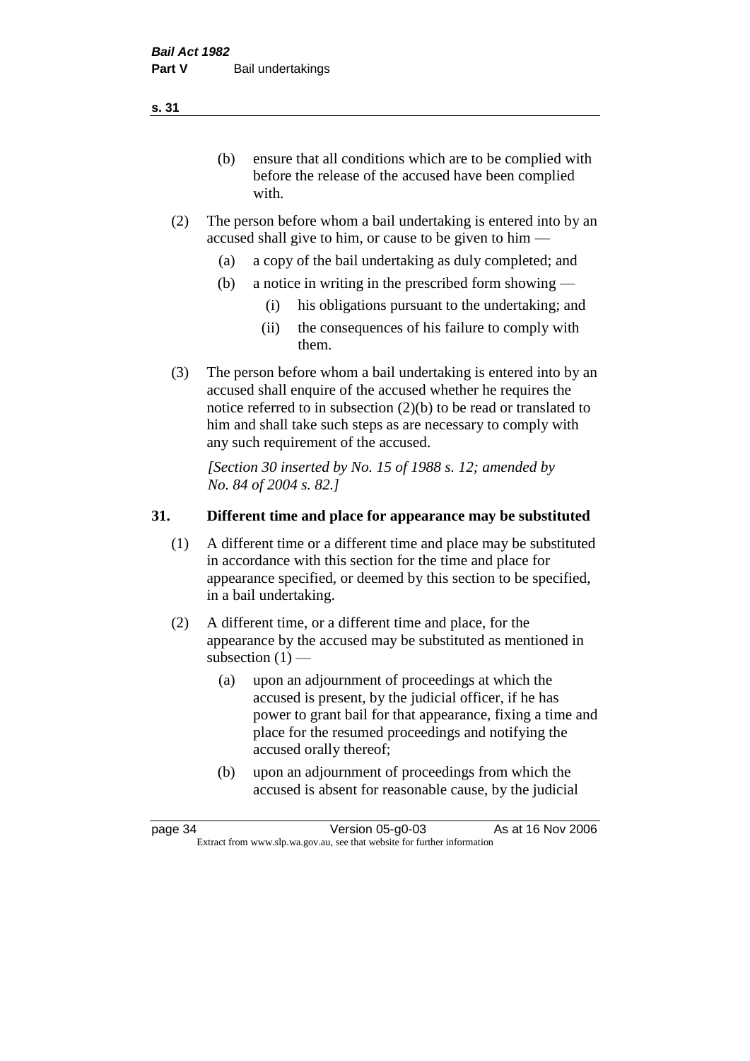(b) ensure that all conditions which are to be complied with before the release of the accused have been complied with.

(2) The person before whom a bail undertaking is entered into by an accused shall give to him, or cause to be given to him —

(a) a copy of the bail undertaking as duly completed; and

(b) a notice in writing in the prescribed form showing —

(i) his obligations pursuant to the undertaking; and

(ii) the consequences of his failure to comply with them.

(3) The person before whom a bail undertaking is entered into by an accused shall enquire of the accused whether he requires the notice referred to in subsection (2)(b) to be read or translated to him and shall take such steps as are necessary to comply with any such requirement of the accused.

*[Section 30 inserted by No. 15 of 1988 s. 12; amended by No. 84 of 2004 s. 82.]*

## 31. Different time and place for appearance may be substituted

(1) A different time or a different time and place may be substituted in accordance with this section for the time and place for appearance specified, or deemed by this section to be specified, in a bail undertaking.

(2) A different time, or a different time and place, for the appearance by the accused may be substituted as mentioned in subsection (1) —

(a) upon an adjournment of proceedings at which the accused is present, by the judicial officer, if he has power to grant bail for that appearance, fixing a time and place for the resumed proceedings and notifying the accused orally thereof;

(b) upon an adjournment of proceedings from which the accused is absent for reasonable cause, by the judicial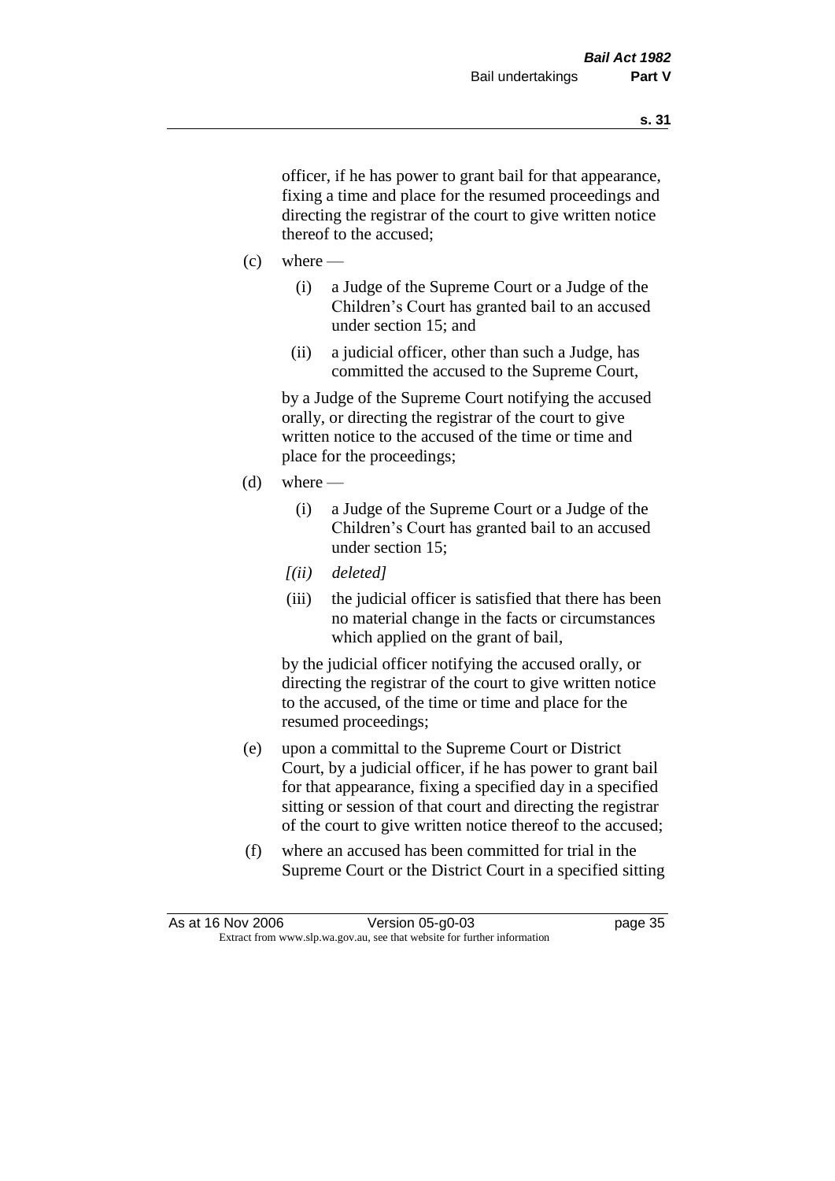officer, if he has power to grant bail for that appearance, fixing a time and place for the resumed proceedings and directing the registrar of the court to give written notice thereof to the accused;

(c) where —

(i) a Judge of the Supreme Court or a Judge of the Children's Court has granted bail to an accused under section 15; and

(ii) a judicial officer, other than such a Judge, has committed the accused to the Supreme Court,

by a Judge of the Supreme Court notifying the accused orally, or directing the registrar of the court to give written notice to the accused of the time or time and place for the proceedings;

(d) where —

(i) a Judge of the Supreme Court or a Judge of the Children's Court has granted bail to an accused under section 15;

*[(ii) deleted]*

(iii) the judicial officer is satisfied that there has been no material change in the facts or circumstances which applied on the grant of bail,

by the judicial officer notifying the accused orally, or directing the registrar of the court to give written notice to the accused, of the time or time and place for the resumed proceedings;

(e) upon a committal to the Supreme Court or District Court, by a judicial officer, if he has power to grant bail for that appearance, fixing a specified day in a specified sitting or session of that court and directing the registrar of the court to give written notice thereof to the accused;

(f) where an accused has been committed for trial in the Supreme Court or the District Court in a specified sitting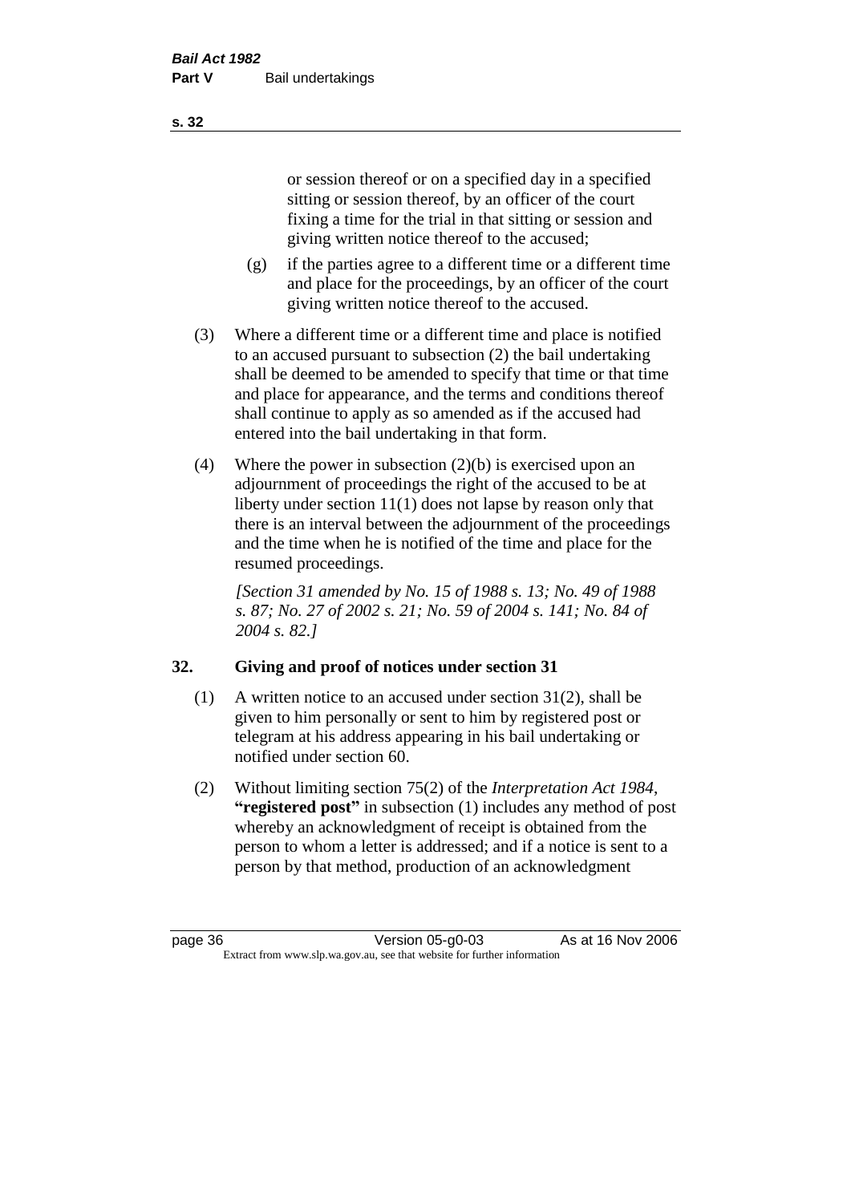or session thereof or on a specified day in a specified sitting or session thereof, by an officer of the court fixing a time for the trial in that sitting or session and giving written notice thereof to the accused;

(g) if the parties agree to a different time or a different time and place for the proceedings, by an officer of the court giving written notice thereof to the accused.

(3) Where a different time or a different time and place is notified to an accused pursuant to subsection (2) the bail undertaking shall be deemed to be amended to specify that time or that time and place for appearance, and the terms and conditions thereof shall continue to apply as so amended as if the accused had entered into the bail undertaking in that form.

(4) Where the power in subsection (2)(b) is exercised upon an adjournment of proceedings the right of the accused to be at liberty under section 11(1) does not lapse by reason only that there is an interval between the adjournment of the proceedings and the time when he is notified of the time and place for the resumed proceedings.

*[Section 31 amended by No. 15 of 1988 s. 13; No. 49 of 1988 s. 87; No. 27 of 2002 s. 21; No. 59 of 2004 s. 141; No. 84 of 2004 s. 82.]*

## 32. Giving and proof of notices under section 31

(1) A written notice to an accused under section 31(2), shall be given to him personally or sent to him by registered post or telegram at his address appearing in his bail undertaking or notified under section 60.

(2) Without limiting section 75(2) of the *Interpretation Act 1984*, **"registered post"** in subsection (1) includes any method of post whereby an acknowledgment of receipt is obtained from the person to whom a letter is addressed; and if a notice is sent to a person by that method, production of an acknowledgment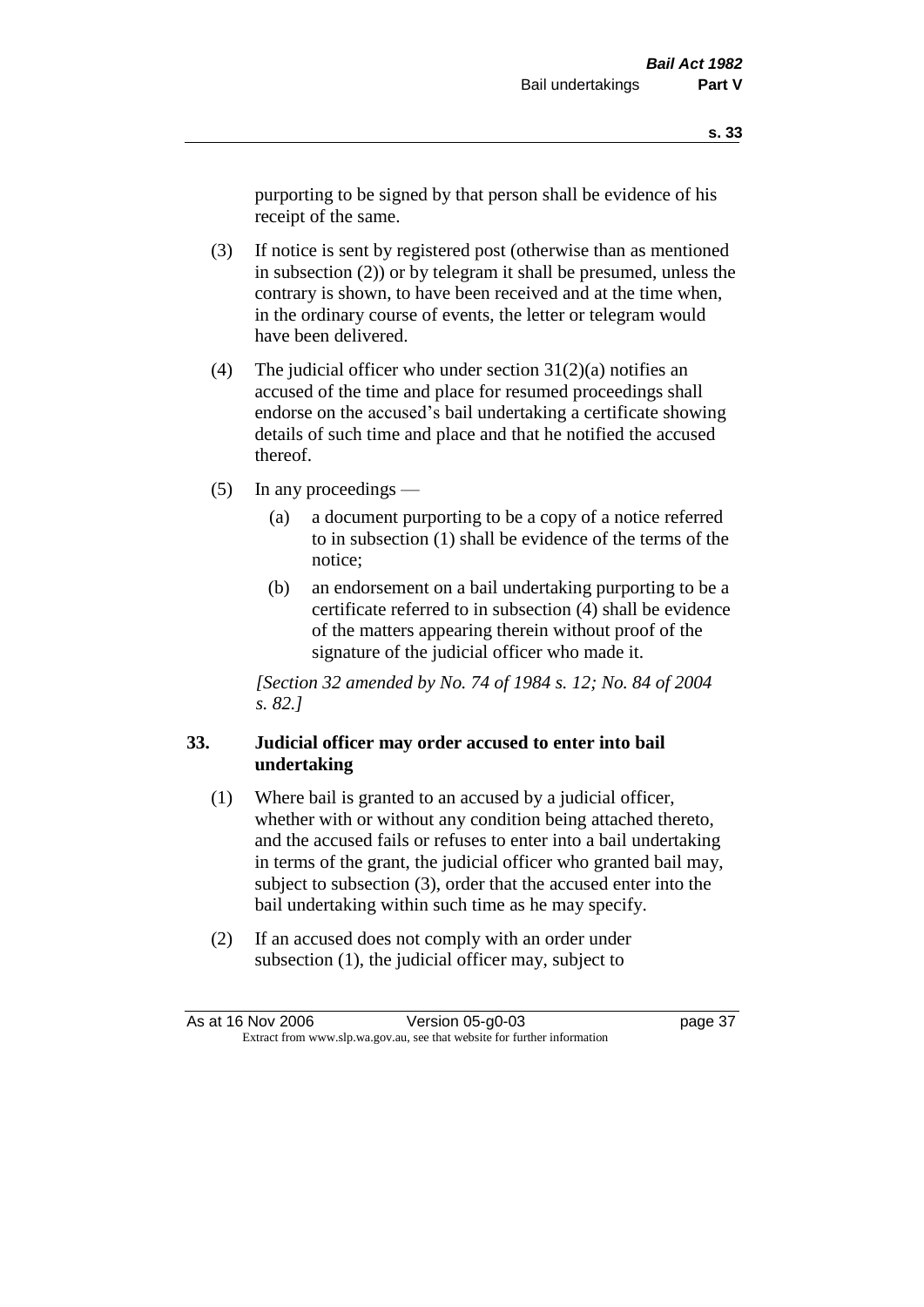purporting to be signed by that person shall be evidence of his receipt of the same.

(3) If notice is sent by registered post (otherwise than as mentioned in subsection (2)) or by telegram it shall be presumed, unless the contrary is shown, to have been received and at the time when, in the ordinary course of events, the letter or telegram would have been delivered.

(4) The judicial officer who under section 31(2)(a) notifies an accused of the time and place for resumed proceedings shall endorse on the accused's bail undertaking a certificate showing details of such time and place and that he notified the accused thereof.

(5) In any proceedings —

(a) a document purporting to be a copy of a notice referred to in subsection (1) shall be evidence of the terms of the notice;

(b) an endorsement on a bail undertaking purporting to be a certificate referred to in subsection (4) shall be evidence of the matters appearing therein without proof of the signature of the judicial officer who made it.

*[Section 32 amended by No. 74 of 1984 s. 12; No. 84 of 2004 s. 82.]*

### 33. Judicial officer may order accused to enter into bail undertaking

(1) Where bail is granted to an accused by a judicial officer, whether with or without any condition being attached thereto, and the accused fails or refuses to enter into a bail undertaking in terms of the grant, the judicial officer who granted bail may, subject to subsection (3), order that the accused enter into the bail undertaking within such time as he may specify.

(2) If an accused does not comply with an order under subsection (1), the judicial officer may, subject to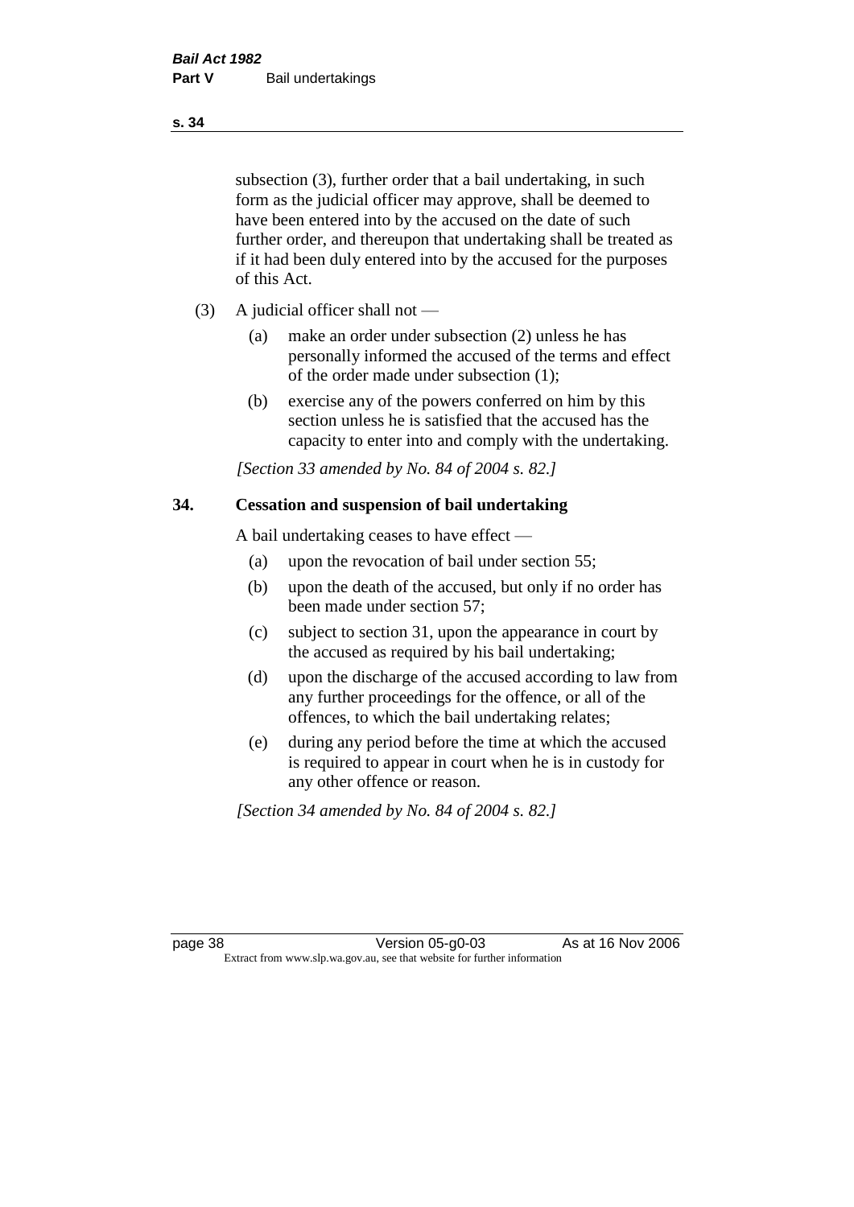subsection (3), further order that a bail undertaking, in such form as the judicial officer may approve, shall be deemed to have been entered into by the accused on the date of such further order, and thereupon that undertaking shall be treated as if it had been duly entered into by the accused for the purposes of this Act.

(3) A judicial officer shall not —

(a) make an order under subsection (2) unless he has personally informed the accused of the terms and effect of the order made under subsection (1);

(b) exercise any of the powers conferred on him by this section unless he is satisfied that the accused has the capacity to enter into and comply with the undertaking.

*[Section 33 amended by No. 84 of 2004 s. 82.]*

## 34. Cessation and suspension of bail undertaking

A bail undertaking ceases to have effect —

(a) upon the revocation of bail under section 55;

(b) upon the death of the accused, but only if no order has been made under section 57;

(c) subject to section 31, upon the appearance in court by the accused as required by his bail undertaking;

(d) upon the discharge of the accused according to law from any further proceedings for the offence, or all of the offences, to which the bail undertaking relates;

(e) during any period before the time at which the accused is required to appear in court when he is in custody for any other offence or reason.

*[Section 34 amended by No. 84 of 2004 s. 82.]*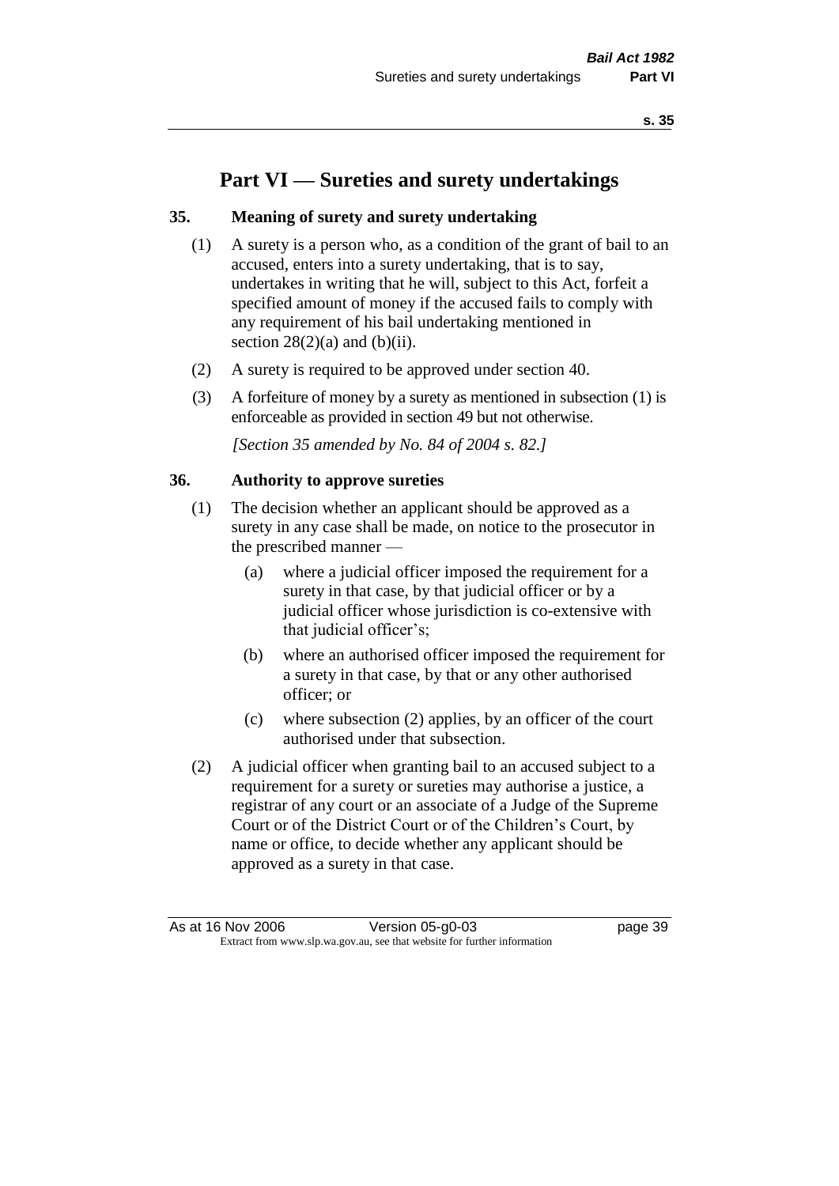# Part VI — Sureties and surety undertakings

## 35. Meaning of surety and surety undertaking

(1) A surety is a person who, as a condition of the grant of bail to an accused, enters into a surety undertaking, that is to say, undertakes in writing that he will, subject to this Act, forfeit a specified amount of money if the accused fails to comply with any requirement of his bail undertaking mentioned in section 28(2)(a) and (b)(ii).

(2) A surety is required to be approved under section 40.

(3) A forfeiture of money by a surety as mentioned in subsection (1) is enforceable as provided in section 49 but not otherwise.

*[Section 35 amended by No. 84 of 2004 s. 82.]*

## 36. Authority to approve sureties

(1) The decision whether an applicant should be approved as a surety in any case shall be made, on notice to the prosecutor in the prescribed manner —

- (a) where a judicial officer imposed the requirement for a surety in that case, by that judicial officer or by a judicial officer whose jurisdiction is co-extensive with that judicial officer's;
- (b) where an authorised officer imposed the requirement for a surety in that case, by that or any other authorised officer; or
- (c) where subsection (2) applies, by an officer of the court authorised under that subsection.

(2) A judicial officer when granting bail to an accused subject to a requirement for a surety or sureties may authorise a justice, a registrar of any court or an associate of a Judge of the Supreme Court or of the District Court or of the Children's Court, by name or office, to decide whether any applicant should be approved as a surety in that case.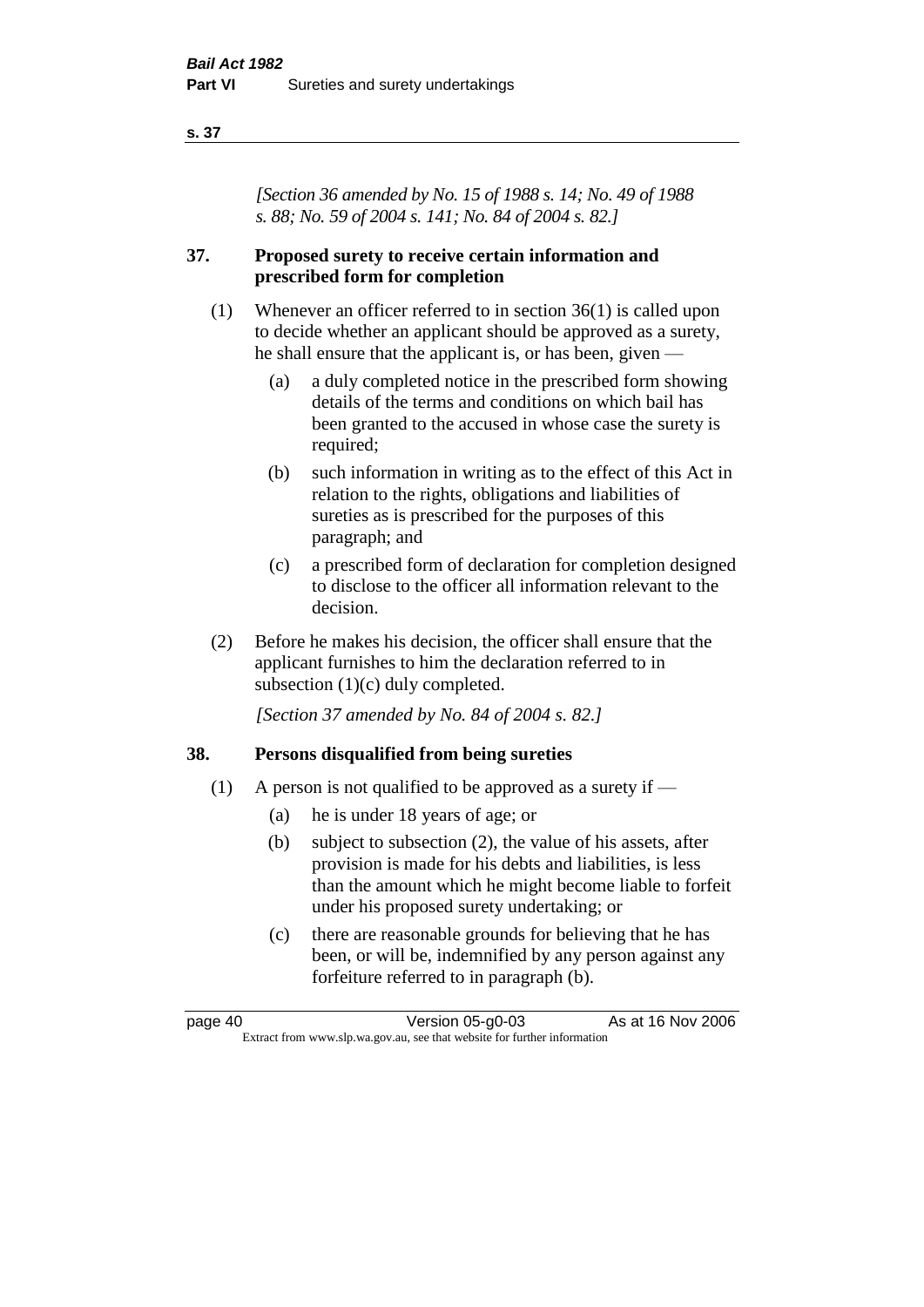*[Section 36 amended by No. 15 of 1988 s. 14; No. 49 of 1988 s. 88; No. 59 of 2004 s. 141; No. 84 of 2004 s. 82.]*

## 37. Proposed surety to receive certain information and prescribed form for completion

(1) Whenever an officer referred to in section 36(1) is called upon to decide whether an applicant should be approved as a surety, he shall ensure that the applicant is, or has been, given —

- (a) a duly completed notice in the prescribed form showing details of the terms and conditions on which bail has been granted to the accused in whose case the surety is required;
- (b) such information in writing as to the effect of this Act in relation to the rights, obligations and liabilities of sureties as is prescribed for the purposes of this paragraph; and
- (c) a prescribed form of declaration for completion designed to disclose to the officer all information relevant to the decision.

(2) Before he makes his decision, the officer shall ensure that the applicant furnishes to him the declaration referred to in subsection (1)(c) duly completed.

*[Section 37 amended by No. 84 of 2004 s. 82.]*

## 38. Persons disqualified from being sureties

(1) A person is not qualified to be approved as a surety if —

- (a) he is under 18 years of age; or
- (b) subject to subsection (2), the value of his assets, after provision is made for his debts and liabilities, is less than the amount which he might become liable to forfeit under his proposed surety undertaking; or
- (c) there are reasonable grounds for believing that he has been, or will be, indemnified by any person against any forfeiture referred to in paragraph (b).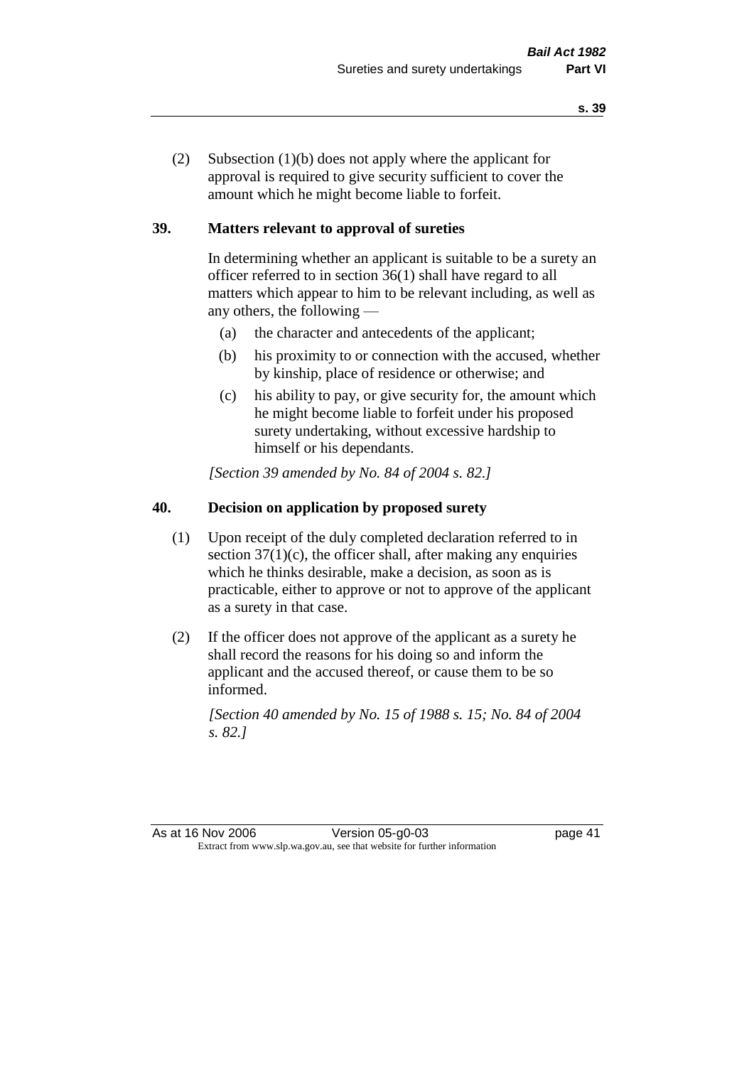(2) Subsection (1)(b) does not apply where the applicant for approval is required to give security sufficient to cover the amount which he might become liable to forfeit.

## 39. Matters relevant to approval of sureties

In determining whether an applicant is suitable to be a surety an officer referred to in section 36(1) shall have regard to all matters which appear to him to be relevant including, as well as any others, the following —

(a) the character and antecedents of the applicant;

(b) his proximity to or connection with the accused, whether by kinship, place of residence or otherwise; and

(c) his ability to pay, or give security for, the amount which he might become liable to forfeit under his proposed surety undertaking, without excessive hardship to himself or his dependants.

*[Section 39 amended by No. 84 of 2004 s. 82.]*

## 40. Decision on application by proposed surety

(1) Upon receipt of the duly completed declaration referred to in section 37(1)(c), the officer shall, after making any enquiries which he thinks desirable, make a decision, as soon as is practicable, either to approve or not to approve of the applicant as a surety in that case.

(2) If the officer does not approve of the applicant as a surety he shall record the reasons for his doing so and inform the applicant and the accused thereof, or cause them to be so informed.

*[Section 40 amended by No. 15 of 1988 s. 15; No. 84 of 2004 s. 82.]*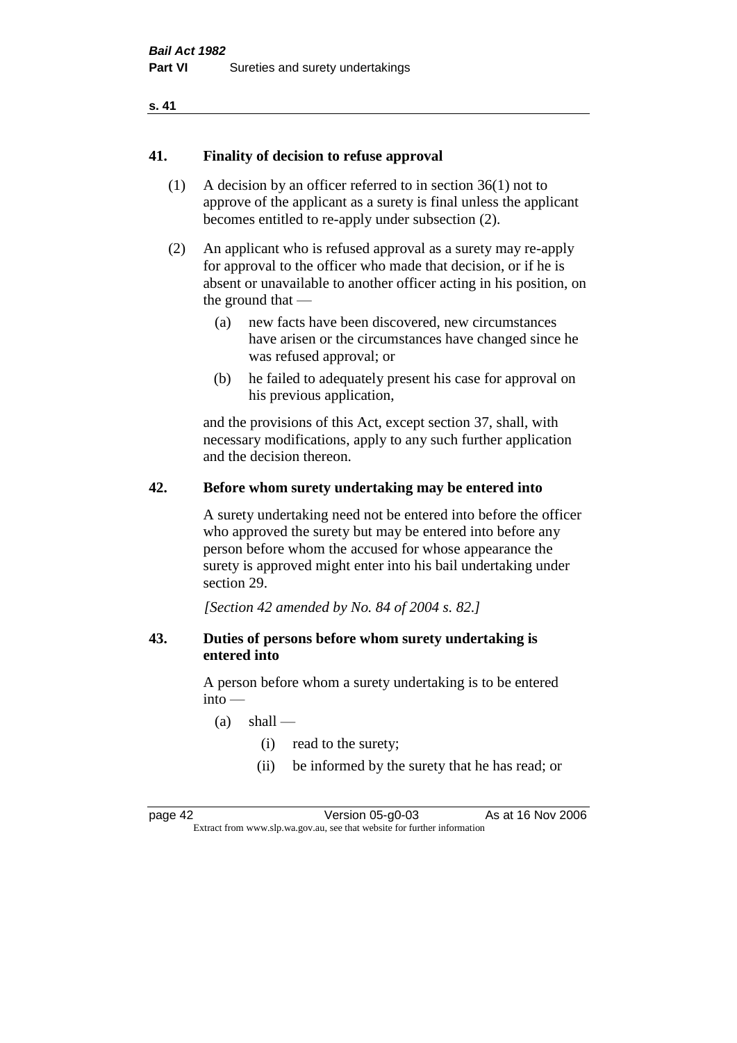## 41. Finality of decision to refuse approval

(1) A decision by an officer referred to in section 36(1) not to approve of the applicant as a surety is final unless the applicant becomes entitled to re-apply under subsection (2).

(2) An applicant who is refused approval as a surety may re-apply for approval to the officer who made that decision, or if he is absent or unavailable to another officer acting in his position, on the ground that —

- (a) new facts have been discovered, new circumstances have arisen or the circumstances have changed since he was refused approval; or
- (b) he failed to adequately present his case for approval on his previous application,

and the provisions of this Act, except section 37, shall, with necessary modifications, apply to any such further application and the decision thereon.

## 42. Before whom surety undertaking may be entered into

A surety undertaking need not be entered into before the officer who approved the surety but may be entered into before any person before whom the accused for whose appearance the surety is approved might enter into his bail undertaking under section 29.

*[Section 42 amended by No. 84 of 2004 s. 82.]*

## 43. Duties of persons before whom surety undertaking is entered into

A person before whom a surety undertaking is to be entered into —

- (a) shall —
  - (i) read to the surety;
  - (ii) be informed by the surety that he has read; or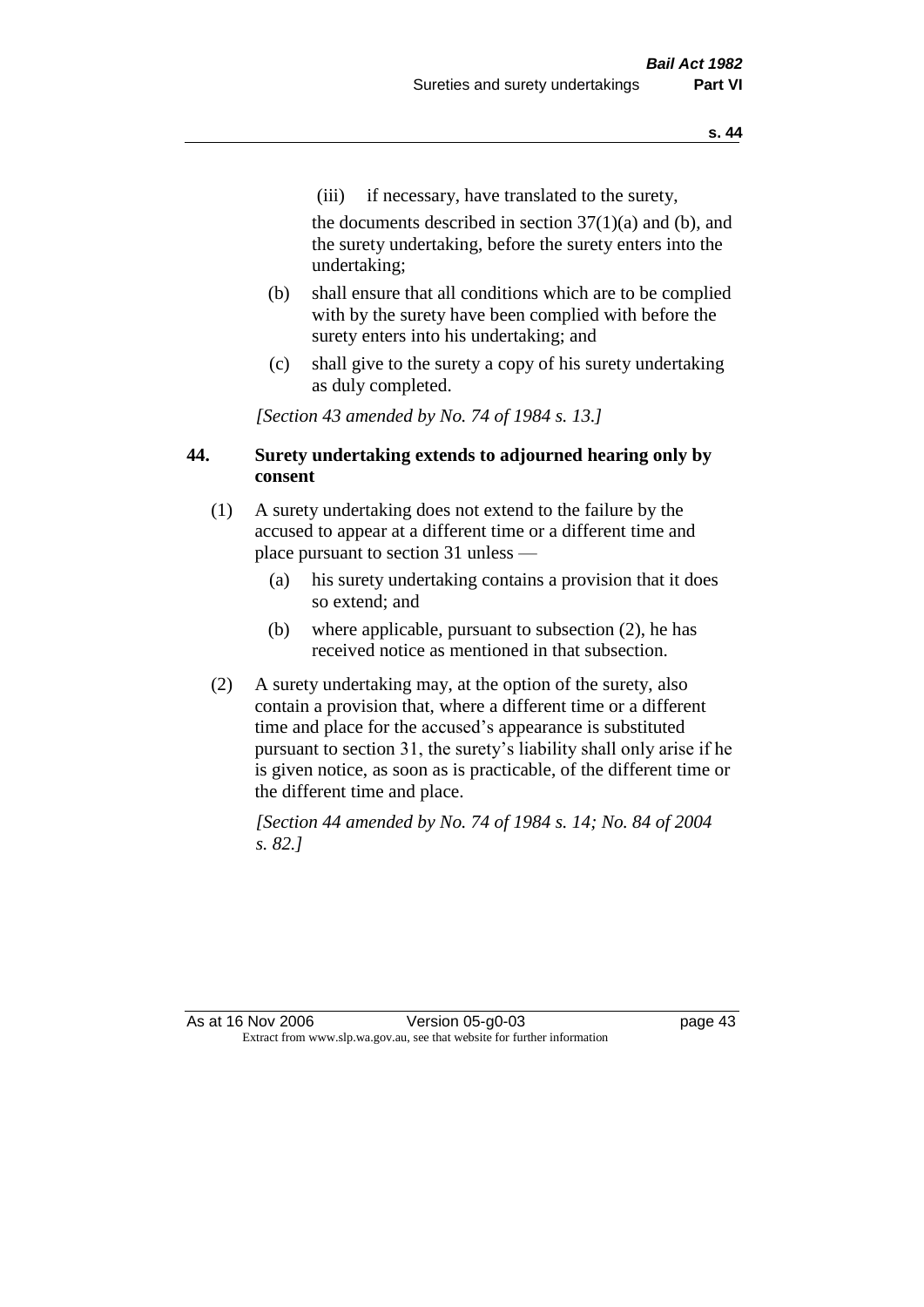(iii) if necessary, have translated to the surety,

the documents described in section 37(1)(a) and (b), and the surety undertaking, before the surety enters into the undertaking;

(b) shall ensure that all conditions which are to be complied with by the surety have been complied with before the surety enters into his undertaking; and

(c) shall give to the surety a copy of his surety undertaking as duly completed.

*[Section 43 amended by No. 74 of 1984 s. 13.]*

### 44. Surety undertaking extends to adjourned hearing only by consent

(1) A surety undertaking does not extend to the failure by the accused to appear at a different time or a different time and place pursuant to section 31 unless —

(a) his surety undertaking contains a provision that it does so extend; and

(b) where applicable, pursuant to subsection (2), he has received notice as mentioned in that subsection.

(2) A surety undertaking may, at the option of the surety, also contain a provision that, where a different time or a different time and place for the accused's appearance is substituted pursuant to section 31, the surety's liability shall only arise if he is given notice, as soon as is practicable, of the different time or the different time and place.

*[Section 44 amended by No. 74 of 1984 s. 14; No. 84 of 2004 s. 82.]*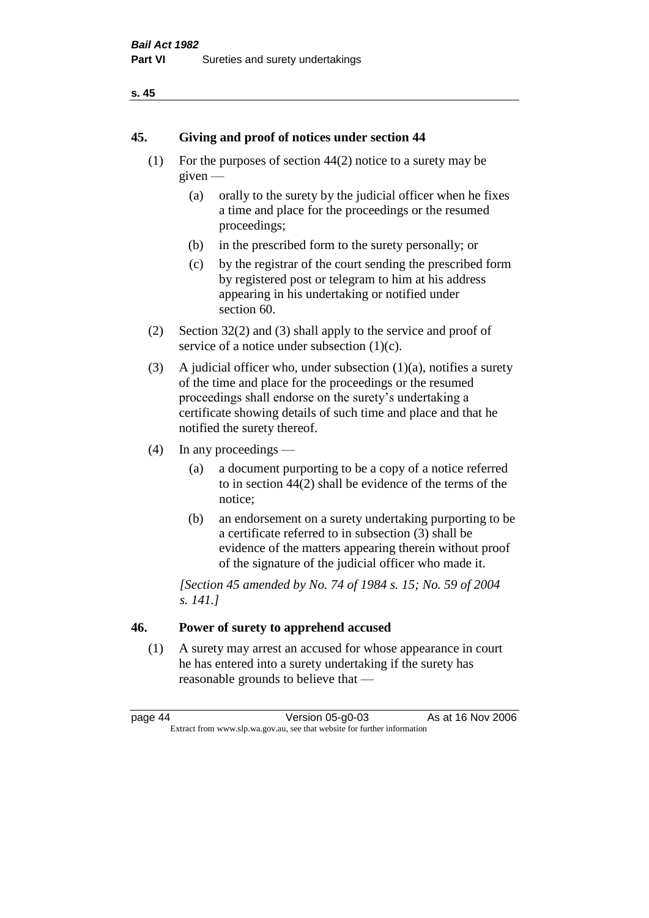## 45. Giving and proof of notices under section 44

(1) For the purposes of section 44(2) notice to a surety may be given —

(a) orally to the surety by the judicial officer when he fixes a time and place for the proceedings or the resumed proceedings;

(b) in the prescribed form to the surety personally; or

(c) by the registrar of the court sending the prescribed form by registered post or telegram to him at his address appearing in his undertaking or notified under section 60.

(2) Section 32(2) and (3) shall apply to the service and proof of service of a notice under subsection (1)(c).

(3) A judicial officer who, under subsection (1)(a), notifies a surety of the time and place for the proceedings or the resumed proceedings shall endorse on the surety's undertaking a certificate showing details of such time and place and that he notified the surety thereof.

(4) In any proceedings —

(a) a document purporting to be a copy of a notice referred to in section 44(2) shall be evidence of the terms of the notice;

(b) an endorsement on a surety undertaking purporting to be a certificate referred to in subsection (3) shall be evidence of the matters appearing therein without proof of the signature of the judicial officer who made it.

*[Section 45 amended by No. 74 of 1984 s. 15; No. 59 of 2004 s. 141.]*

## 46. Power of surety to apprehend accused

(1) A surety may arrest an accused for whose appearance in court he has entered into a surety undertaking if the surety has reasonable grounds to believe that —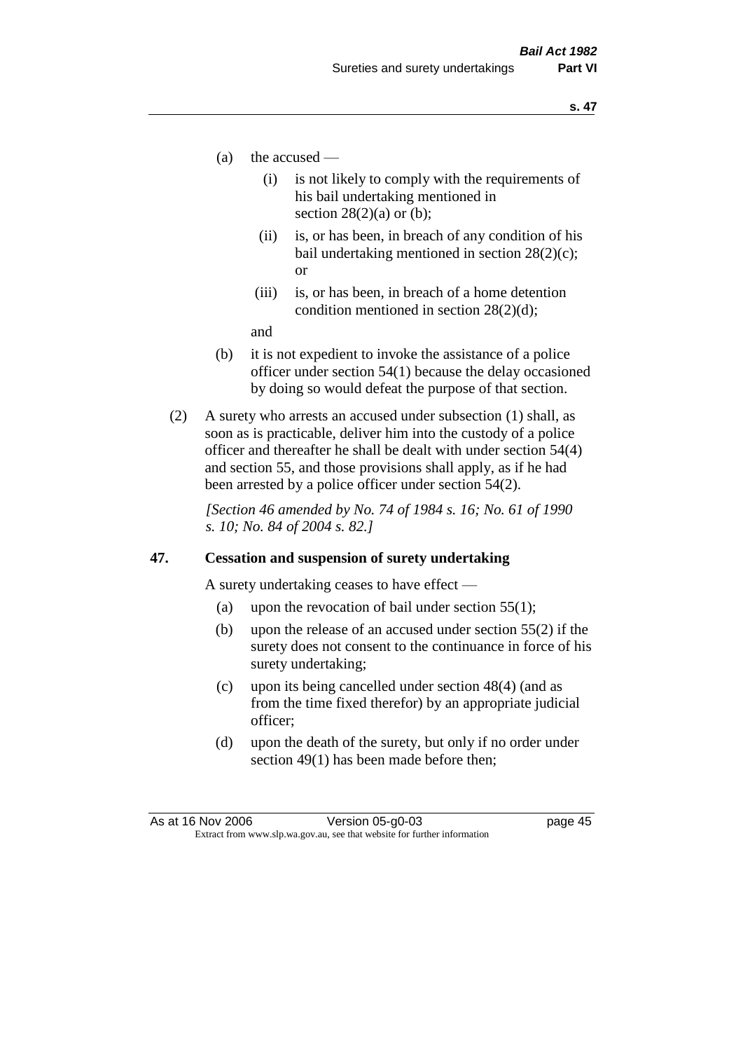(a) the accused —

  (i) is not likely to comply with the requirements of his bail undertaking mentioned in section 28(2)(a) or (b);

  (ii) is, or has been, in breach of any condition of his bail undertaking mentioned in section 28(2)(c); or

  (iii) is, or has been, in breach of a home detention condition mentioned in section 28(2)(d);

  and

(b) it is not expedient to invoke the assistance of a police officer under section 54(1) because the delay occasioned by doing so would defeat the purpose of that section.

(2) A surety who arrests an accused under subsection (1) shall, as soon as is practicable, deliver him into the custody of a police officer and thereafter he shall be dealt with under section 54(4) and section 55, and those provisions shall apply, as if he had been arrested by a police officer under section 54(2).

*[Section 46 amended by No. 74 of 1984 s. 16; No. 61 of 1990 s. 10; No. 84 of 2004 s. 82.]*

## 47. Cessation and suspension of surety undertaking

A surety undertaking ceases to have effect —

(a) upon the revocation of bail under section 55(1);

(b) upon the release of an accused under section 55(2) if the surety does not consent to the continuance in force of his surety undertaking;

(c) upon its being cancelled under section 48(4) (and as from the time fixed therefor) by an appropriate judicial officer;

(d) upon the death of the surety, but only if no order under section 49(1) has been made before then;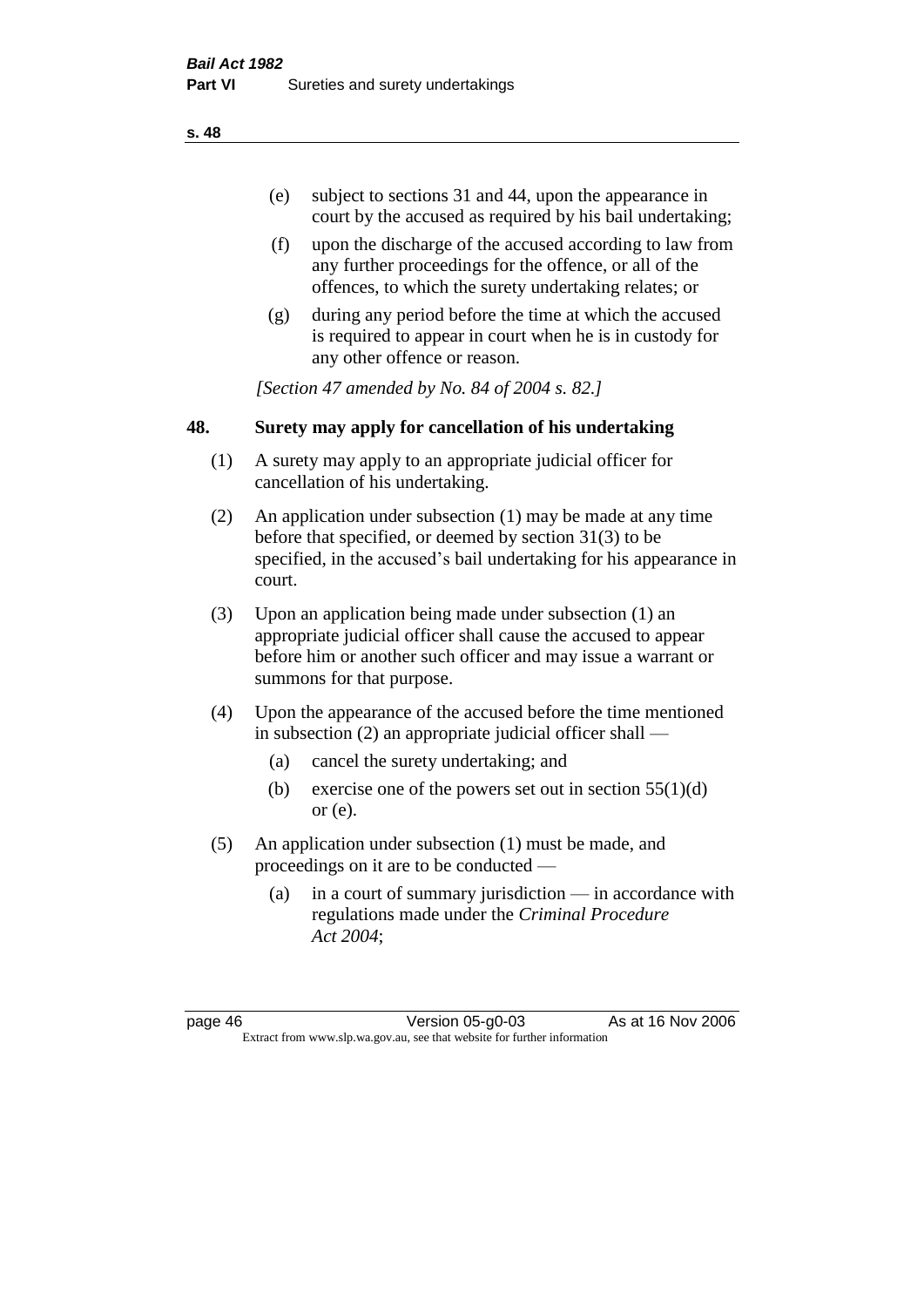(e) subject to sections 31 and 44, upon the appearance in court by the accused as required by his bail undertaking;

(f) upon the discharge of the accused according to law from any further proceedings for the offence, or all of the offences, to which the surety undertaking relates; or

(g) during any period before the time at which the accused is required to appear in court when he is in custody for any other offence or reason.

*[Section 47 amended by No. 84 of 2004 s. 82.]*

## 48. Surety may apply for cancellation of his undertaking

(1) A surety may apply to an appropriate judicial officer for cancellation of his undertaking.

(2) An application under subsection (1) may be made at any time before that specified, or deemed by section 31(3) to be specified, in the accused's bail undertaking for his appearance in court.

(3) Upon an application being made under subsection (1) an appropriate judicial officer shall cause the accused to appear before him or another such officer and may issue a warrant or summons for that purpose.

(4) Upon the appearance of the accused before the time mentioned in subsection (2) an appropriate judicial officer shall —

(a) cancel the surety undertaking; and

(b) exercise one of the powers set out in section 55(1)(d) or (e).

(5) An application under subsection (1) must be made, and proceedings on it are to be conducted —

(a) in a court of summary jurisdiction — in accordance with regulations made under the *Criminal Procedure Act 2004*;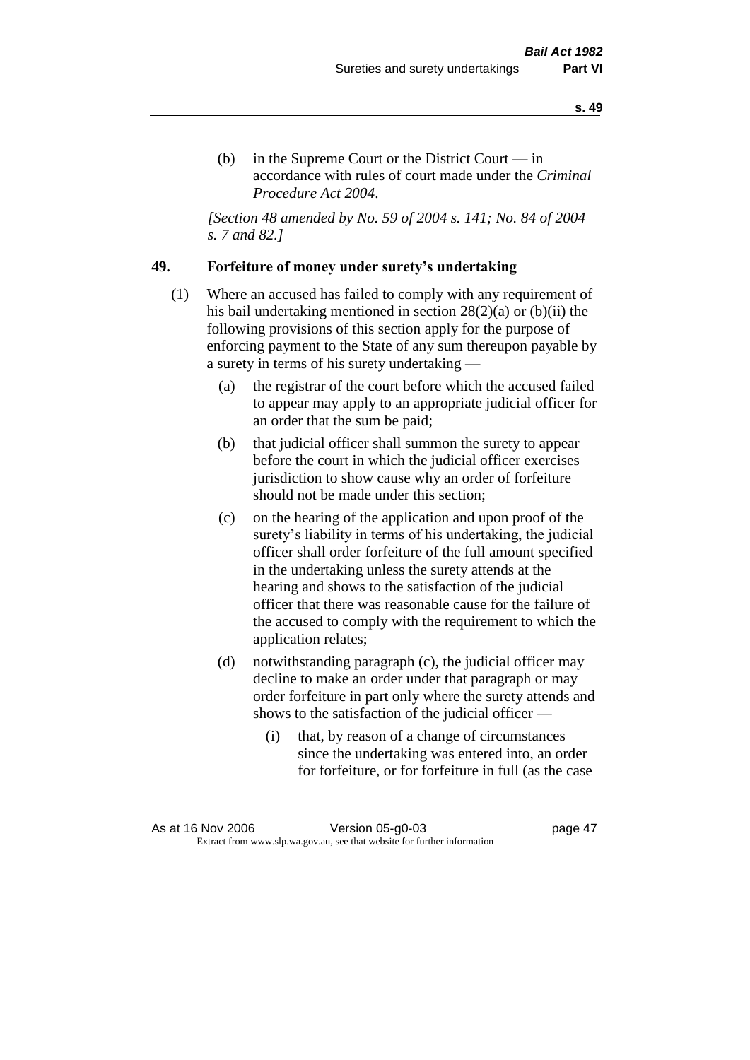(b) in the Supreme Court or the District Court — in accordance with rules of court made under the *Criminal Procedure Act 2004*.

*[Section 48 amended by No. 59 of 2004 s. 141; No. 84 of 2004 s. 7 and 82.]*

## 49. Forfeiture of money under surety's undertaking

(1) Where an accused has failed to comply with any requirement of his bail undertaking mentioned in section 28(2)(a) or (b)(ii) the following provisions of this section apply for the purpose of enforcing payment to the State of any sum thereupon payable by a surety in terms of his surety undertaking —

(a) the registrar of the court before which the accused failed to appear may apply to an appropriate judicial officer for an order that the sum be paid;

(b) that judicial officer shall summon the surety to appear before the court in which the judicial officer exercises jurisdiction to show cause why an order of forfeiture should not be made under this section;

(c) on the hearing of the application and upon proof of the surety's liability in terms of his undertaking, the judicial officer shall order forfeiture of the full amount specified in the undertaking unless the surety attends at the hearing and shows to the satisfaction of the judicial officer that there was reasonable cause for the failure of the accused to comply with the requirement to which the application relates;

(d) notwithstanding paragraph (c), the judicial officer may decline to make an order under that paragraph or may order forfeiture in part only where the surety attends and shows to the satisfaction of the judicial officer —

(i) that, by reason of a change of circumstances since the undertaking was entered into, an order for forfeiture, or for forfeiture in full (as the case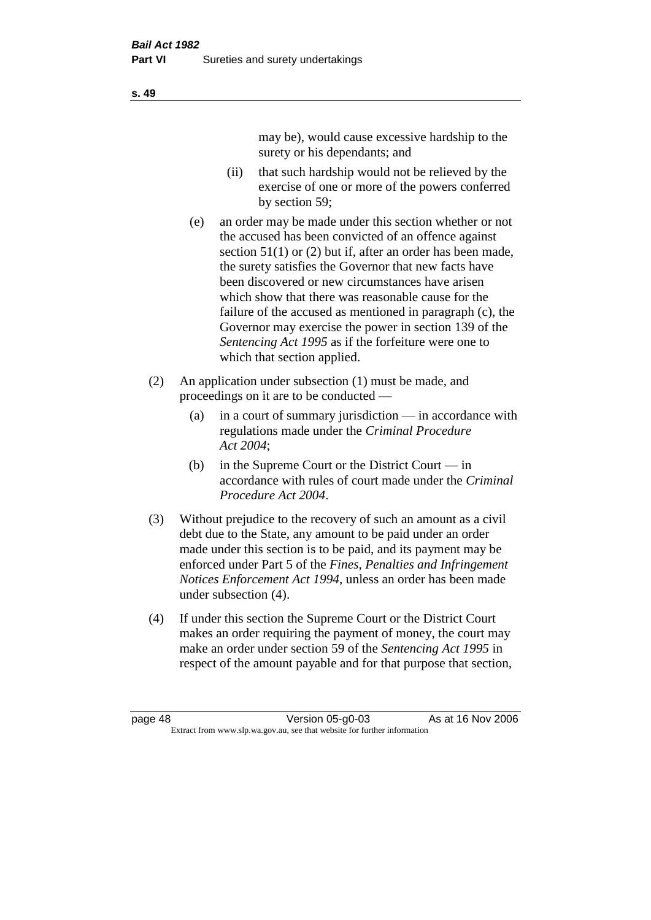may be), would cause excessive hardship to the surety or his dependants; and

(ii) that such hardship would not be relieved by the exercise of one or more of the powers conferred by section 59;

(e) an order may be made under this section whether or not the accused has been convicted of an offence against section 51(1) or (2) but if, after an order has been made, the surety satisfies the Governor that new facts have been discovered or new circumstances have arisen which show that there was reasonable cause for the failure of the accused as mentioned in paragraph (c), the Governor may exercise the power in section 139 of the *Sentencing Act 1995* as if the forfeiture were one to which that section applied.

(2) An application under subsection (1) must be made, and proceedings on it are to be conducted —

(a) in a court of summary jurisdiction — in accordance with regulations made under the *Criminal Procedure Act 2004*;

(b) in the Supreme Court or the District Court — in accordance with rules of court made under the *Criminal Procedure Act 2004*.

(3) Without prejudice to the recovery of such an amount as a civil debt due to the State, any amount to be paid under an order made under this section is to be paid, and its payment may be enforced under Part 5 of the *Fines, Penalties and Infringement Notices Enforcement Act 1994*, unless an order has been made under subsection (4).

(4) If under this section the Supreme Court or the District Court makes an order requiring the payment of money, the court may make an order under section 59 of the *Sentencing Act 1995* in respect of the amount payable and for that purpose that section,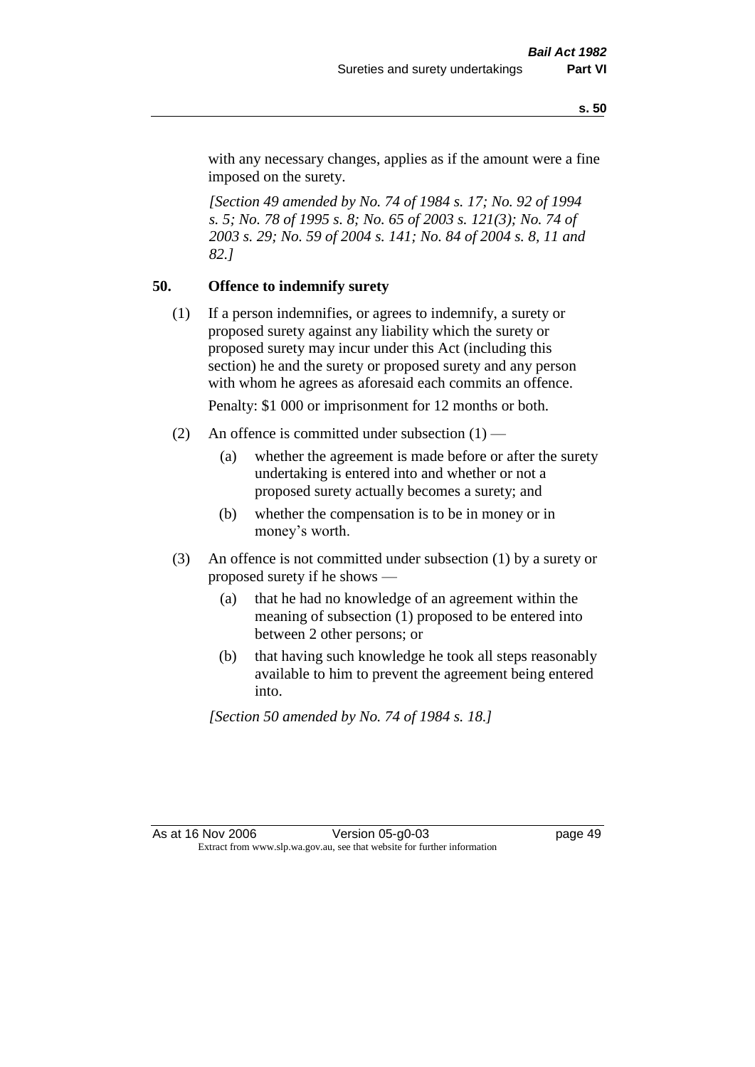with any necessary changes, applies as if the amount were a fine imposed on the surety.

*[Section 49 amended by No. 74 of 1984 s. 17; No. 92 of 1994 s. 5; No. 78 of 1995 s. 8; No. 65 of 2003 s. 121(3); No. 74 of 2003 s. 29; No. 59 of 2004 s. 141; No. 84 of 2004 s. 8, 11 and 82.]*

## 50. Offence to indemnify surety

(1) If a person indemnifies, or agrees to indemnify, a surety or proposed surety against any liability which the surety or proposed surety may incur under this Act (including this section) he and the surety or proposed surety and any person with whom he agrees as aforesaid each commits an offence.

Penalty: $1 000 or imprisonment for 12 months or both.

(2) An offence is committed under subsection (1) —

- (a) whether the agreement is made before or after the surety undertaking is entered into and whether or not a proposed surety actually becomes a surety; and
- (b) whether the compensation is to be in money or in money's worth.

(3) An offence is not committed under subsection (1) by a surety or proposed surety if he shows —

- (a) that he had no knowledge of an agreement within the meaning of subsection (1) proposed to be entered into between 2 other persons; or
- (b) that having such knowledge he took all steps reasonably available to him to prevent the agreement being entered into.

*[Section 50 amended by No. 74 of 1984 s. 18.]*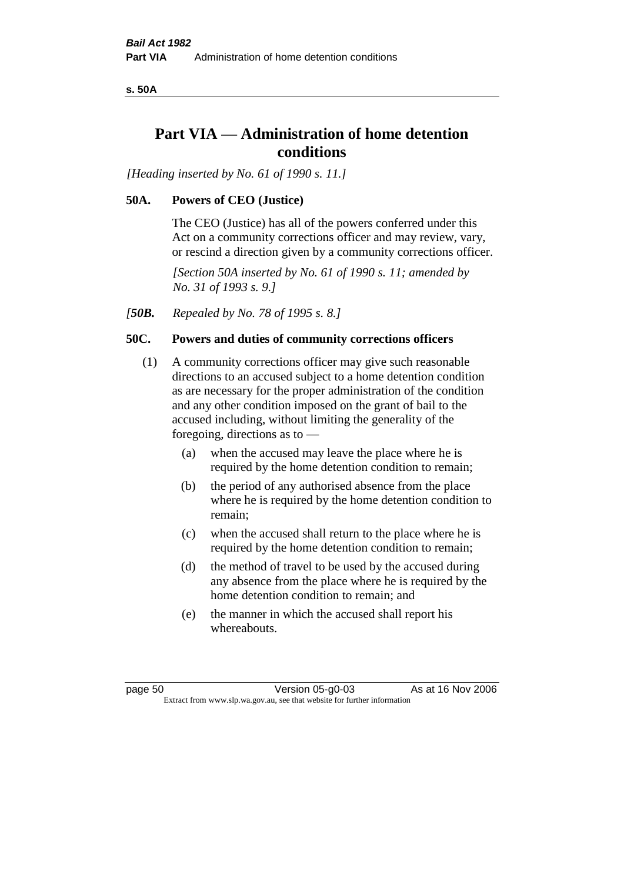# Part VIA — Administration of home detention conditions

*[Heading inserted by No. 61 of 1990 s. 11.]*

## 50A. Powers of CEO (Justice)

The CEO (Justice) has all of the powers conferred under this Act on a community corrections officer and may review, vary, or rescind a direction given by a community corrections officer.

*[Section 50A inserted by No. 61 of 1990 s. 11; amended by No. 31 of 1993 s. 9.]*

*[**50B.** Repealed by No. 78 of 1995 s. 8.]*

## 50C. Powers and duties of community corrections officers

(1) A community corrections officer may give such reasonable directions to an accused subject to a home detention condition as are necessary for the proper administration of the condition and any other condition imposed on the grant of bail to the accused including, without limiting the generality of the foregoing, directions as to —

- (a) when the accused may leave the place where he is required by the home detention condition to remain;
- (b) the period of any authorised absence from the place where he is required by the home detention condition to remain;
- (c) when the accused shall return to the place where he is required by the home detention condition to remain;
- (d) the method of travel to be used by the accused during any absence from the place where he is required by the home detention condition to remain; and
- (e) the manner in which the accused shall report his whereabouts.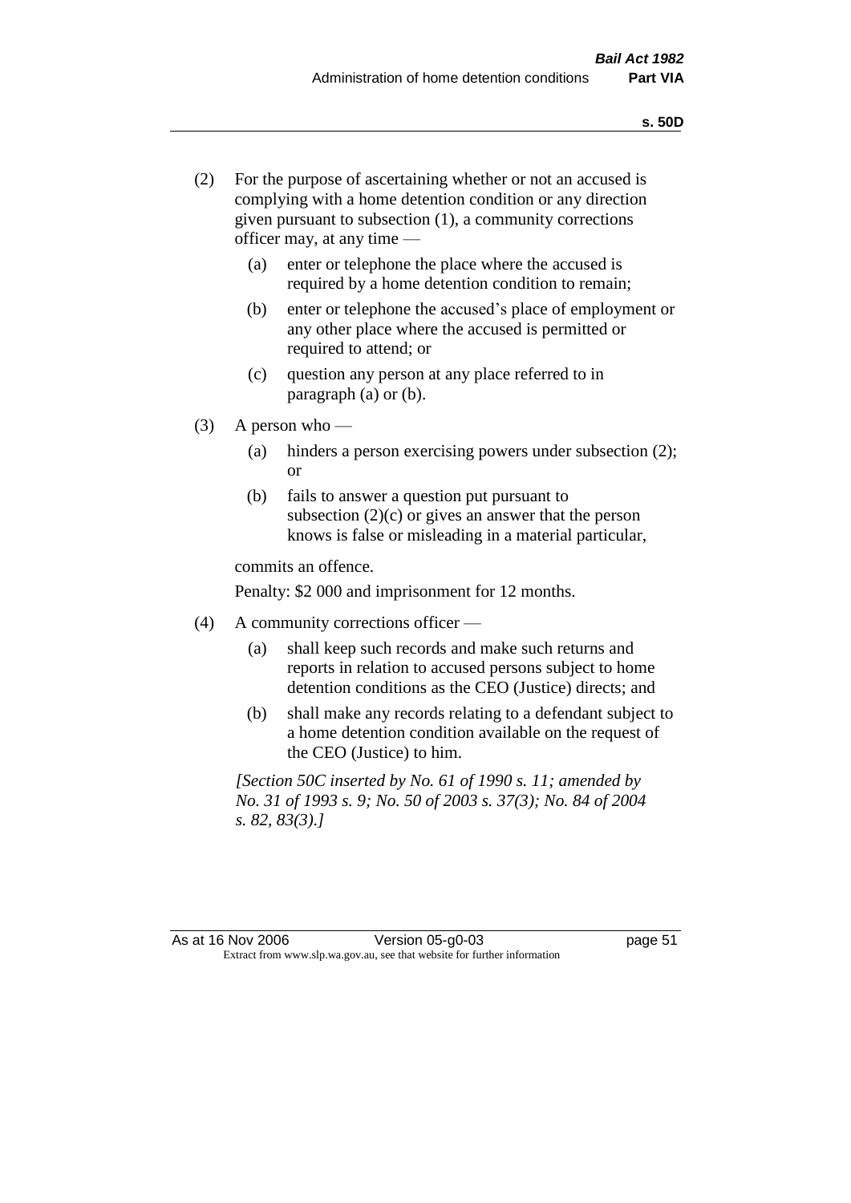(2) For the purpose of ascertaining whether or not an accused is complying with a home detention condition or any direction given pursuant to subsection (1), a community corrections officer may, at any time —

(a) enter or telephone the place where the accused is required by a home detention condition to remain;

(b) enter or telephone the accused's place of employment or any other place where the accused is permitted or required to attend; or

(c) question any person at any place referred to in paragraph (a) or (b).

(3) A person who —

(a) hinders a person exercising powers under subsection (2); or

(b) fails to answer a question put pursuant to subsection (2)(c) or gives an answer that the person knows is false or misleading in a material particular,

commits an offence.

Penalty: $2 000 and imprisonment for 12 months.

(4) A community corrections officer —

(a) shall keep such records and make such returns and reports in relation to accused persons subject to home detention conditions as the CEO (Justice) directs; and

(b) shall make any records relating to a defendant subject to a home detention condition available on the request of the CEO (Justice) to him.

*[Section 50C inserted by No. 61 of 1990 s. 11; amended by No. 31 of 1993 s. 9; No. 50 of 2003 s. 37(3); No. 84 of 2004 s. 82, 83(3).]*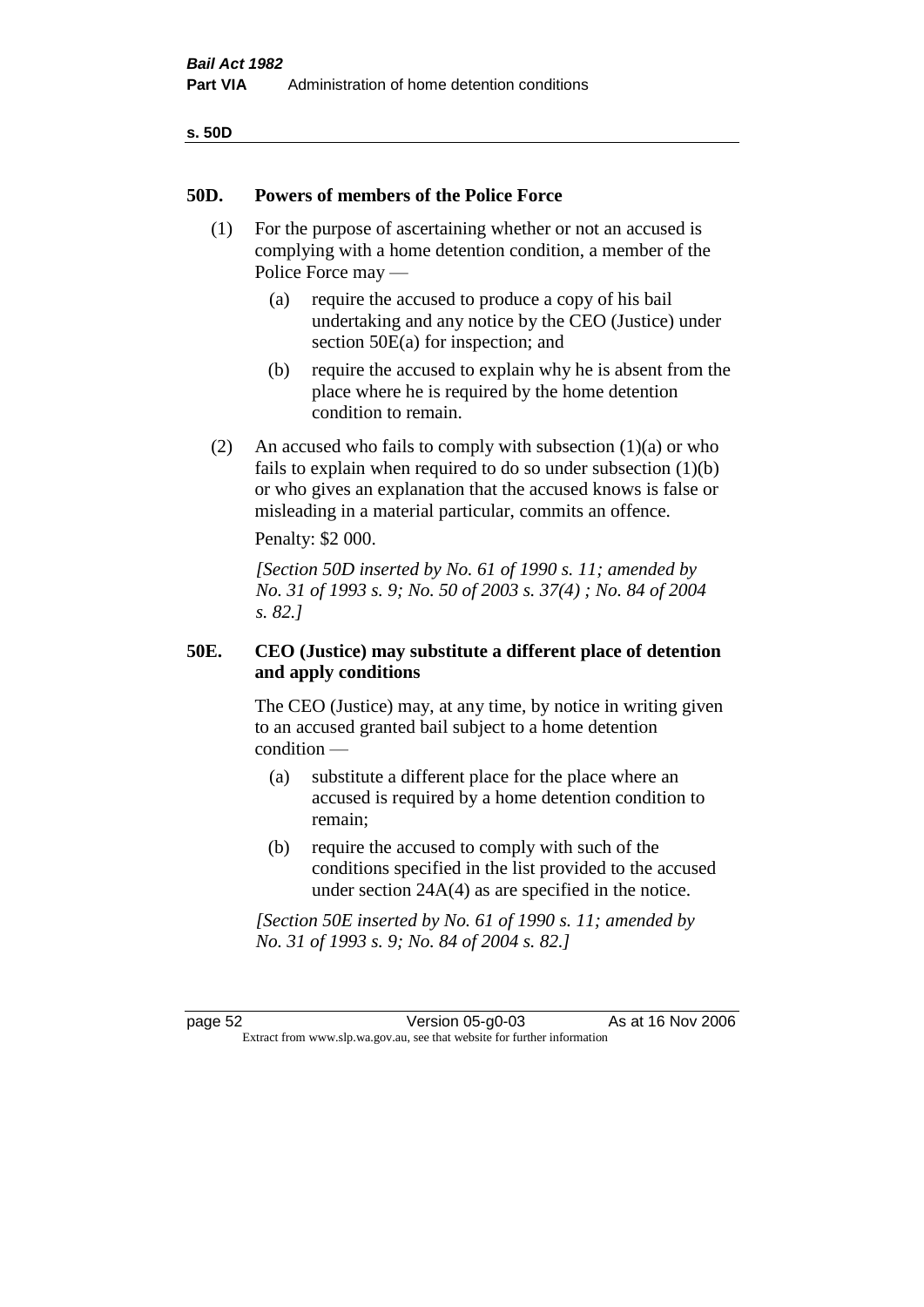## 50D. Powers of members of the Police Force

(1) For the purpose of ascertaining whether or not an accused is complying with a home detention condition, a member of the Police Force may —

  (a) require the accused to produce a copy of his bail undertaking and any notice by the CEO (Justice) under section 50E(a) for inspection; and

  (b) require the accused to explain why he is absent from the place where he is required by the home detention condition to remain.

(2) An accused who fails to comply with subsection (1)(a) or who fails to explain when required to do so under subsection (1)(b) or who gives an explanation that the accused knows is false or misleading in a material particular, commits an offence.

Penalty: $2 000.

*[Section 50D inserted by No. 61 of 1990 s. 11; amended by No. 31 of 1993 s. 9; No. 50 of 2003 s. 37(4) ; No. 84 of 2004 s. 82.]*

## 50E. CEO (Justice) may substitute a different place of detention and apply conditions

The CEO (Justice) may, at any time, by notice in writing given to an accused granted bail subject to a home detention condition —

  (a) substitute a different place for the place where an accused is required by a home detention condition to remain;

  (b) require the accused to comply with such of the conditions specified in the list provided to the accused under section 24A(4) as are specified in the notice.

*[Section 50E inserted by No. 61 of 1990 s. 11; amended by No. 31 of 1993 s. 9; No. 84 of 2004 s. 82.]*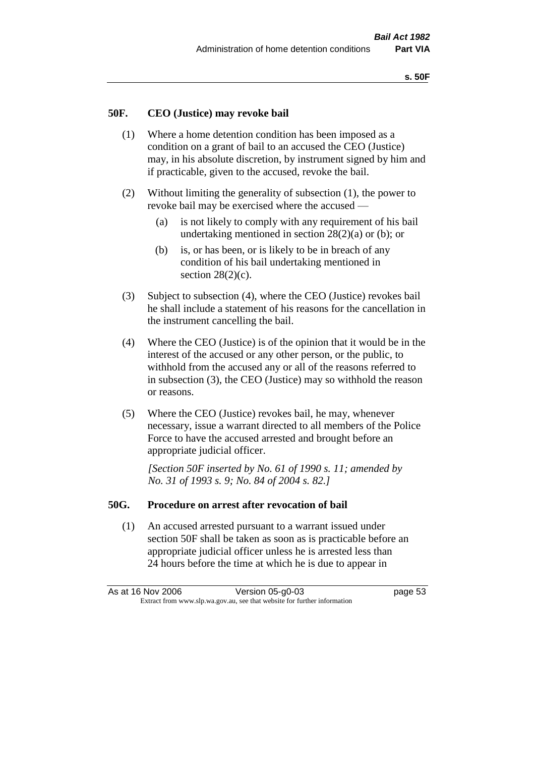## 50F. CEO (Justice) may revoke bail

(1) Where a home detention condition has been imposed as a condition on a grant of bail to an accused the CEO (Justice) may, in his absolute discretion, by instrument signed by him and if practicable, given to the accused, revoke the bail.

(2) Without limiting the generality of subsection (1), the power to revoke bail may be exercised where the accused —

- (a) is not likely to comply with any requirement of his bail undertaking mentioned in section 28(2)(a) or (b); or
- (b) is, or has been, or is likely to be in breach of any condition of his bail undertaking mentioned in section 28(2)(c).

(3) Subject to subsection (4), where the CEO (Justice) revokes bail he shall include a statement of his reasons for the cancellation in the instrument cancelling the bail.

(4) Where the CEO (Justice) is of the opinion that it would be in the interest of the accused or any other person, or the public, to withhold from the accused any or all of the reasons referred to in subsection (3), the CEO (Justice) may so withhold the reason or reasons.

(5) Where the CEO (Justice) revokes bail, he may, whenever necessary, issue a warrant directed to all members of the Police Force to have the accused arrested and brought before an appropriate judicial officer.

*[Section 50F inserted by No. 61 of 1990 s. 11; amended by No. 31 of 1993 s. 9; No. 84 of 2004 s. 82.]*

## 50G. Procedure on arrest after revocation of bail

(1) An accused arrested pursuant to a warrant issued under section 50F shall be taken as soon as is practicable before an appropriate judicial officer unless he is arrested less than 24 hours before the time at which he is due to appear in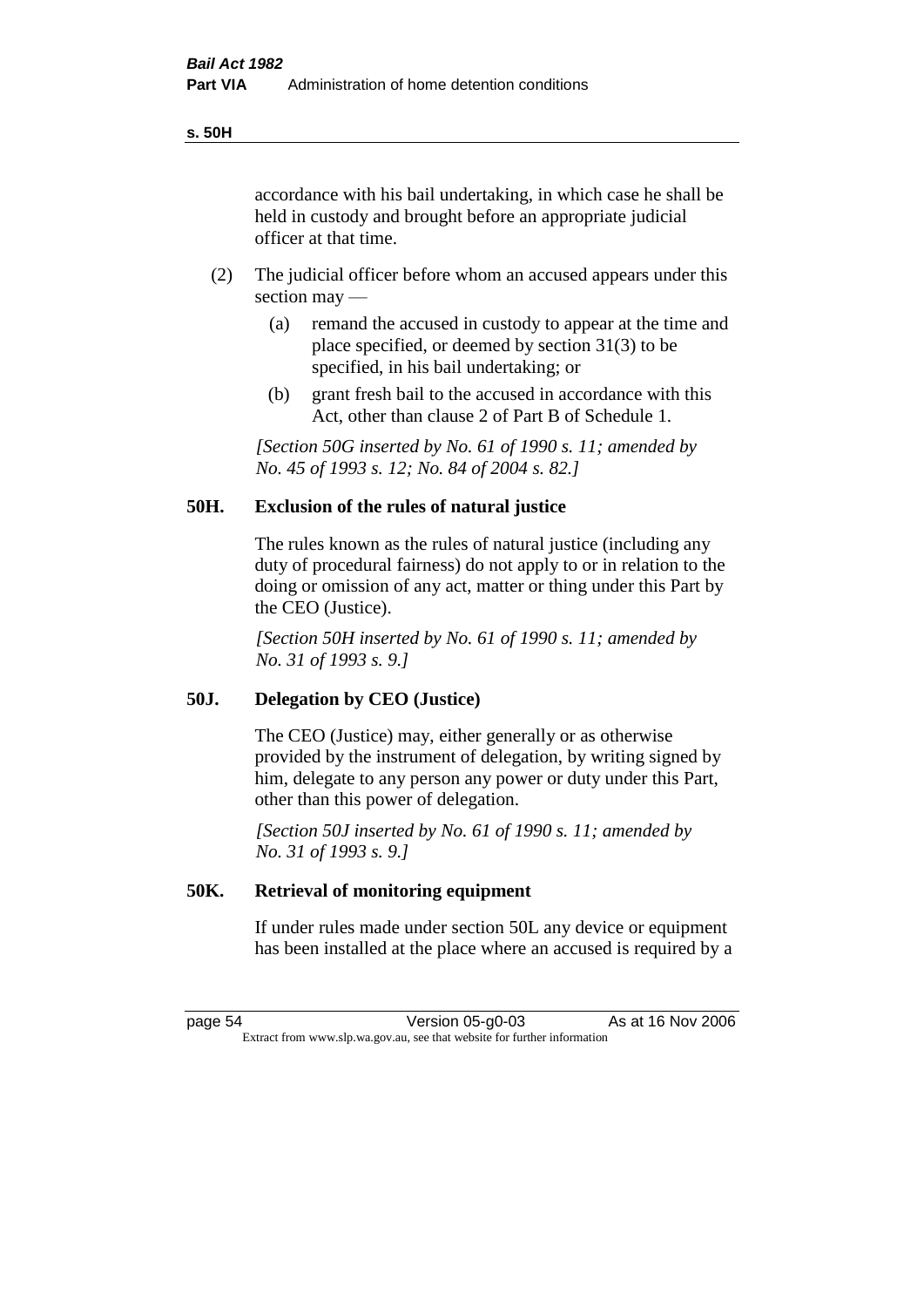accordance with his bail undertaking, in which case he shall be held in custody and brought before an appropriate judicial officer at that time.

(2) The judicial officer before whom an accused appears under this section may —

(a) remand the accused in custody to appear at the time and place specified, or deemed by section 31(3) to be specified, in his bail undertaking; or

(b) grant fresh bail to the accused in accordance with this Act, other than clause 2 of Part B of Schedule 1.

*[Section 50G inserted by No. 61 of 1990 s. 11; amended by No. 45 of 1993 s. 12; No. 84 of 2004 s. 82.]*

### 50H. Exclusion of the rules of natural justice

The rules known as the rules of natural justice (including any duty of procedural fairness) do not apply to or in relation to the doing or omission of any act, matter or thing under this Part by the CEO (Justice).

*[Section 50H inserted by No. 61 of 1990 s. 11; amended by No. 31 of 1993 s. 9.]*

### 50J. Delegation by CEO (Justice)

The CEO (Justice) may, either generally or as otherwise provided by the instrument of delegation, by writing signed by him, delegate to any person any power or duty under this Part, other than this power of delegation.

*[Section 50J inserted by No. 61 of 1990 s. 11; amended by No. 31 of 1993 s. 9.]*

### 50K. Retrieval of monitoring equipment

If under rules made under section 50L any device or equipment has been installed at the place where an accused is required by a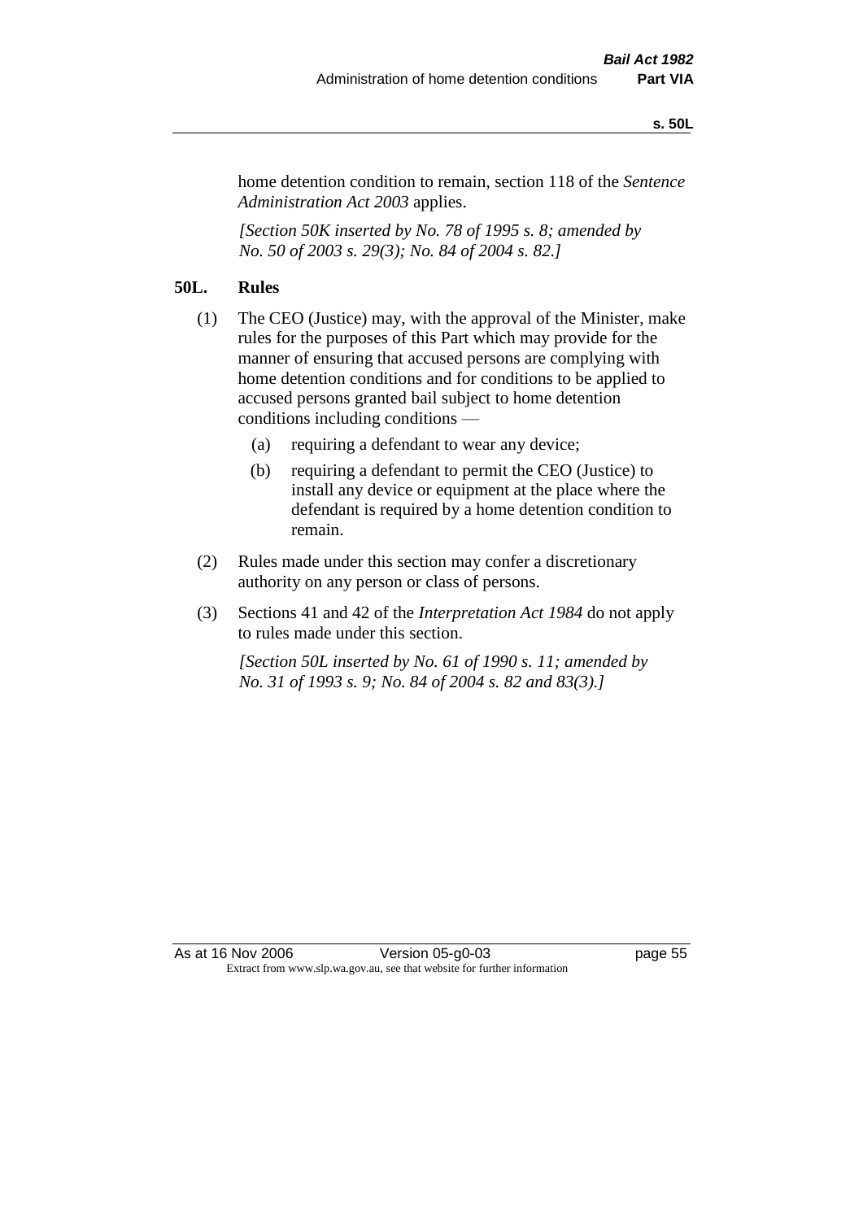home detention condition to remain, section 118 of the *Sentence Administration Act 2003* applies.

*[Section 50K inserted by No. 78 of 1995 s. 8; amended by No. 50 of 2003 s. 29(3); No. 84 of 2004 s. 82.]*

## 50L. Rules

(1) The CEO (Justice) may, with the approval of the Minister, make rules for the purposes of this Part which may provide for the manner of ensuring that accused persons are complying with home detention conditions and for conditions to be applied to accused persons granted bail subject to home detention conditions including conditions —

(a) requiring a defendant to wear any device;

(b) requiring a defendant to permit the CEO (Justice) to install any device or equipment at the place where the defendant is required by a home detention condition to remain.

(2) Rules made under this section may confer a discretionary authority on any person or class of persons.

(3) Sections 41 and 42 of the *Interpretation Act 1984* do not apply to rules made under this section.

*[Section 50L inserted by No. 61 of 1990 s. 11; amended by No. 31 of 1993 s. 9; No. 84 of 2004 s. 82 and 83(3).]*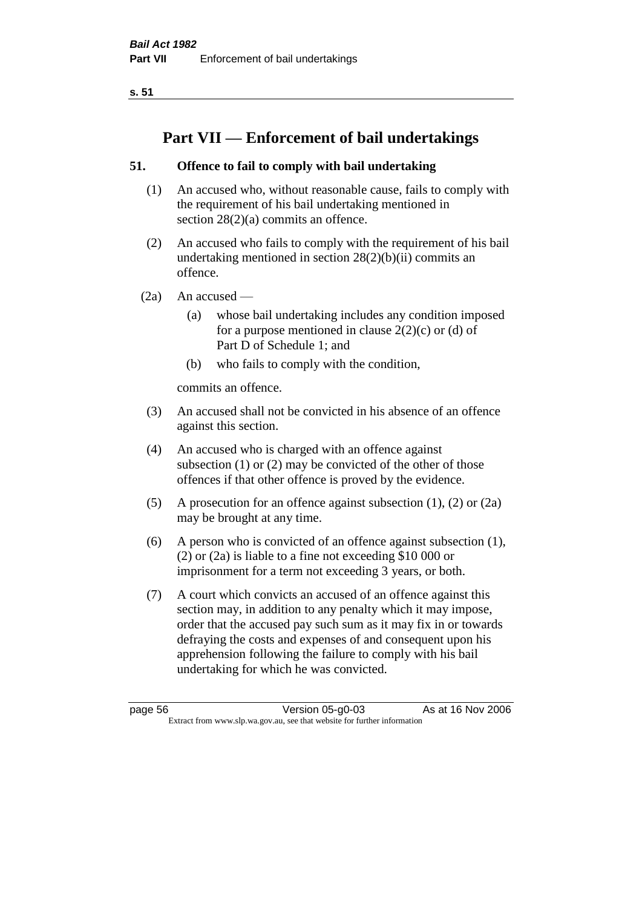# Part VII — Enforcement of bail undertakings

### 51. Offence to fail to comply with bail undertaking

(1) An accused who, without reasonable cause, fails to comply with the requirement of his bail undertaking mentioned in section 28(2)(a) commits an offence.

(2) An accused who fails to comply with the requirement of his bail undertaking mentioned in section 28(2)(b)(ii) commits an offence.

(2a) An accused —

(a) whose bail undertaking includes any condition imposed for a purpose mentioned in clause 2(2)(c) or (d) of Part D of Schedule 1; and

(b) who fails to comply with the condition,

commits an offence.

(3) An accused shall not be convicted in his absence of an offence against this section.

(4) An accused who is charged with an offence against subsection (1) or (2) may be convicted of the other of those offences if that other offence is proved by the evidence.

(5) A prosecution for an offence against subsection (1), (2) or (2a) may be brought at any time.

(6) A person who is convicted of an offence against subsection (1), (2) or (2a) is liable to a fine not exceeding $10 000 or imprisonment for a term not exceeding 3 years, or both.

(7) A court which convicts an accused of an offence against this section may, in addition to any penalty which it may impose, order that the accused pay such sum as it may fix in or towards defraying the costs and expenses of and consequent upon his apprehension following the failure to comply with his bail undertaking for which he was convicted.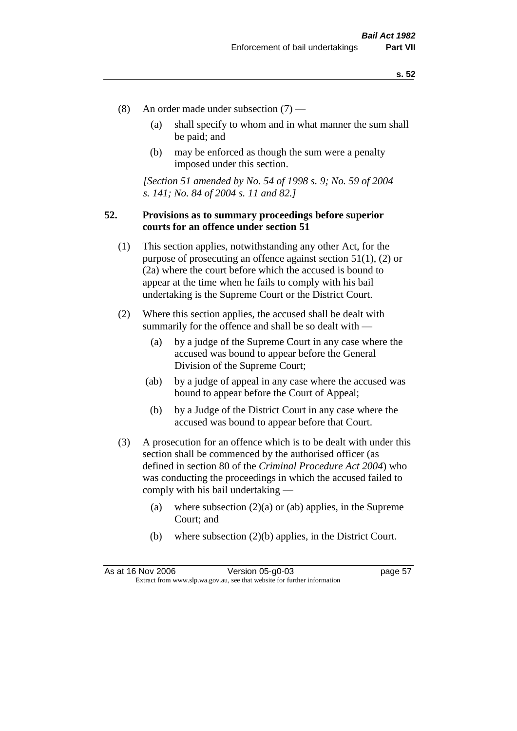(8) An order made under subsection (7) —

(a) shall specify to whom and in what manner the sum shall be paid; and

(b) may be enforced as though the sum were a penalty imposed under this section.

*[Section 51 amended by No. 54 of 1998 s. 9; No. 59 of 2004 s. 141; No. 84 of 2004 s. 11 and 82.]*

**52. Provisions as to summary proceedings before superior courts for an offence under section 51**

(1) This section applies, notwithstanding any other Act, for the purpose of prosecuting an offence against section 51(1), (2) or (2a) where the court before which the accused is bound to appear at the time when he fails to comply with his bail undertaking is the Supreme Court or the District Court.

(2) Where this section applies, the accused shall be dealt with summarily for the offence and shall be so dealt with —

(a) by a judge of the Supreme Court in any case where the accused was bound to appear before the General Division of the Supreme Court;

(ab) by a judge of appeal in any case where the accused was bound to appear before the Court of Appeal;

(b) by a Judge of the District Court in any case where the accused was bound to appear before that Court.

(3) A prosecution for an offence which is to be dealt with under this section shall be commenced by the authorised officer (as defined in section 80 of the *Criminal Procedure Act 2004*) who was conducting the proceedings in which the accused failed to comply with his bail undertaking —

(a) where subsection (2)(a) or (ab) applies, in the Supreme Court; and

(b) where subsection (2)(b) applies, in the District Court.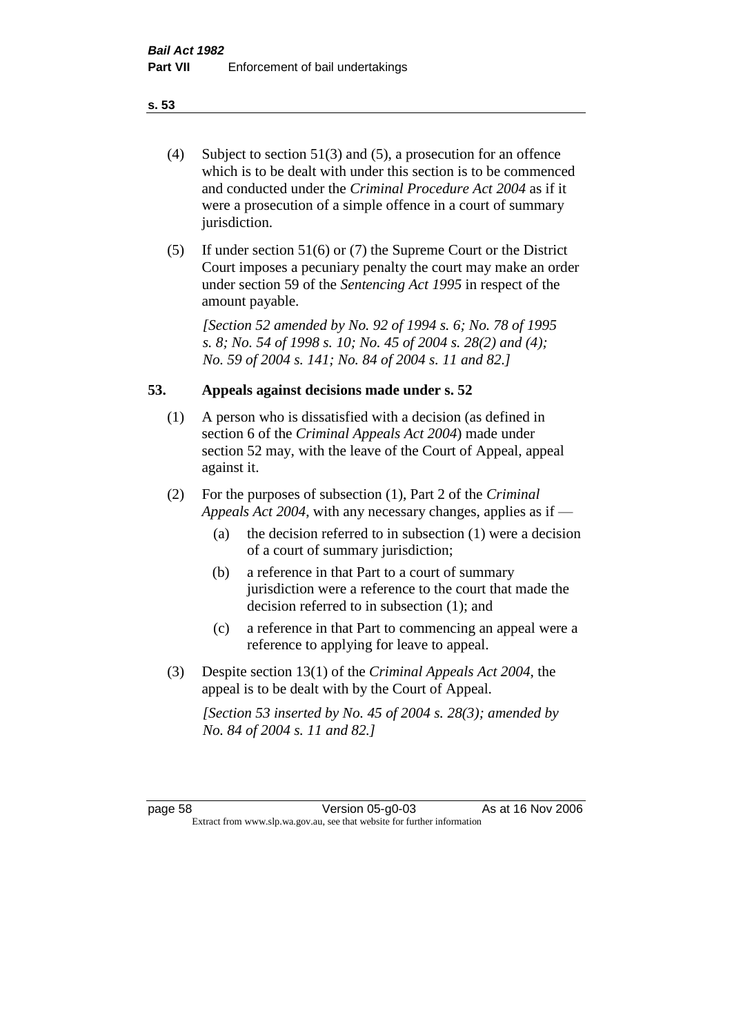(4) Subject to section 51(3) and (5), a prosecution for an offence which is to be dealt with under this section is to be commenced and conducted under the *Criminal Procedure Act 2004* as if it were a prosecution of a simple offence in a court of summary jurisdiction.

(5) If under section 51(6) or (7) the Supreme Court or the District Court imposes a pecuniary penalty the court may make an order under section 59 of the *Sentencing Act 1995* in respect of the amount payable.

*[Section 52 amended by No. 92 of 1994 s. 6; No. 78 of 1995 s. 8; No. 54 of 1998 s. 10; No. 45 of 2004 s. 28(2) and (4); No. 59 of 2004 s. 141; No. 84 of 2004 s. 11 and 82.]*

## 53. Appeals against decisions made under s. 52

(1) A person who is dissatisfied with a decision (as defined in section 6 of the *Criminal Appeals Act 2004*) made under section 52 may, with the leave of the Court of Appeal, appeal against it.

(2) For the purposes of subsection (1), Part 2 of the *Criminal Appeals Act 2004*, with any necessary changes, applies as if —

(a) the decision referred to in subsection (1) were a decision of a court of summary jurisdiction;

(b) a reference in that Part to a court of summary jurisdiction were a reference to the court that made the decision referred to in subsection (1); and

(c) a reference in that Part to commencing an appeal were a reference to applying for leave to appeal.

(3) Despite section 13(1) of the *Criminal Appeals Act 2004*, the appeal is to be dealt with by the Court of Appeal.

*[Section 53 inserted by No. 45 of 2004 s. 28(3); amended by No. 84 of 2004 s. 11 and 82.]*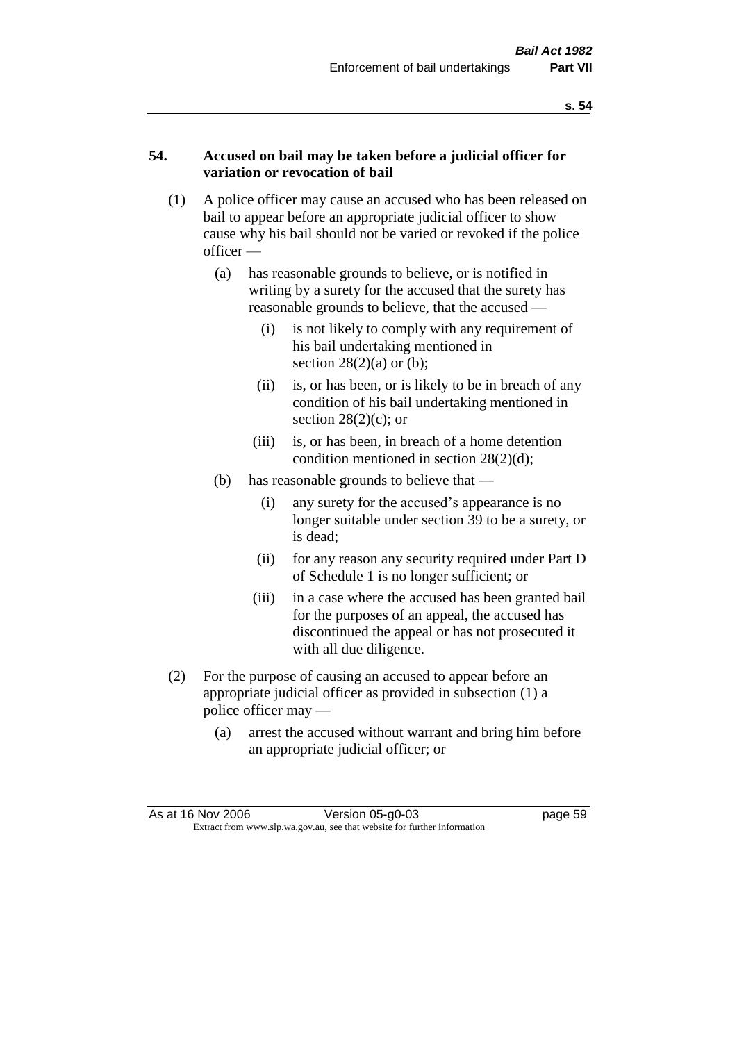## 54. Accused on bail may be taken before a judicial officer for variation or revocation of bail

(1) A police officer may cause an accused who has been released on bail to appear before an appropriate judicial officer to show cause why his bail should not be varied or revoked if the police officer —

   (a) has reasonable grounds to believe, or is notified in writing by a surety for the accused that the surety has reasonable grounds to believe, that the accused —

      (i) is not likely to comply with any requirement of his bail undertaking mentioned in section 28(2)(a) or (b);

      (ii) is, or has been, or is likely to be in breach of any condition of his bail undertaking mentioned in section 28(2)(c); or

      (iii) is, or has been, in breach of a home detention condition mentioned in section 28(2)(d);

   (b) has reasonable grounds to believe that —

      (i) any surety for the accused's appearance is no longer suitable under section 39 to be a surety, or is dead;

      (ii) for any reason any security required under Part D of Schedule 1 is no longer sufficient; or

      (iii) in a case where the accused has been granted bail for the purposes of an appeal, the accused has discontinued the appeal or has not prosecuted it with all due diligence.

(2) For the purpose of causing an accused to appear before an appropriate judicial officer as provided in subsection (1) a police officer may —

   (a) arrest the accused without warrant and bring him before an appropriate judicial officer; or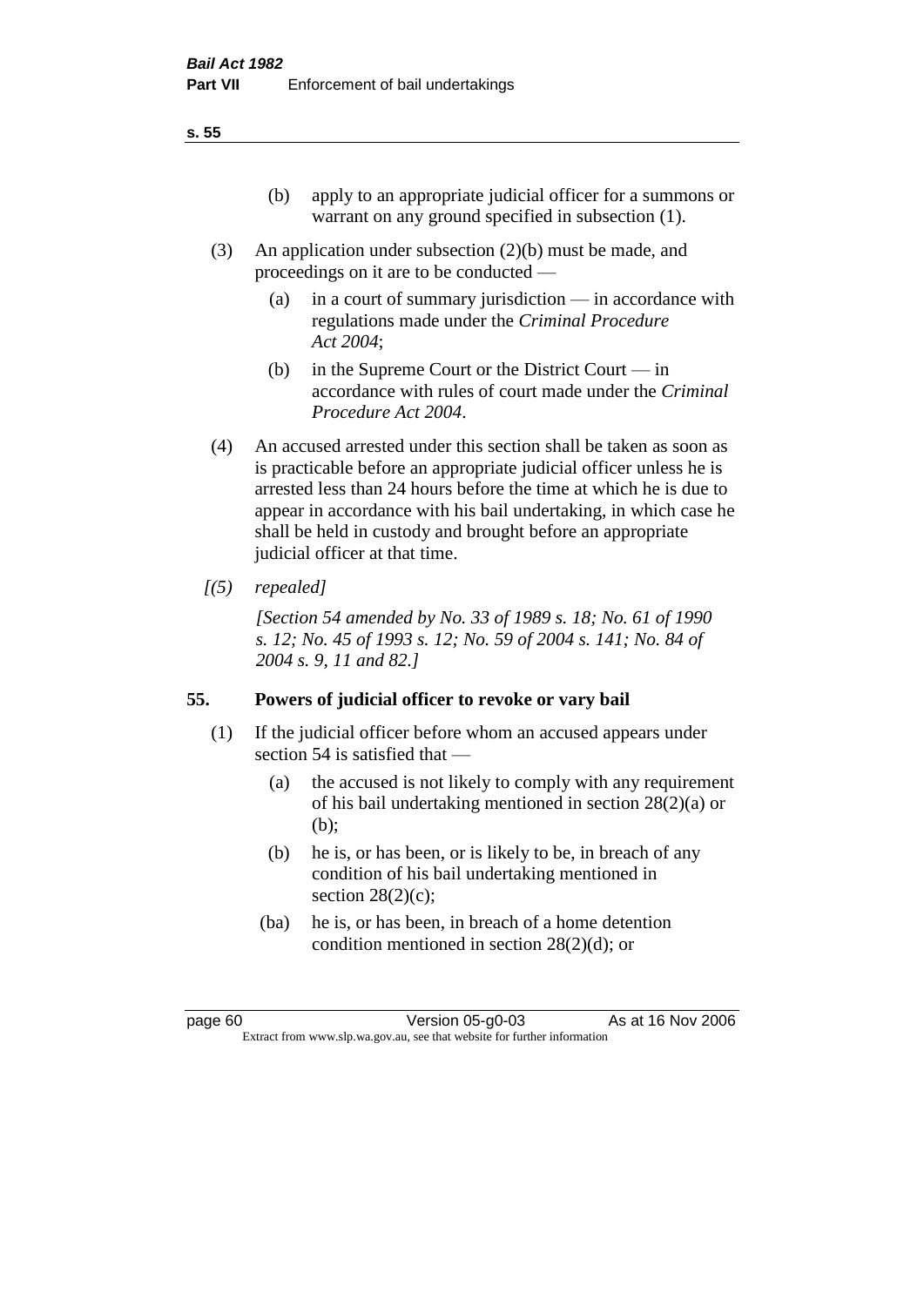(b) apply to an appropriate judicial officer for a summons or warrant on any ground specified in subsection (1).

(3) An application under subsection (2)(b) must be made, and proceedings on it are to be conducted —

(a) in a court of summary jurisdiction — in accordance with regulations made under the *Criminal Procedure Act 2004*;

(b) in the Supreme Court or the District Court — in accordance with rules of court made under the *Criminal Procedure Act 2004*.

(4) An accused arrested under this section shall be taken as soon as is practicable before an appropriate judicial officer unless he is arrested less than 24 hours before the time at which he is due to appear in accordance with his bail undertaking, in which case he shall be held in custody and brought before an appropriate judicial officer at that time.

*[(5) repealed]*

*[Section 54 amended by No. 33 of 1989 s. 18; No. 61 of 1990 s. 12; No. 45 of 1993 s. 12; No. 59 of 2004 s. 141; No. 84 of 2004 s. 9, 11 and 82.]*

## 55. Powers of judicial officer to revoke or vary bail

(1) If the judicial officer before whom an accused appears under section 54 is satisfied that —

(a) the accused is not likely to comply with any requirement of his bail undertaking mentioned in section 28(2)(a) or (b);

(b) he is, or has been, or is likely to be, in breach of any condition of his bail undertaking mentioned in section 28(2)(c);

(ba) he is, or has been, in breach of a home detention condition mentioned in section 28(2)(d); or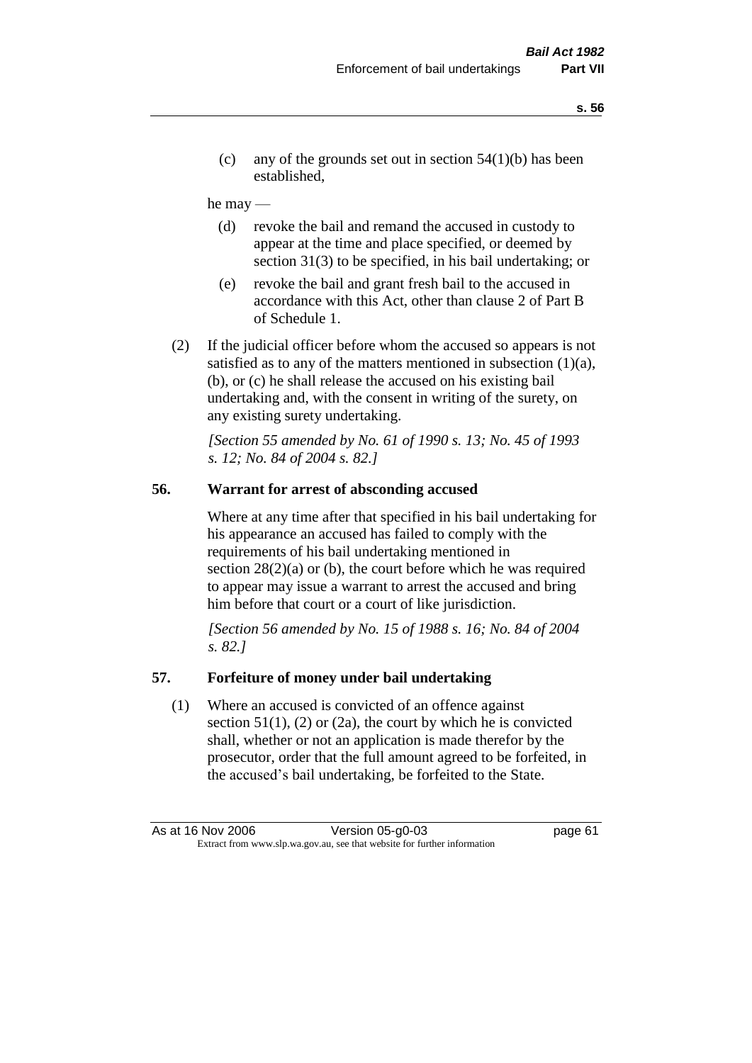(c) any of the grounds set out in section 54(1)(b) has been established,

he may —

(d) revoke the bail and remand the accused in custody to appear at the time and place specified, or deemed by section 31(3) to be specified, in his bail undertaking; or

(e) revoke the bail and grant fresh bail to the accused in accordance with this Act, other than clause 2 of Part B of Schedule 1.

(2) If the judicial officer before whom the accused so appears is not satisfied as to any of the matters mentioned in subsection (1)(a), (b), or (c) he shall release the accused on his existing bail undertaking and, with the consent in writing of the surety, on any existing surety undertaking.

*[Section 55 amended by No. 61 of 1990 s. 13; No. 45 of 1993 s. 12; No. 84 of 2004 s. 82.]*

## 56. Warrant for arrest of absconding accused

Where at any time after that specified in his bail undertaking for his appearance an accused has failed to comply with the requirements of his bail undertaking mentioned in section 28(2)(a) or (b), the court before which he was required to appear may issue a warrant to arrest the accused and bring him before that court or a court of like jurisdiction.

*[Section 56 amended by No. 15 of 1988 s. 16; No. 84 of 2004 s. 82.]*

## 57. Forfeiture of money under bail undertaking

(1) Where an accused is convicted of an offence against section 51(1), (2) or (2a), the court by which he is convicted shall, whether or not an application is made therefor by the prosecutor, order that the full amount agreed to be forfeited, in the accused's bail undertaking, be forfeited to the State.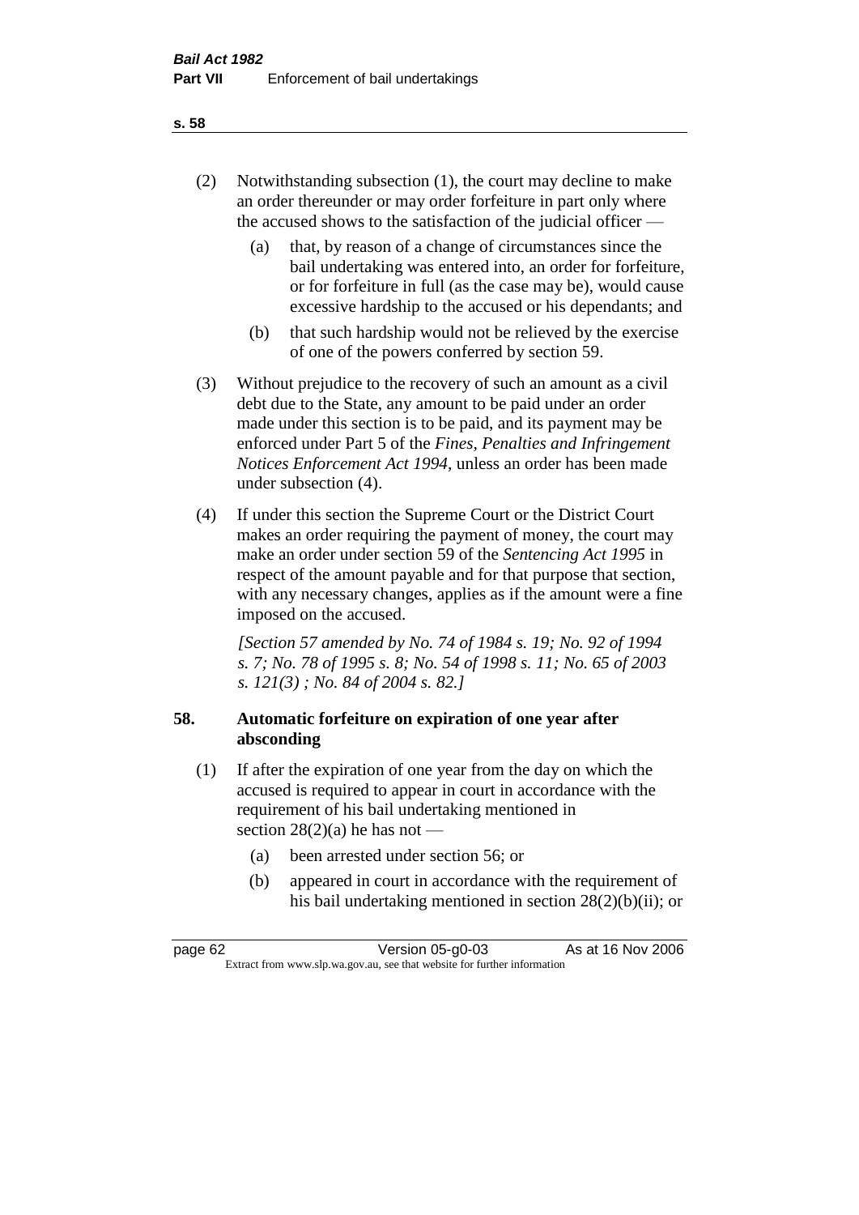(2) Notwithstanding subsection (1), the court may decline to make an order thereunder or may order forfeiture in part only where the accused shows to the satisfaction of the judicial officer —

(a) that, by reason of a change of circumstances since the bail undertaking was entered into, an order for forfeiture, or for forfeiture in full (as the case may be), would cause excessive hardship to the accused or his dependants; and

(b) that such hardship would not be relieved by the exercise of one of the powers conferred by section 59.

(3) Without prejudice to the recovery of such an amount as a civil debt due to the State, any amount to be paid under an order made under this section is to be paid, and its payment may be enforced under Part 5 of the *Fines, Penalties and Infringement Notices Enforcement Act 1994*, unless an order has been made under subsection (4).

(4) If under this section the Supreme Court or the District Court makes an order requiring the payment of money, the court may make an order under section 59 of the *Sentencing Act 1995* in respect of the amount payable and for that purpose that section, with any necessary changes, applies as if the amount were a fine imposed on the accused.

*[Section 57 amended by No. 74 of 1984 s. 19; No. 92 of 1994 s. 7; No. 78 of 1995 s. 8; No. 54 of 1998 s. 11; No. 65 of 2003 s. 121(3) ; No. 84 of 2004 s. 82.]*

### 58. Automatic forfeiture on expiration of one year after absconding

(1) If after the expiration of one year from the day on which the accused is required to appear in court in accordance with the requirement of his bail undertaking mentioned in section 28(2)(a) he has not —

(a) been arrested under section 56; or

(b) appeared in court in accordance with the requirement of his bail undertaking mentioned in section 28(2)(b)(ii); or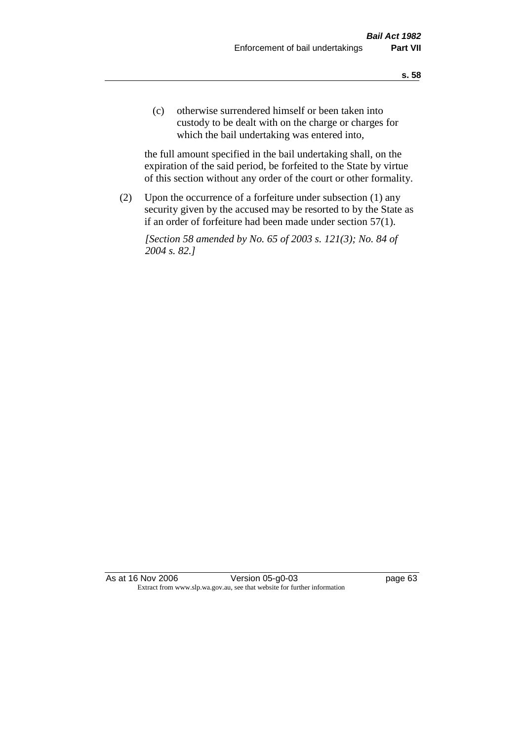(c) otherwise surrendered himself or been taken into custody to be dealt with on the charge or charges for which the bail undertaking was entered into,

the full amount specified in the bail undertaking shall, on the expiration of the said period, be forfeited to the State by virtue of this section without any order of the court or other formality.

(2) Upon the occurrence of a forfeiture under subsection (1) any security given by the accused may be resorted to by the State as if an order of forfeiture had been made under section 57(1).

*[Section 58 amended by No. 65 of 2003 s. 121(3); No. 84 of 2004 s. 82.]*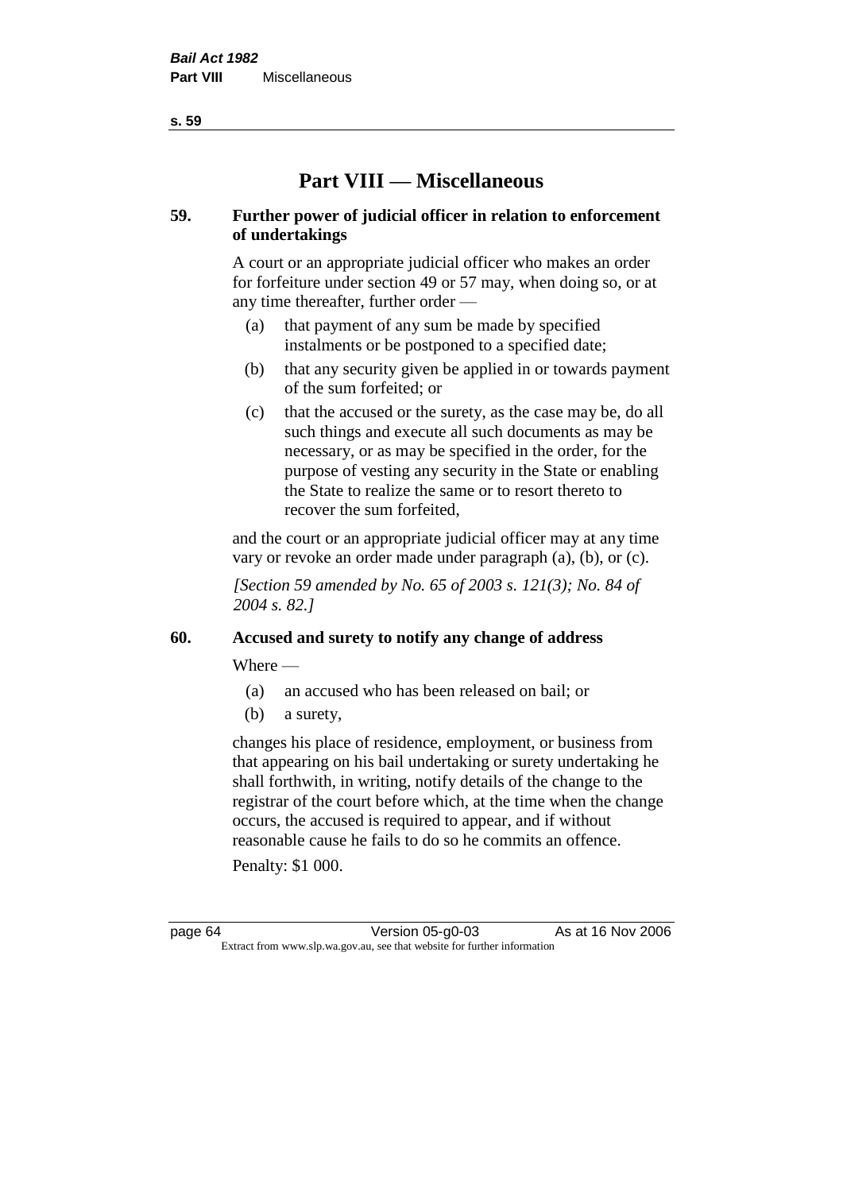# Part VIII — Miscellaneous

## 59. Further power of judicial officer in relation to enforcement of undertakings

A court or an appropriate judicial officer who makes an order for forfeiture under section 49 or 57 may, when doing so, or at any time thereafter, further order —

(a) that payment of any sum be made by specified instalments or be postponed to a specified date;

(b) that any security given be applied in or towards payment of the sum forfeited; or

(c) that the accused or the surety, as the case may be, do all such things and execute all such documents as may be necessary, or as may be specified in the order, for the purpose of vesting any security in the State or enabling the State to realize the same or to resort thereto to recover the sum forfeited,

and the court or an appropriate judicial officer may at any time vary or revoke an order made under paragraph (a), (b), or (c).

*[Section 59 amended by No. 65 of 2003 s. 121(3); No. 84 of 2004 s. 82.]*

## 60. Accused and surety to notify any change of address

Where —

(a) an accused who has been released on bail; or

(b) a surety,

changes his place of residence, employment, or business from that appearing on his bail undertaking or surety undertaking he shall forthwith, in writing, notify details of the change to the registrar of the court before which, at the time when the change occurs, the accused is required to appear, and if without reasonable cause he fails to do so he commits an offence.

Penalty: $1 000.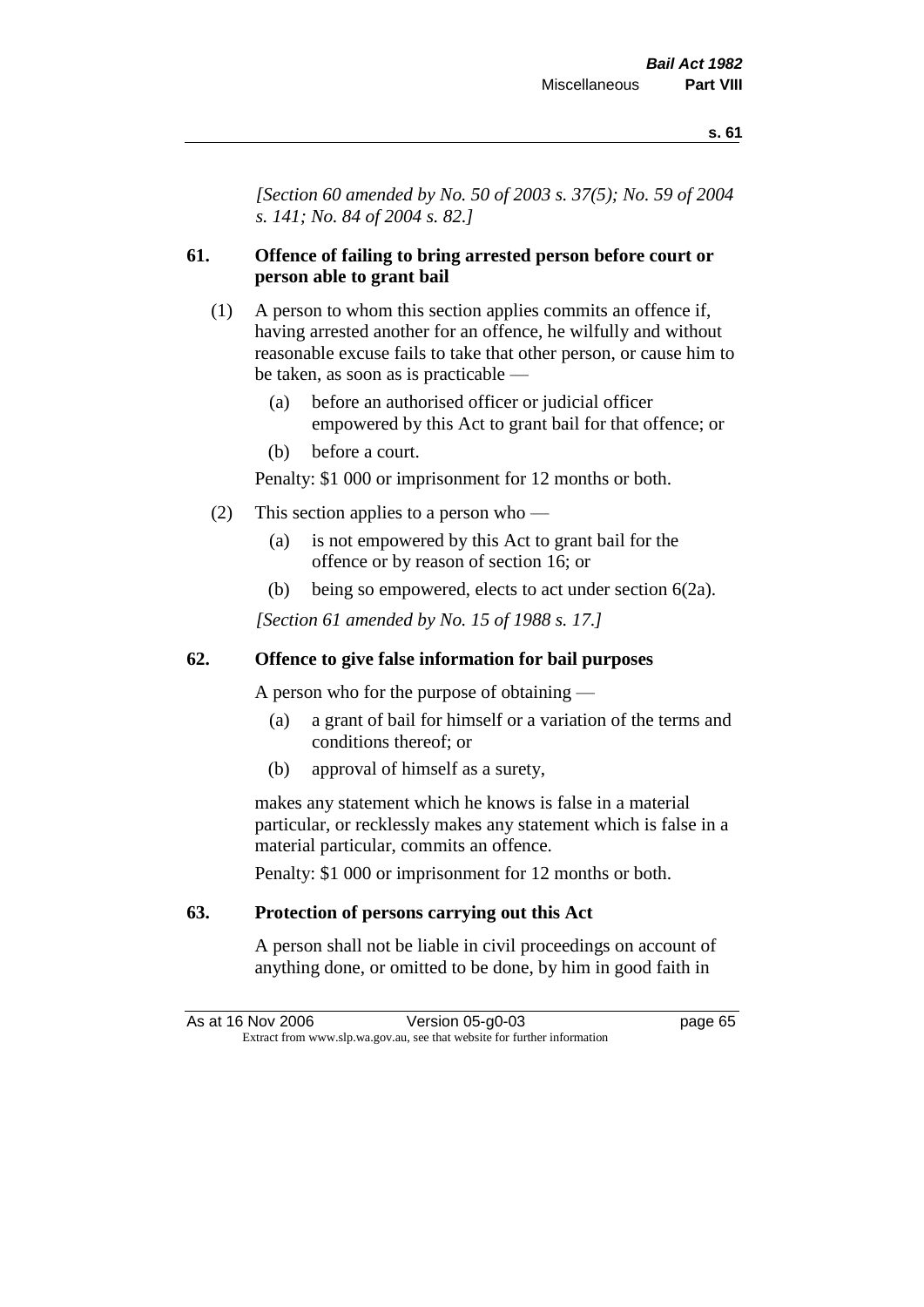*[Section 60 amended by No. 50 of 2003 s. 37(5); No. 59 of 2004 s. 141; No. 84 of 2004 s. 82.]*

## 61. Offence of failing to bring arrested person before court or person able to grant bail

(1) A person to whom this section applies commits an offence if, having arrested another for an offence, he wilfully and without reasonable excuse fails to take that other person, or cause him to be taken, as soon as is practicable —

- (a) before an authorised officer or judicial officer empowered by this Act to grant bail for that offence; or
- (b) before a court.

Penalty: $1 000 or imprisonment for 12 months or both.

(2) This section applies to a person who —

- (a) is not empowered by this Act to grant bail for the offence or by reason of section 16; or
- (b) being so empowered, elects to act under section 6(2a).

*[Section 61 amended by No. 15 of 1988 s. 17.]*

## 62. Offence to give false information for bail purposes

A person who for the purpose of obtaining —

- (a) a grant of bail for himself or a variation of the terms and conditions thereof; or
- (b) approval of himself as a surety,

makes any statement which he knows is false in a material particular, or recklessly makes any statement which is false in a material particular, commits an offence.

Penalty: $1 000 or imprisonment for 12 months or both.

## 63. Protection of persons carrying out this Act

A person shall not be liable in civil proceedings on account of anything done, or omitted to be done, by him in good faith in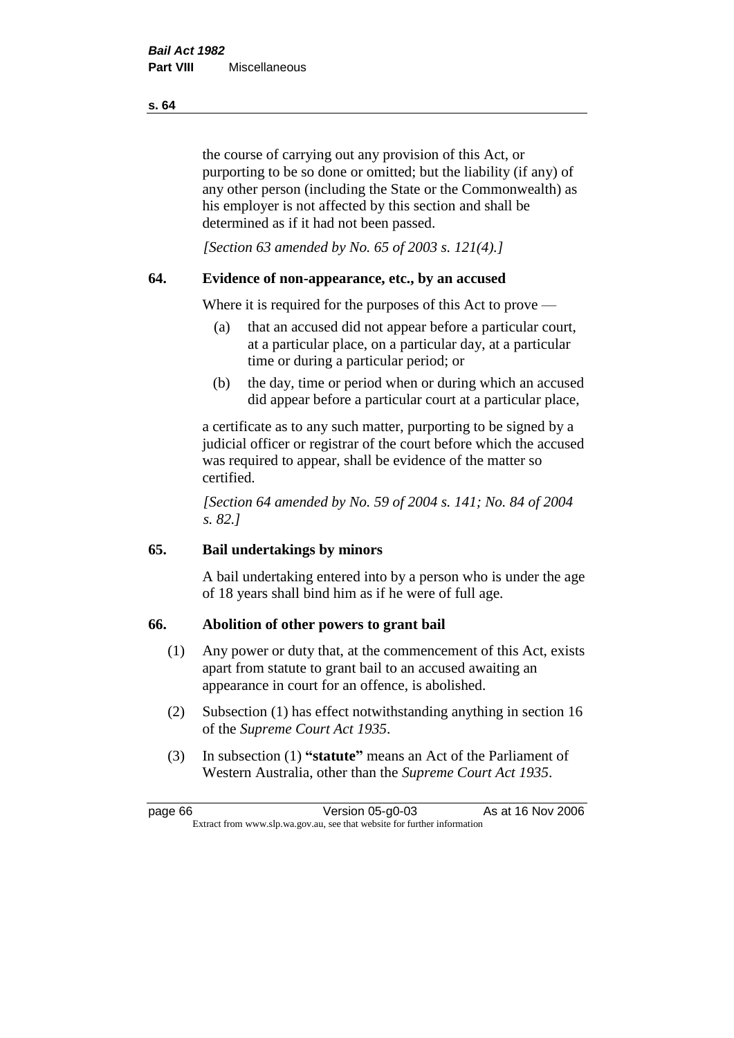the course of carrying out any provision of this Act, or purporting to be so done or omitted; but the liability (if any) of any other person (including the State or the Commonwealth) as his employer is not affected by this section and shall be determined as if it had not been passed.

*[Section 63 amended by No. 65 of 2003 s. 121(4).]*

## 64. Evidence of non-appearance, etc., by an accused

Where it is required for the purposes of this Act to prove —

(a) that an accused did not appear before a particular court, at a particular place, on a particular day, at a particular time or during a particular period; or

(b) the day, time or period when or during which an accused did appear before a particular court at a particular place,

a certificate as to any such matter, purporting to be signed by a judicial officer or registrar of the court before which the accused was required to appear, shall be evidence of the matter so certified.

*[Section 64 amended by No. 59 of 2004 s. 141; No. 84 of 2004 s. 82.]*

## 65. Bail undertakings by minors

A bail undertaking entered into by a person who is under the age of 18 years shall bind him as if he were of full age.

## 66. Abolition of other powers to grant bail

(1) Any power or duty that, at the commencement of this Act, exists apart from statute to grant bail to an accused awaiting an appearance in court for an offence, is abolished.

(2) Subsection (1) has effect notwithstanding anything in section 16 of the *Supreme Court Act 1935*.

(3) In subsection (1) **"statute"** means an Act of the Parliament of Western Australia, other than the *Supreme Court Act 1935*.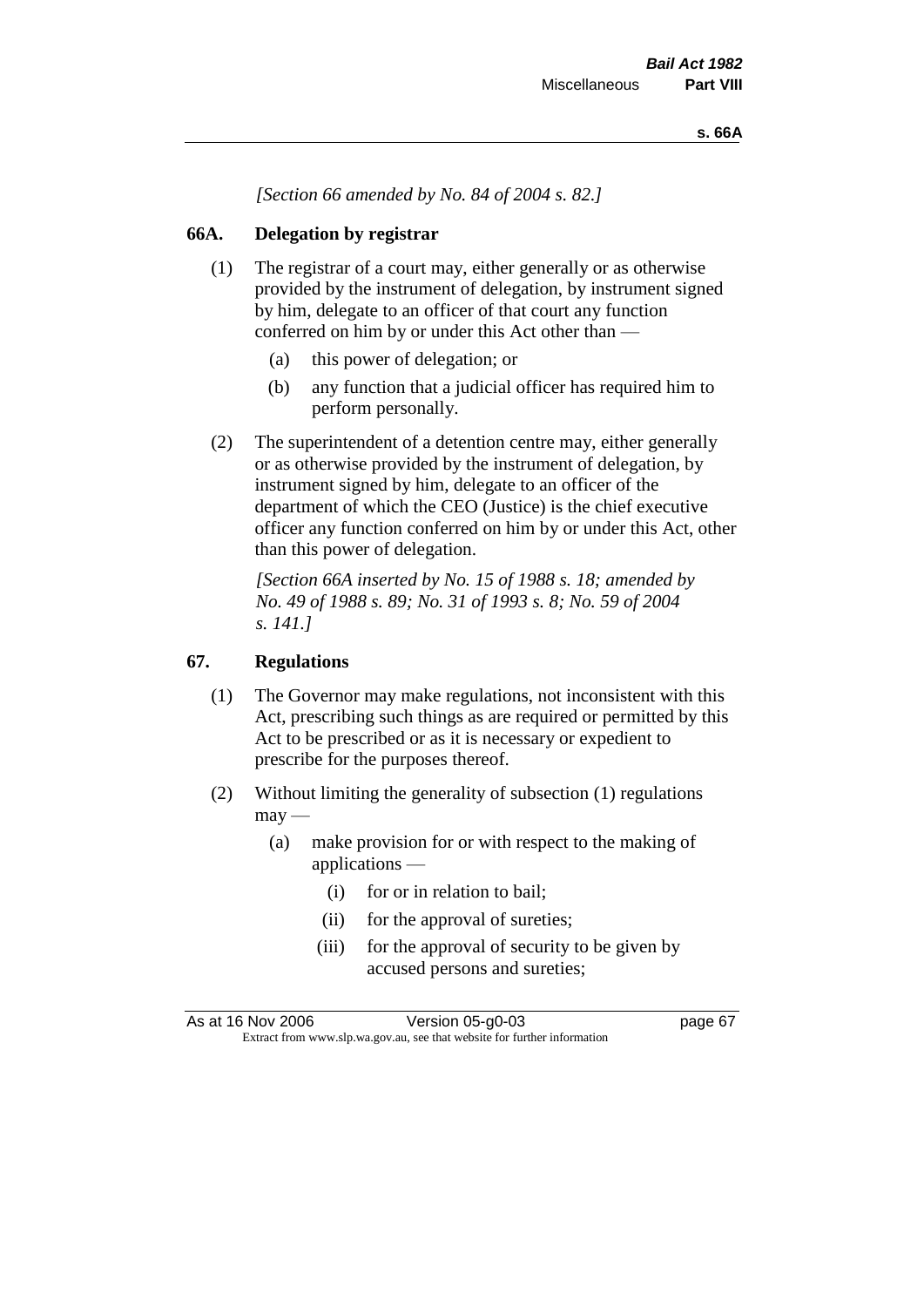*[Section 66 amended by No. 84 of 2004 s. 82.]*

### 66A. Delegation by registrar

(1) The registrar of a court may, either generally or as otherwise provided by the instrument of delegation, by instrument signed by him, delegate to an officer of that court any function conferred on him by or under this Act other than —

  (a) this power of delegation; or

  (b) any function that a judicial officer has required him to perform personally.

(2) The superintendent of a detention centre may, either generally or as otherwise provided by the instrument of delegation, by instrument signed by him, delegate to an officer of the department of which the CEO (Justice) is the chief executive officer any function conferred on him by or under this Act, other than this power of delegation.

*[Section 66A inserted by No. 15 of 1988 s. 18; amended by No. 49 of 1988 s. 89; No. 31 of 1993 s. 8; No. 59 of 2004 s. 141.]*

### 67. Regulations

(1) The Governor may make regulations, not inconsistent with this Act, prescribing such things as are required or permitted by this Act to be prescribed or as it is necessary or expedient to prescribe for the purposes thereof.

(2) Without limiting the generality of subsection (1) regulations may —

  (a) make provision for or with respect to the making of applications —

    (i) for or in relation to bail;

    (ii) for the approval of sureties;

    (iii) for the approval of security to be given by accused persons and sureties;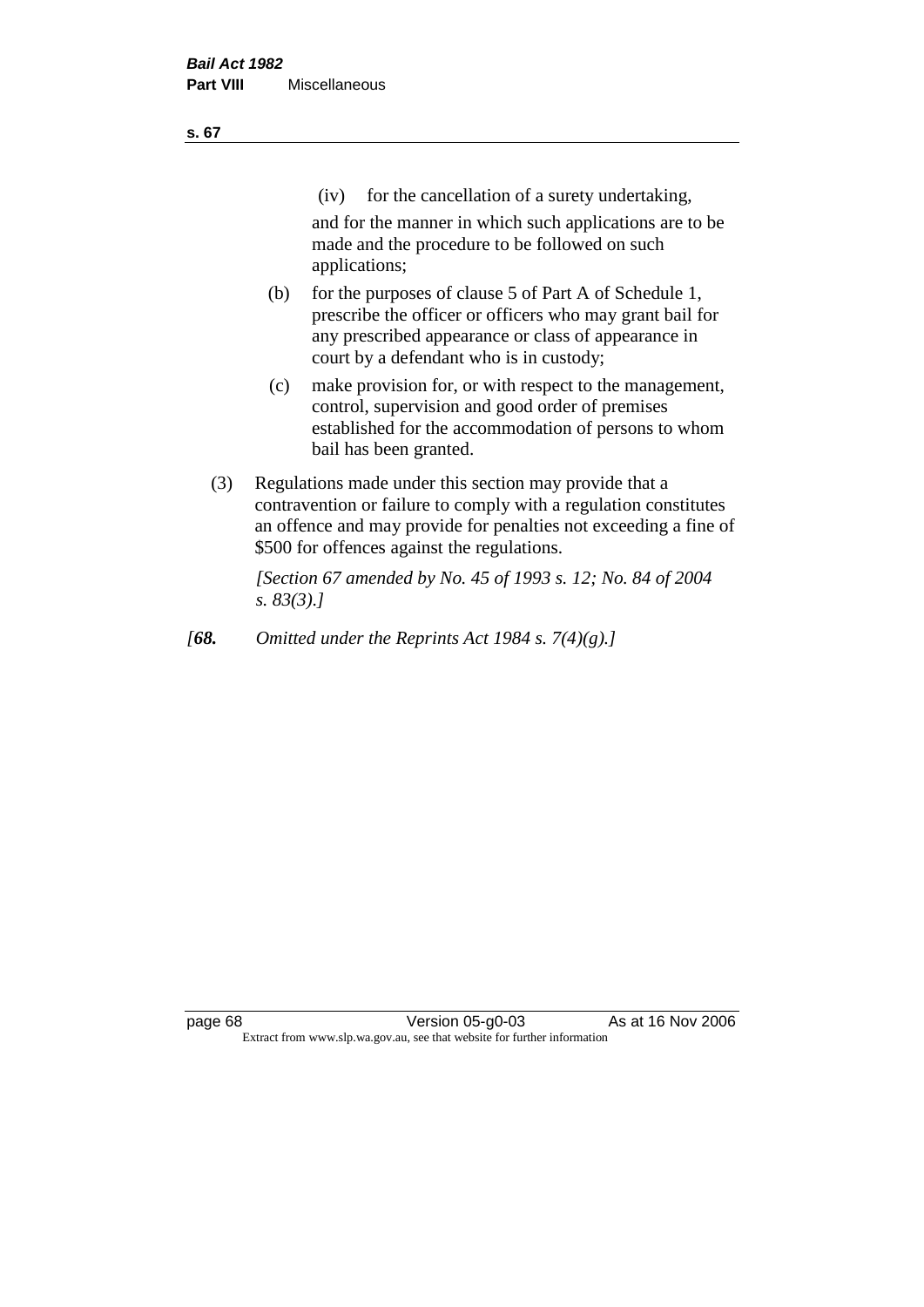(iv) for the cancellation of a surety undertaking,

and for the manner in which such applications are to be made and the procedure to be followed on such applications;

(b) for the purposes of clause 5 of Part A of Schedule 1, prescribe the officer or officers who may grant bail for any prescribed appearance or class of appearance in court by a defendant who is in custody;

(c) make provision for, or with respect to the management, control, supervision and good order of premises established for the accommodation of persons to whom bail has been granted.

(3) Regulations made under this section may provide that a contravention or failure to comply with a regulation constitutes an offence and may provide for penalties not exceeding a fine of $500 for offences against the regulations.

*[Section 67 amended by No. 45 of 1993 s. 12; No. 84 of 2004 s. 83(3).]*

*[**68.** Omitted under the Reprints Act 1984 s. 7(4)(g).]*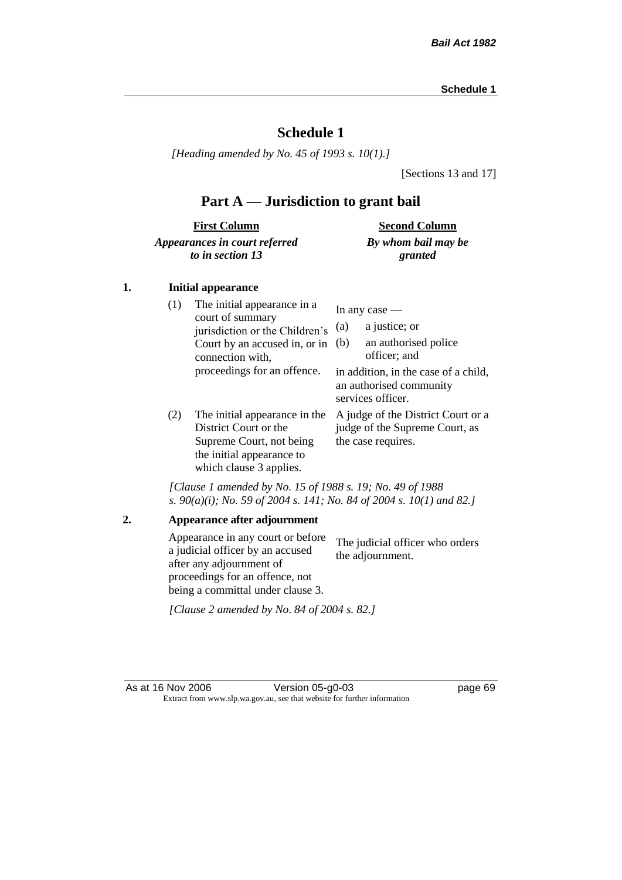# Schedule 1

*[Heading amended by No. 45 of 1993 s. 10(1).]*

[Sections 13 and 17]

## Part A — Jurisdiction to grant bail

| First Column<br>*Appearances in court referred to in section 13* | Second Column<br>*By whom bail may be granted* |
|---|---|
| **1. Initial appearance** | |
| (1) The initial appearance in a court of summary jurisdiction or the Children's Court by an accused in, or in connection with, proceedings for an offence. | In any case —<br>(a) a justice; or<br>(b) an authorised police officer; and<br>in addition, in the case of a child, an authorised community services officer. |
| (2) The initial appearance in the District Court or the Supreme Court, not being the initial appearance to which clause 3 applies. | A judge of the District Court or a judge of the Supreme Court, as the case requires. |
| *[Clause 1 amended by No. 15 of 1988 s. 19; No. 49 of 1988 s. 90(a)(i); No. 59 of 2004 s. 141; No. 84 of 2004 s. 10(1) and 82.]* | |
| **2. Appearance after adjournment** | |
| Appearance in any court or before a judicial officer by an accused after any adjournment of proceedings for an offence, not being a committal under clause 3. | The judicial officer who orders the adjournment. |
| *[Clause 2 amended by No. 84 of 2004 s. 82.]* | |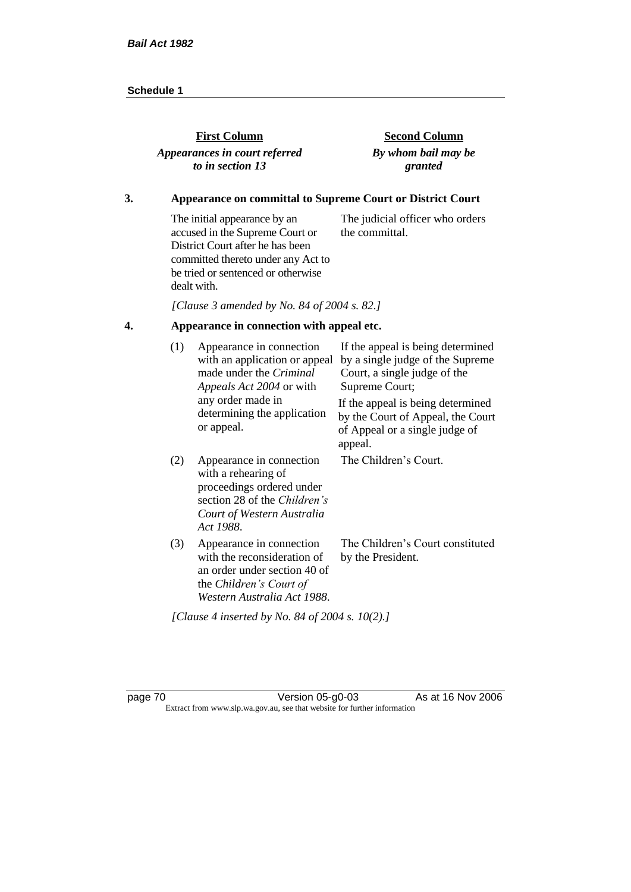| **First Column** | **Second Column** |
|---|---|
| ***Appearances in court referred to in section 13*** | ***By whom bail may be granted*** |

**3. Appearance on committal to Supreme Court or District Court**

| | |
|---|---|
| The initial appearance by an accused in the Supreme Court or District Court after he has been committed thereto under any Act to be tried or sentenced or otherwise dealt with. | The judicial officer who orders the committal. |

*[Clause 3 amended by No. 84 of 2004 s. 82.]*

**4. Appearance in connection with appeal etc.**

| | | |
|---|---|---|
| (1) | Appearance in connection with an application or appeal made under the *Criminal Appeals Act 2004* or with any order made in determining the application or appeal. | If the appeal is being determined by a single judge of the Supreme Court, a single judge of the Supreme Court; If the appeal is being determined by the Court of Appeal, the Court of Appeal or a single judge of appeal. |
| (2) | Appearance in connection with a rehearing of proceedings ordered under section 28 of the *Children's Court of Western Australia Act 1988*. | The Children's Court. |
| (3) | Appearance in connection with the reconsideration of an order under section 40 of the *Children's Court of Western Australia Act 1988*. | The Children's Court constituted by the President. |

*[Clause 4 inserted by No. 84 of 2004 s. 10(2).]*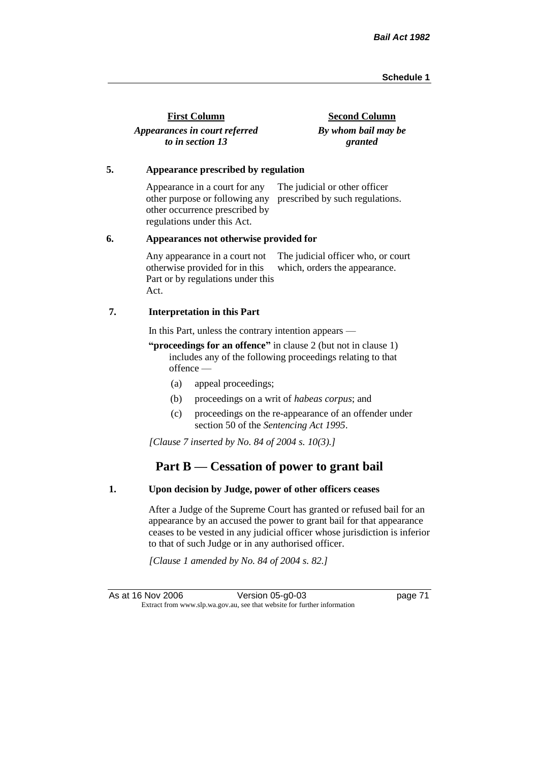| First Column | Second Column |
|---|---|
| *Appearances in court referred to in section 13* | *By whom bail may be granted* |

**5. Appearance prescribed by regulation**

| | |
|---|---|
| Appearance in a court for any other purpose or following any other occurrence prescribed by regulations under this Act. | The judicial or other officer prescribed by such regulations. |

**6. Appearances not otherwise provided for**

| | |
|---|---|
| Any appearance in a court not otherwise provided for in this Part or by regulations under this Act. | The judicial officer who, or court which, orders the appearance. |

**7. Interpretation in this Part**

In this Part, unless the contrary intention appears —

**"proceedings for an offence"** in clause 2 (but not in clause 1) includes any of the following proceedings relating to that offence —

(a) appeal proceedings;

(b) proceedings on a writ of *habeas corpus*; and

(c) proceedings on the re-appearance of an offender under section 50 of the *Sentencing Act 1995*.

*[Clause 7 inserted by No. 84 of 2004 s. 10(3).]*

## Part B — Cessation of power to grant bail

**1. Upon decision by Judge, power of other officers ceases**

After a Judge of the Supreme Court has granted or refused bail for an appearance by an accused the power to grant bail for that appearance ceases to be vested in any judicial officer whose jurisdiction is inferior to that of such Judge or in any authorised officer.

*[Clause 1 amended by No. 84 of 2004 s. 82.]*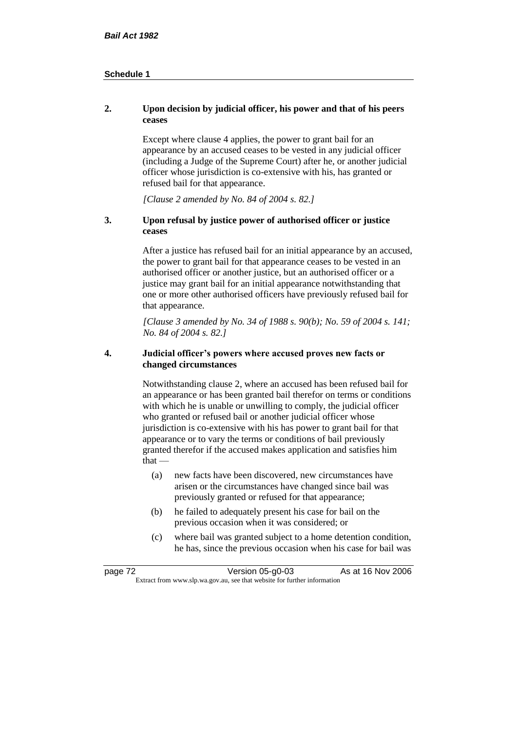**2. Upon decision by judicial officer, his power and that of his peers ceases**

Except where clause 4 applies, the power to grant bail for an appearance by an accused ceases to be vested in any judicial officer (including a Judge of the Supreme Court) after he, or another judicial officer whose jurisdiction is co-extensive with his, has granted or refused bail for that appearance.

*[Clause 2 amended by No. 84 of 2004 s. 82.]*

**3. Upon refusal by justice power of authorised officer or justice ceases**

After a justice has refused bail for an initial appearance by an accused, the power to grant bail for that appearance ceases to be vested in an authorised officer or another justice, but an authorised officer or a justice may grant bail for an initial appearance notwithstanding that one or more other authorised officers have previously refused bail for that appearance.

*[Clause 3 amended by No. 34 of 1988 s. 90(b); No. 59 of 2004 s. 141; No. 84 of 2004 s. 82.]*

**4. Judicial officer's powers where accused proves new facts or changed circumstances**

Notwithstanding clause 2, where an accused has been refused bail for an appearance or has been granted bail therefor on terms or conditions with which he is unable or unwilling to comply, the judicial officer who granted or refused bail or another judicial officer whose jurisdiction is co-extensive with his has power to grant bail for that appearance or to vary the terms or conditions of bail previously granted therefor if the accused makes application and satisfies him that —

(a) new facts have been discovered, new circumstances have arisen or the circumstances have changed since bail was previously granted or refused for that appearance;

(b) he failed to adequately present his case for bail on the previous occasion when it was considered; or

(c) where bail was granted subject to a home detention condition, he has, since the previous occasion when his case for bail was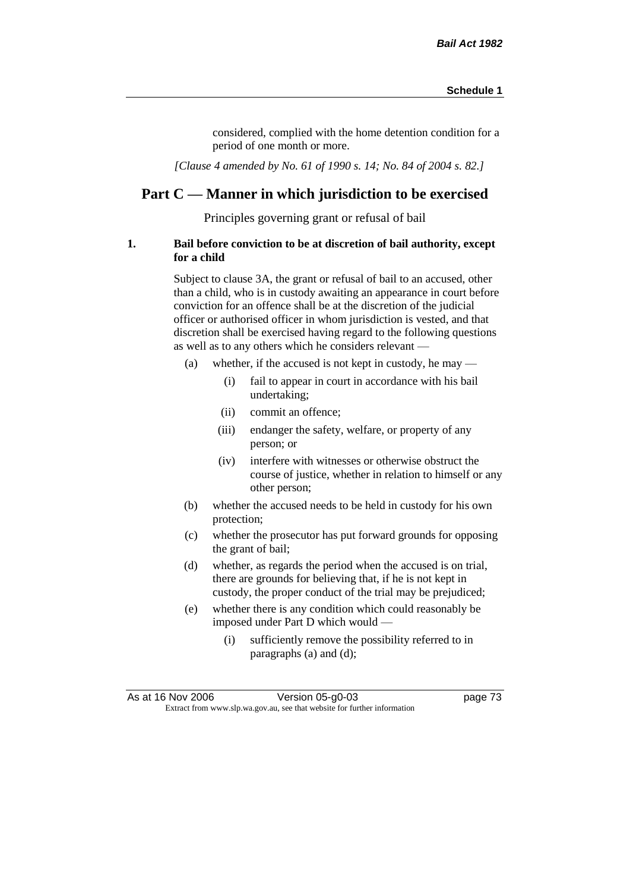considered, complied with the home detention condition for a period of one month or more.

*[Clause 4 amended by No. 61 of 1990 s. 14; No. 84 of 2004 s. 82.]*

## Part C — Manner in which jurisdiction to be exercised

Principles governing grant or refusal of bail

**1. Bail before conviction to be at discretion of bail authority, except for a child**

Subject to clause 3A, the grant or refusal of bail to an accused, other than a child, who is in custody awaiting an appearance in court before conviction for an offence shall be at the discretion of the judicial officer or authorised officer in whom jurisdiction is vested, and that discretion shall be exercised having regard to the following questions as well as to any others which he considers relevant —

- (a) whether, if the accused is not kept in custody, he may —
  - (i) fail to appear in court in accordance with his bail undertaking;
  - (ii) commit an offence;
  - (iii) endanger the safety, welfare, or property of any person; or
  - (iv) interfere with witnesses or otherwise obstruct the course of justice, whether in relation to himself or any other person;
- (b) whether the accused needs to be held in custody for his own protection;
- (c) whether the prosecutor has put forward grounds for opposing the grant of bail;
- (d) whether, as regards the period when the accused is on trial, there are grounds for believing that, if he is not kept in custody, the proper conduct of the trial may be prejudiced;
- (e) whether there is any condition which could reasonably be imposed under Part D which would —
  - (i) sufficiently remove the possibility referred to in paragraphs (a) and (d);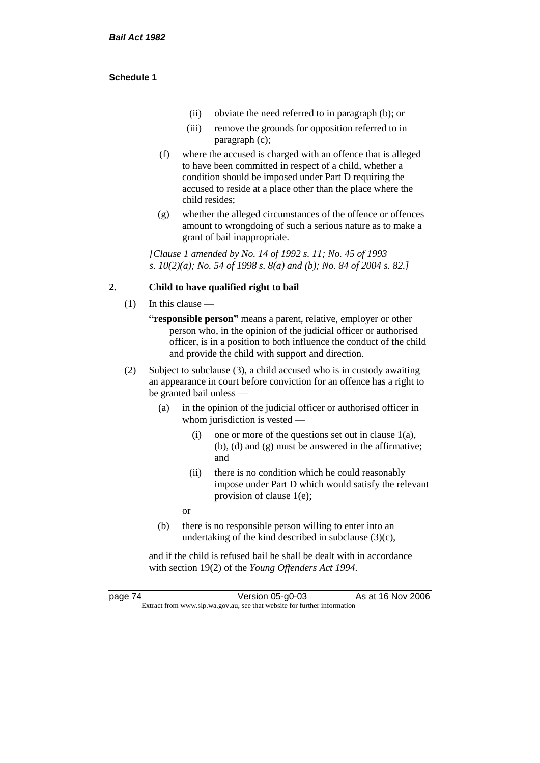- (ii) obviate the need referred to in paragraph (b); or
- (iii) remove the grounds for opposition referred to in paragraph (c);

(f) where the accused is charged with an offence that is alleged to have been committed in respect of a child, whether a condition should be imposed under Part D requiring the accused to reside at a place other than the place where the child resides;

(g) whether the alleged circumstances of the offence or offences amount to wrongdoing of such a serious nature as to make a grant of bail inappropriate.

*[Clause 1 amended by No. 14 of 1992 s. 11; No. 45 of 1993 s. 10(2)(a); No. 54 of 1998 s. 8(a) and (b); No. 84 of 2004 s. 82.]*

## 2. Child to have qualified right to bail

(1) In this clause —

**"responsible person"** means a parent, relative, employer or other person who, in the opinion of the judicial officer or authorised officer, is in a position to both influence the conduct of the child and provide the child with support and direction.

(2) Subject to subclause (3), a child accused who is in custody awaiting an appearance in court before conviction for an offence has a right to be granted bail unless —

(a) in the opinion of the judicial officer or authorised officer in whom jurisdiction is vested —

- (i) one or more of the questions set out in clause 1(a), (b), (d) and (g) must be answered in the affirmative; and
- (ii) there is no condition which he could reasonably impose under Part D which would satisfy the relevant provision of clause 1(e);

or

(b) there is no responsible person willing to enter into an undertaking of the kind described in subclause (3)(c),

and if the child is refused bail he shall be dealt with in accordance with section 19(2) of the *Young Offenders Act 1994*.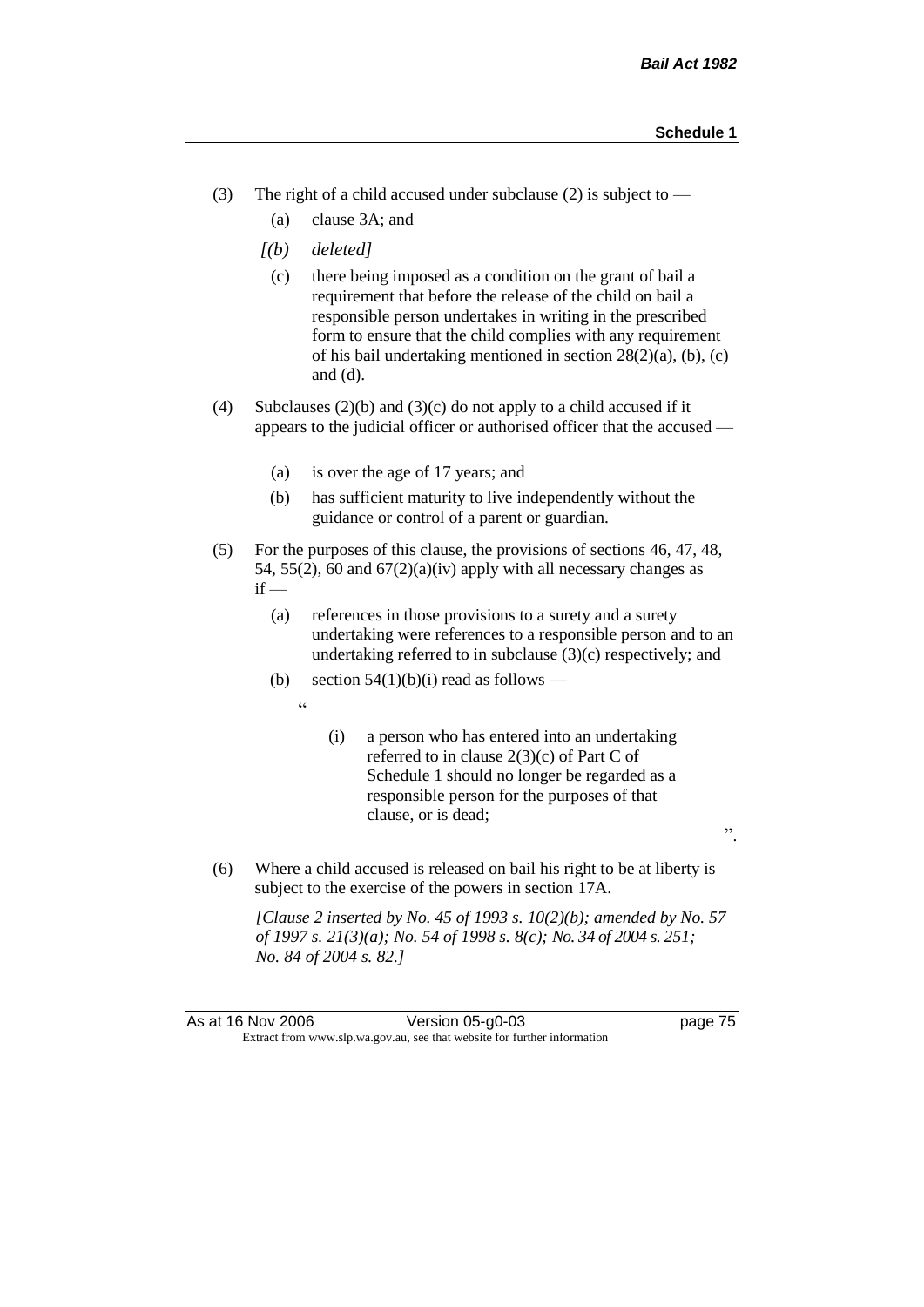(3) The right of a child accused under subclause (2) is subject to —

(a) clause 3A; and

*[(b) deleted]*

(c) there being imposed as a condition on the grant of bail a requirement that before the release of the child on bail a responsible person undertakes in writing in the prescribed form to ensure that the child complies with any requirement of his bail undertaking mentioned in section 28(2)(a), (b), (c) and (d).

(4) Subclauses (2)(b) and (3)(c) do not apply to a child accused if it appears to the judicial officer or authorised officer that the accused —

(a) is over the age of 17 years; and

(b) has sufficient maturity to live independently without the guidance or control of a parent or guardian.

(5) For the purposes of this clause, the provisions of sections 46, 47, 48, 54, 55(2), 60 and 67(2)(a)(iv) apply with all necessary changes as if —

(a) references in those provisions to a surety and a surety undertaking were references to a responsible person and to an undertaking referred to in subclause (3)(c) respectively; and

(b) section 54(1)(b)(i) read as follows —

"

(i) a person who has entered into an undertaking referred to in clause 2(3)(c) of Part C of Schedule 1 should no longer be regarded as a responsible person for the purposes of that clause, or is dead;

".

(6) Where a child accused is released on bail his right to be at liberty is subject to the exercise of the powers in section 17A.

*[Clause 2 inserted by No. 45 of 1993 s. 10(2)(b); amended by No. 57 of 1997 s. 21(3)(a); No. 54 of 1998 s. 8(c); No. 34 of 2004 s. 251; No. 84 of 2004 s. 82.]*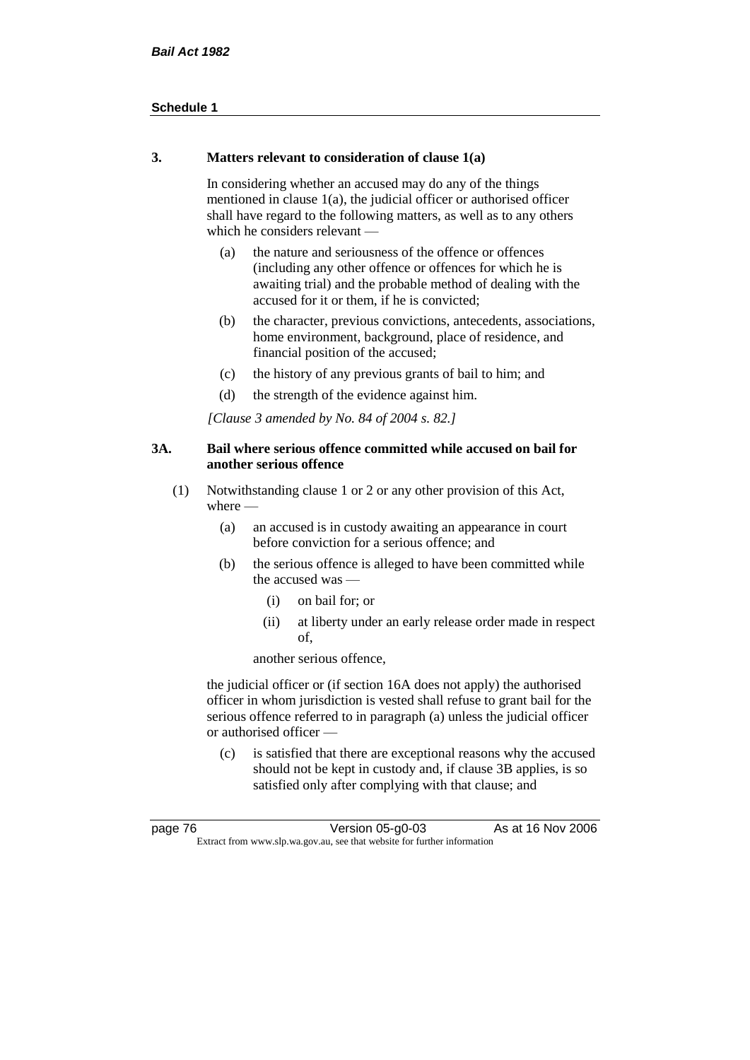### 3. Matters relevant to consideration of clause 1(a)

In considering whether an accused may do any of the things mentioned in clause 1(a), the judicial officer or authorised officer shall have regard to the following matters, as well as to any others which he considers relevant —

(a) the nature and seriousness of the offence or offences (including any other offence or offences for which he is awaiting trial) and the probable method of dealing with the accused for it or them, if he is convicted;

(b) the character, previous convictions, antecedents, associations, home environment, background, place of residence, and financial position of the accused;

(c) the history of any previous grants of bail to him; and

(d) the strength of the evidence against him.

*[Clause 3 amended by No. 84 of 2004 s. 82.]*

### 3A. Bail where serious offence committed while accused on bail for another serious offence

(1) Notwithstanding clause 1 or 2 or any other provision of this Act, where —

(a) an accused is in custody awaiting an appearance in court before conviction for a serious offence; and

(b) the serious offence is alleged to have been committed while the accused was —

(i) on bail for; or

(ii) at liberty under an early release order made in respect of,

another serious offence,

the judicial officer or (if section 16A does not apply) the authorised officer in whom jurisdiction is vested shall refuse to grant bail for the serious offence referred to in paragraph (a) unless the judicial officer or authorised officer —

(c) is satisfied that there are exceptional reasons why the accused should not be kept in custody and, if clause 3B applies, is so satisfied only after complying with that clause; and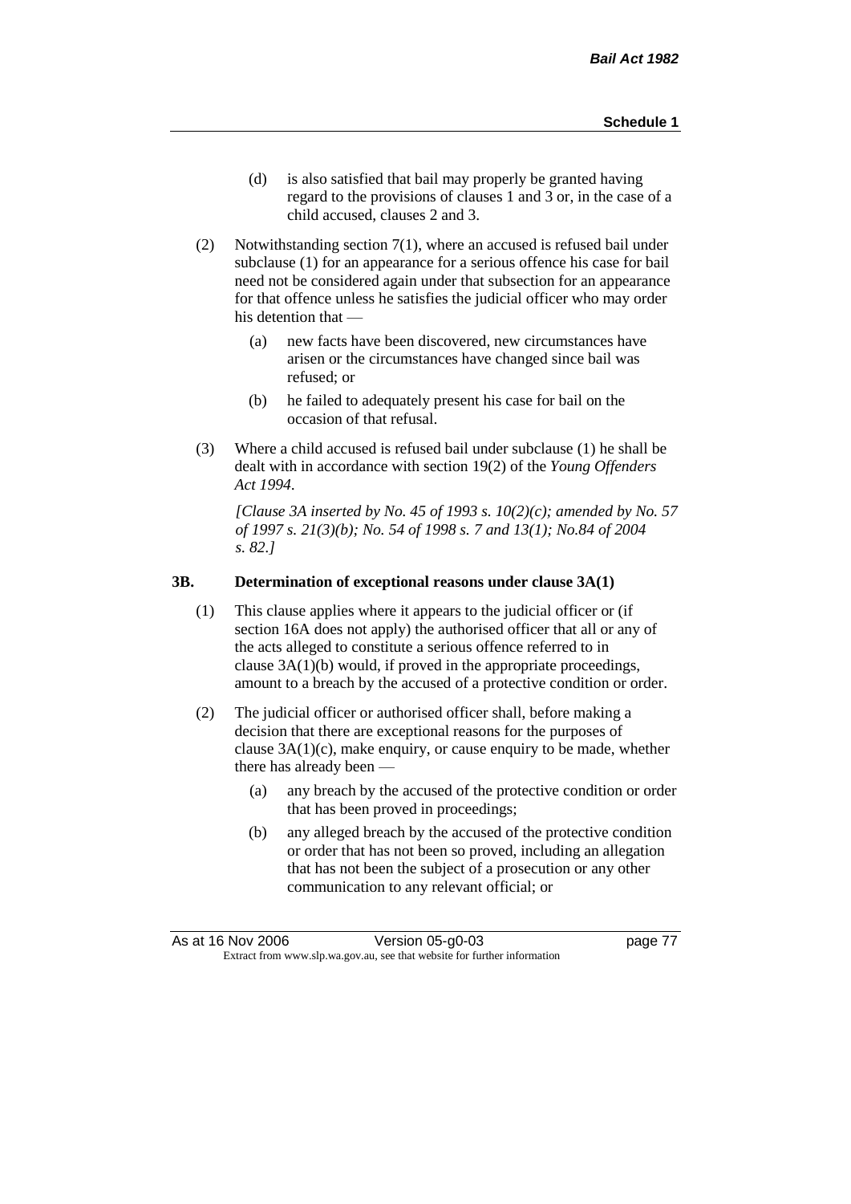(d) is also satisfied that bail may properly be granted having regard to the provisions of clauses 1 and 3 or, in the case of a child accused, clauses 2 and 3.

(2) Notwithstanding section 7(1), where an accused is refused bail under subclause (1) for an appearance for a serious offence his case for bail need not be considered again under that subsection for an appearance for that offence unless he satisfies the judicial officer who may order his detention that —

(a) new facts have been discovered, new circumstances have arisen or the circumstances have changed since bail was refused; or

(b) he failed to adequately present his case for bail on the occasion of that refusal.

(3) Where a child accused is refused bail under subclause (1) he shall be dealt with in accordance with section 19(2) of the *Young Offenders Act 1994*.

*[Clause 3A inserted by No. 45 of 1993 s. 10(2)(c); amended by No. 57 of 1997 s. 21(3)(b); No. 54 of 1998 s. 7 and 13(1); No.84 of 2004 s. 82.]*

### 3B. Determination of exceptional reasons under clause 3A(1)

(1) This clause applies where it appears to the judicial officer or (if section 16A does not apply) the authorised officer that all or any of the acts alleged to constitute a serious offence referred to in clause 3A(1)(b) would, if proved in the appropriate proceedings, amount to a breach by the accused of a protective condition or order.

(2) The judicial officer or authorised officer shall, before making a decision that there are exceptional reasons for the purposes of clause 3A(1)(c), make enquiry, or cause enquiry to be made, whether there has already been —

(a) any breach by the accused of the protective condition or order that has been proved in proceedings;

(b) any alleged breach by the accused of the protective condition or order that has not been so proved, including an allegation that has not been the subject of a prosecution or any other communication to any relevant official; or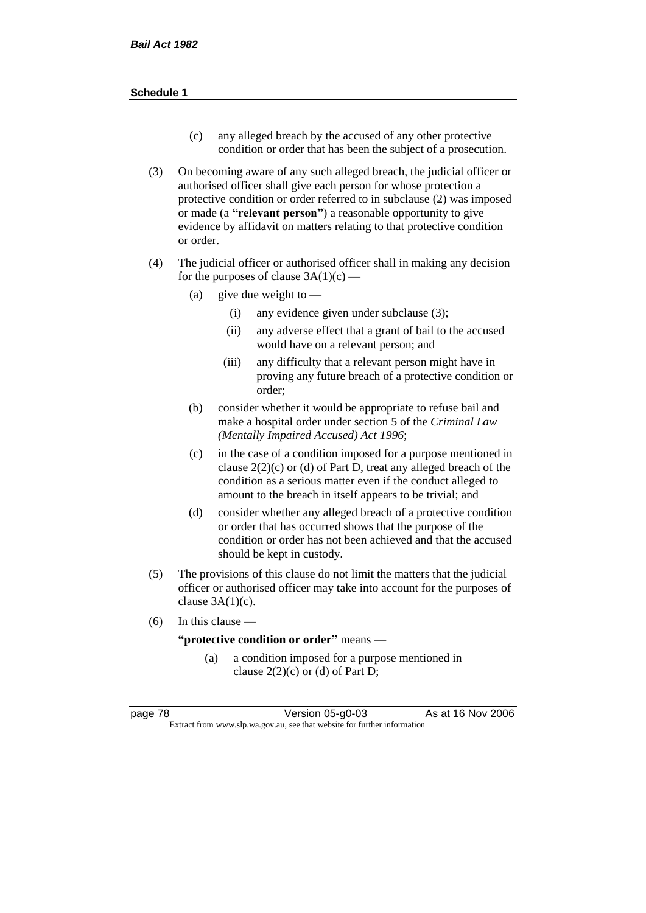(c) any alleged breach by the accused of any other protective condition or order that has been the subject of a prosecution.

(3) On becoming aware of any such alleged breach, the judicial officer or authorised officer shall give each person for whose protection a protective condition or order referred to in subclause (2) was imposed or made (a **"relevant person"**) a reasonable opportunity to give evidence by affidavit on matters relating to that protective condition or order.

(4) The judicial officer or authorised officer shall in making any decision for the purposes of clause 3A(1)(c) —

(a) give due weight to —

(i) any evidence given under subclause (3);

(ii) any adverse effect that a grant of bail to the accused would have on a relevant person; and

(iii) any difficulty that a relevant person might have in proving any future breach of a protective condition or order;

(b) consider whether it would be appropriate to refuse bail and make a hospital order under section 5 of the *Criminal Law (Mentally Impaired Accused) Act 1996*;

(c) in the case of a condition imposed for a purpose mentioned in clause 2(2)(c) or (d) of Part D, treat any alleged breach of the condition as a serious matter even if the conduct alleged to amount to the breach in itself appears to be trivial; and

(d) consider whether any alleged breach of a protective condition or order that has occurred shows that the purpose of the condition or order has not been achieved and that the accused should be kept in custody.

(5) The provisions of this clause do not limit the matters that the judicial officer or authorised officer may take into account for the purposes of clause 3A(1)(c).

(6) In this clause —

**"protective condition or order"** means —

(a) a condition imposed for a purpose mentioned in clause 2(2)(c) or (d) of Part D;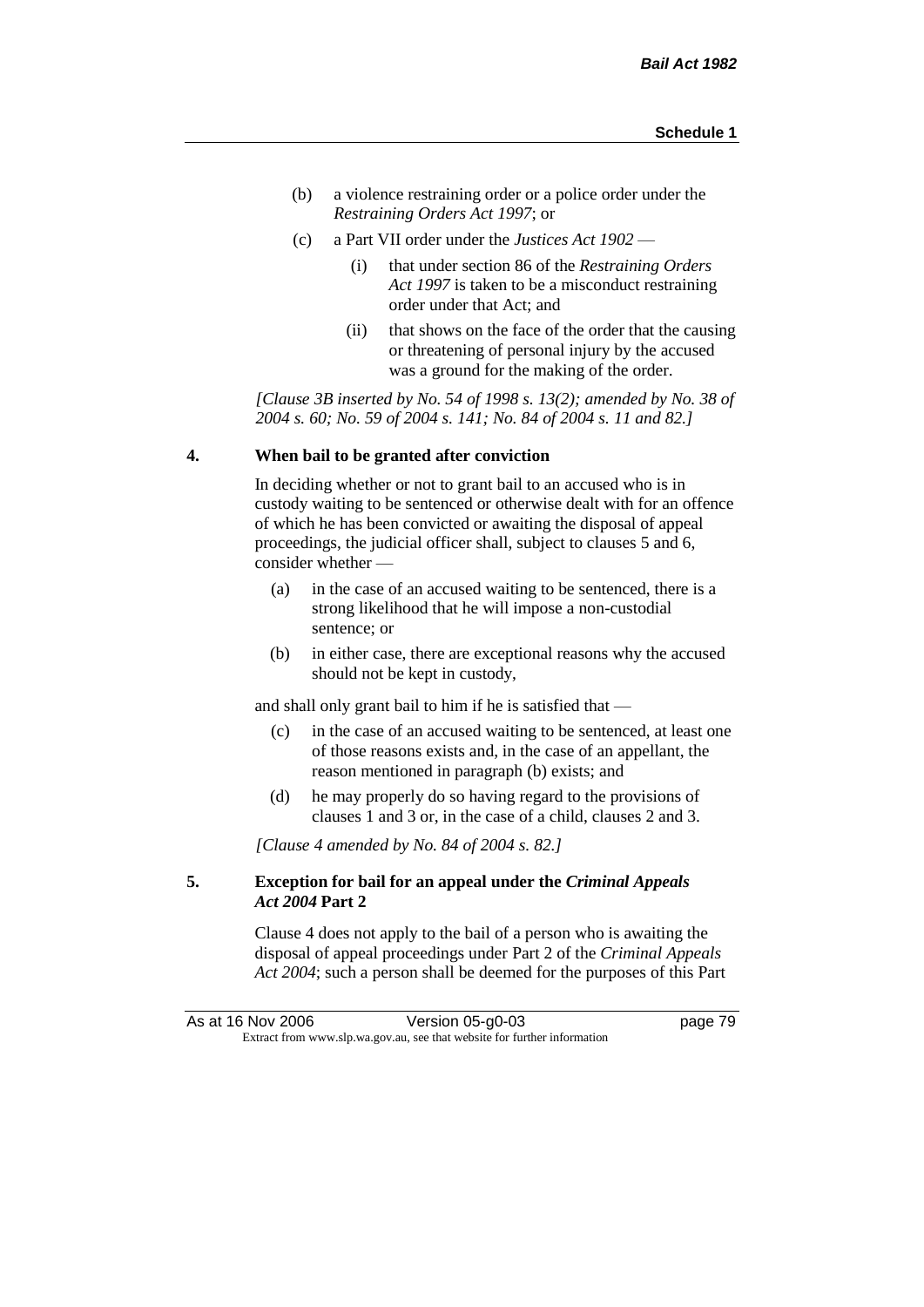(b) a violence restraining order or a police order under the *Restraining Orders Act 1997*; or

(c) a Part VII order under the *Justices Act 1902* —

(i) that under section 86 of the *Restraining Orders Act 1997* is taken to be a misconduct restraining order under that Act; and

(ii) that shows on the face of the order that the causing or threatening of personal injury by the accused was a ground for the making of the order.

*[Clause 3B inserted by No. 54 of 1998 s. 13(2); amended by No. 38 of 2004 s. 60; No. 59 of 2004 s. 141; No. 84 of 2004 s. 11 and 82.]*

## 4. When bail to be granted after conviction

In deciding whether or not to grant bail to an accused who is in custody waiting to be sentenced or otherwise dealt with for an offence of which he has been convicted or awaiting the disposal of appeal proceedings, the judicial officer shall, subject to clauses 5 and 6, consider whether —

(a) in the case of an accused waiting to be sentenced, there is a strong likelihood that he will impose a non-custodial sentence; or

(b) in either case, there are exceptional reasons why the accused should not be kept in custody,

and shall only grant bail to him if he is satisfied that —

(c) in the case of an accused waiting to be sentenced, at least one of those reasons exists and, in the case of an appellant, the reason mentioned in paragraph (b) exists; and

(d) he may properly do so having regard to the provisions of clauses 1 and 3 or, in the case of a child, clauses 2 and 3.

*[Clause 4 amended by No. 84 of 2004 s. 82.]*

## 5. Exception for bail for an appeal under the *Criminal Appeals Act 2004* Part 2

Clause 4 does not apply to the bail of a person who is awaiting the disposal of appeal proceedings under Part 2 of the *Criminal Appeals Act 2004*; such a person shall be deemed for the purposes of this Part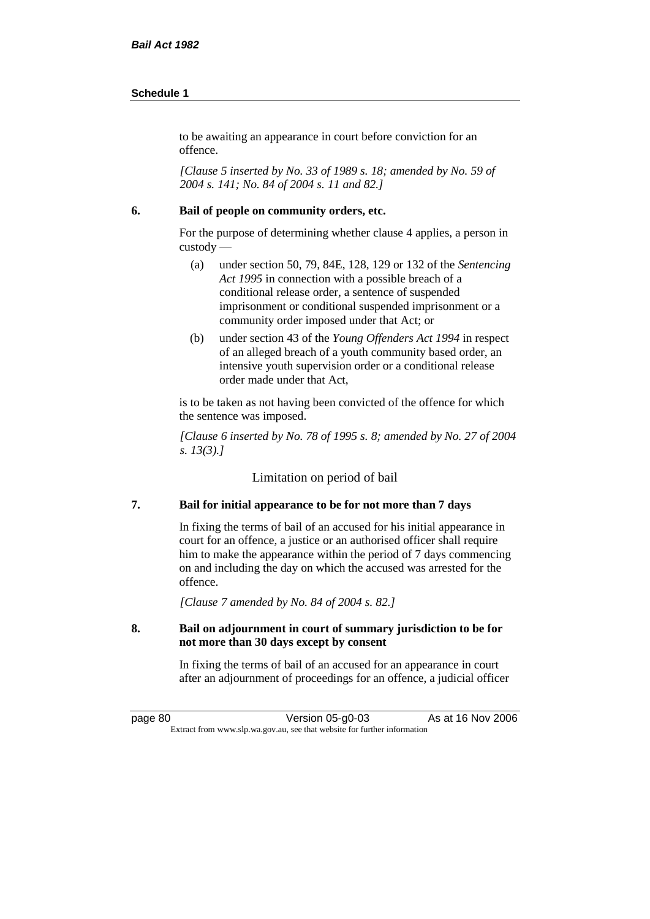to be awaiting an appearance in court before conviction for an offence.

*[Clause 5 inserted by No. 33 of 1989 s. 18; amended by No. 59 of 2004 s. 141; No. 84 of 2004 s. 11 and 82.]*

**6. Bail of people on community orders, etc.**

For the purpose of determining whether clause 4 applies, a person in custody —

(a) under section 50, 79, 84E, 128, 129 or 132 of the *Sentencing Act 1995* in connection with a possible breach of a conditional release order, a sentence of suspended imprisonment or conditional suspended imprisonment or a community order imposed under that Act; or

(b) under section 43 of the *Young Offenders Act 1994* in respect of an alleged breach of a youth community based order, an intensive youth supervision order or a conditional release order made under that Act,

is to be taken as not having been convicted of the offence for which the sentence was imposed.

*[Clause 6 inserted by No. 78 of 1995 s. 8; amended by No. 27 of 2004 s. 13(3).]*

Limitation on period of bail

**7. Bail for initial appearance to be for not more than 7 days**

In fixing the terms of bail of an accused for his initial appearance in court for an offence, a justice or an authorised officer shall require him to make the appearance within the period of 7 days commencing on and including the day on which the accused was arrested for the offence.

*[Clause 7 amended by No. 84 of 2004 s. 82.]*

**8. Bail on adjournment in court of summary jurisdiction to be for not more than 30 days except by consent**

In fixing the terms of bail of an accused for an appearance in court after an adjournment of proceedings for an offence, a judicial officer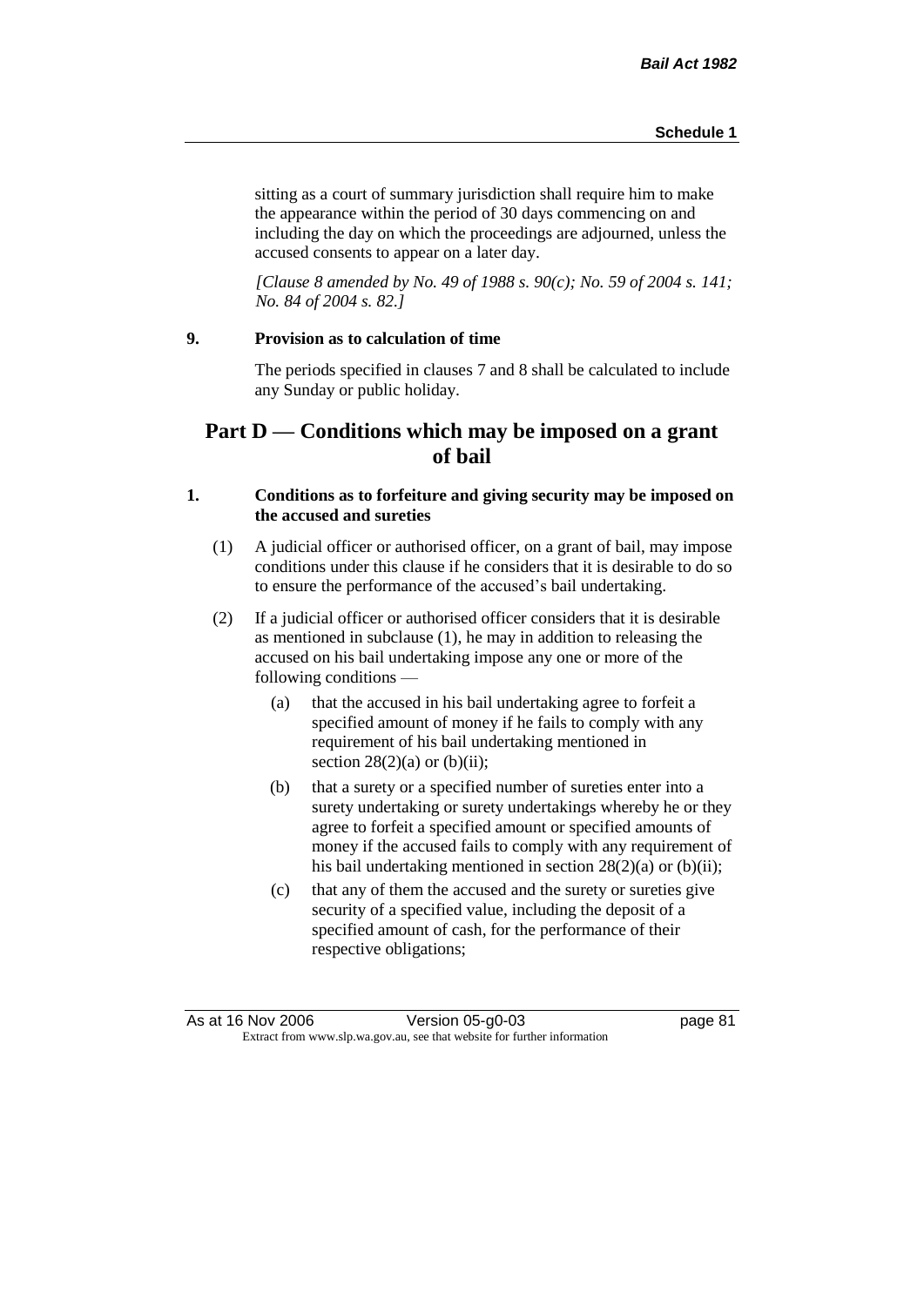sitting as a court of summary jurisdiction shall require him to make the appearance within the period of 30 days commencing on and including the day on which the proceedings are adjourned, unless the accused consents to appear on a later day.

*[Clause 8 amended by No. 49 of 1988 s. 90(c); No. 59 of 2004 s. 141; No. 84 of 2004 s. 82.]*

**9. Provision as to calculation of time**

The periods specified in clauses 7 and 8 shall be calculated to include any Sunday or public holiday.

## Part D — Conditions which may be imposed on a grant of bail

**1. Conditions as to forfeiture and giving security may be imposed on the accused and sureties**

(1) A judicial officer or authorised officer, on a grant of bail, may impose conditions under this clause if he considers that it is desirable to do so to ensure the performance of the accused's bail undertaking.

(2) If a judicial officer or authorised officer considers that it is desirable as mentioned in subclause (1), he may in addition to releasing the accused on his bail undertaking impose any one or more of the following conditions —

(a) that the accused in his bail undertaking agree to forfeit a specified amount of money if he fails to comply with any requirement of his bail undertaking mentioned in section 28(2)(a) or (b)(ii);

(b) that a surety or a specified number of sureties enter into a surety undertaking or surety undertakings whereby he or they agree to forfeit a specified amount or specified amounts of money if the accused fails to comply with any requirement of his bail undertaking mentioned in section 28(2)(a) or (b)(ii);

(c) that any of them the accused and the surety or sureties give security of a specified value, including the deposit of a specified amount of cash, for the performance of their respective obligations;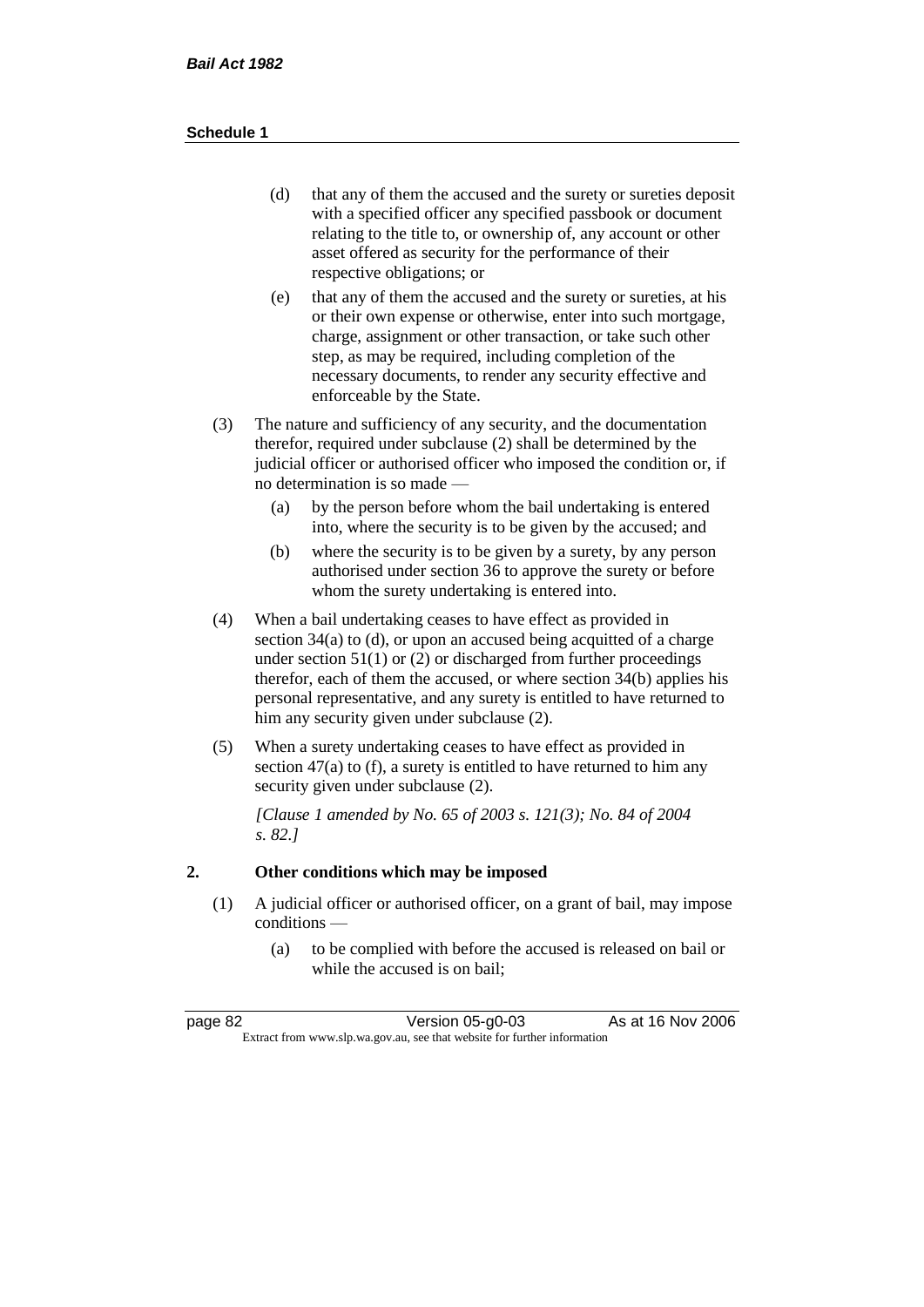- (d) that any of them the accused and the surety or sureties deposit with a specified officer any specified passbook or document relating to the title to, or ownership of, any account or other asset offered as security for the performance of their respective obligations; or
- (e) that any of them the accused and the surety or sureties, at his or their own expense or otherwise, enter into such mortgage, charge, assignment or other transaction, or take such other step, as may be required, including completion of the necessary documents, to render any security effective and enforceable by the State.

(3) The nature and sufficiency of any security, and the documentation therefor, required under subclause (2) shall be determined by the judicial officer or authorised officer who imposed the condition or, if no determination is so made —

- (a) by the person before whom the bail undertaking is entered into, where the security is to be given by the accused; and
- (b) where the security is to be given by a surety, by any person authorised under section 36 to approve the surety or before whom the surety undertaking is entered into.

(4) When a bail undertaking ceases to have effect as provided in section 34(a) to (d), or upon an accused being acquitted of a charge under section 51(1) or (2) or discharged from further proceedings therefor, each of them the accused, or where section 34(b) applies his personal representative, and any surety is entitled to have returned to him any security given under subclause (2).

(5) When a surety undertaking ceases to have effect as provided in section 47(a) to (f), a surety is entitled to have returned to him any security given under subclause (2).

*[Clause 1 amended by No. 65 of 2003 s. 121(3); No. 84 of 2004 s. 82.]*

## 2. Other conditions which may be imposed

(1) A judicial officer or authorised officer, on a grant of bail, may impose conditions —

- (a) to be complied with before the accused is released on bail or while the accused is on bail;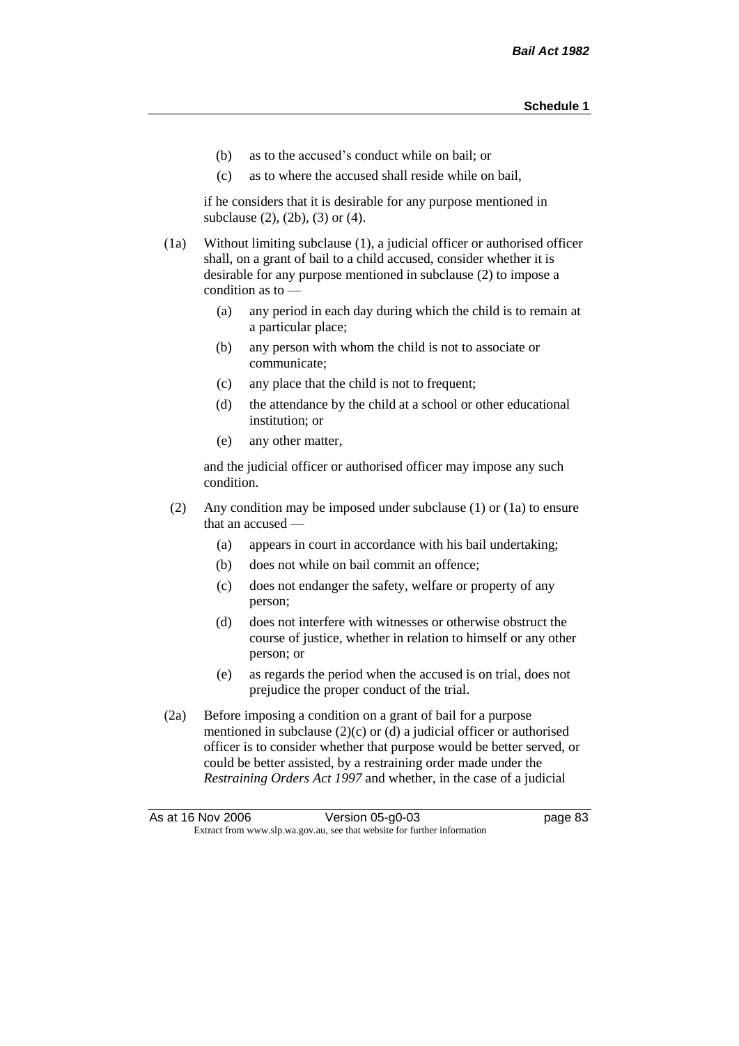(b) as to the accused's conduct while on bail; or

(c) as to where the accused shall reside while on bail,

if he considers that it is desirable for any purpose mentioned in subclause (2), (2b), (3) or (4).

(1a) Without limiting subclause (1), a judicial officer or authorised officer shall, on a grant of bail to a child accused, consider whether it is desirable for any purpose mentioned in subclause (2) to impose a condition as to —

(a) any period in each day during which the child is to remain at a particular place;

(b) any person with whom the child is not to associate or communicate;

(c) any place that the child is not to frequent;

(d) the attendance by the child at a school or other educational institution; or

(e) any other matter,

and the judicial officer or authorised officer may impose any such condition.

(2) Any condition may be imposed under subclause (1) or (1a) to ensure that an accused —

(a) appears in court in accordance with his bail undertaking;

(b) does not while on bail commit an offence;

(c) does not endanger the safety, welfare or property of any person;

(d) does not interfere with witnesses or otherwise obstruct the course of justice, whether in relation to himself or any other person; or

(e) as regards the period when the accused is on trial, does not prejudice the proper conduct of the trial.

(2a) Before imposing a condition on a grant of bail for a purpose mentioned in subclause (2)(c) or (d) a judicial officer or authorised officer is to consider whether that purpose would be better served, or could be better assisted, by a restraining order made under the *Restraining Orders Act 1997* and whether, in the case of a judicial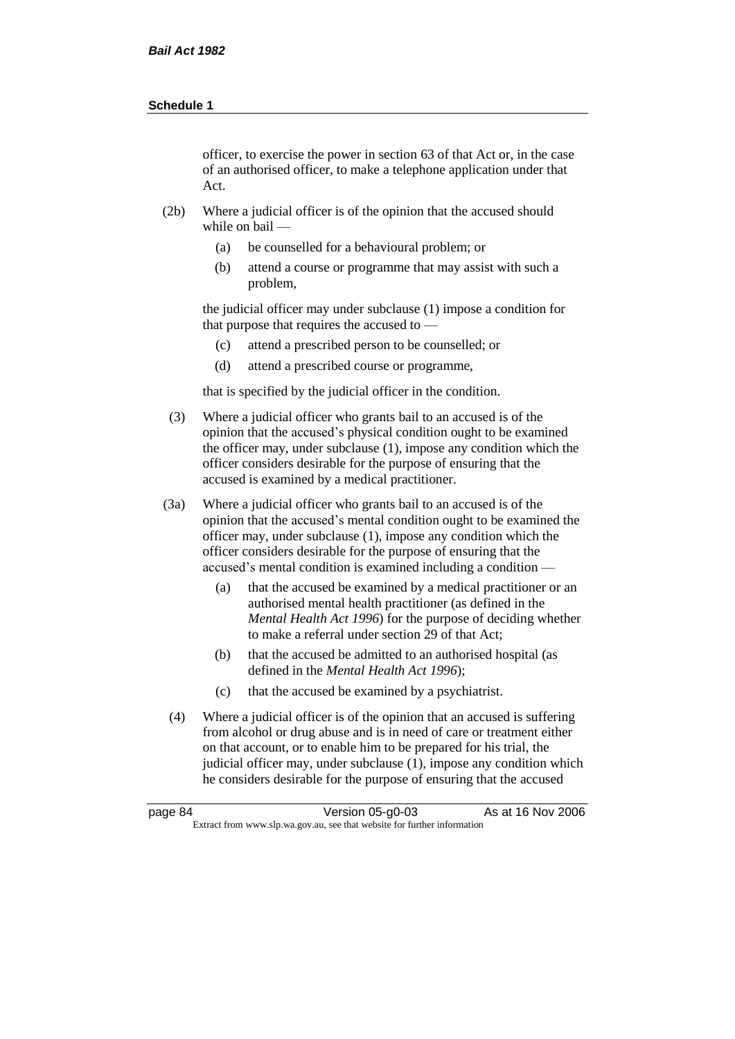officer, to exercise the power in section 63 of that Act or, in the case of an authorised officer, to make a telephone application under that Act.

(2b) Where a judicial officer is of the opinion that the accused should while on bail —

(a) be counselled for a behavioural problem; or

(b) attend a course or programme that may assist with such a problem,

the judicial officer may under subclause (1) impose a condition for that purpose that requires the accused to —

(c) attend a prescribed person to be counselled; or

(d) attend a prescribed course or programme,

that is specified by the judicial officer in the condition.

(3) Where a judicial officer who grants bail to an accused is of the opinion that the accused's physical condition ought to be examined the officer may, under subclause (1), impose any condition which the officer considers desirable for the purpose of ensuring that the accused is examined by a medical practitioner.

(3a) Where a judicial officer who grants bail to an accused is of the opinion that the accused's mental condition ought to be examined the officer may, under subclause (1), impose any condition which the officer considers desirable for the purpose of ensuring that the accused's mental condition is examined including a condition —

(a) that the accused be examined by a medical practitioner or an authorised mental health practitioner (as defined in the *Mental Health Act 1996*) for the purpose of deciding whether to make a referral under section 29 of that Act;

(b) that the accused be admitted to an authorised hospital (as defined in the *Mental Health Act 1996*);

(c) that the accused be examined by a psychiatrist.

(4) Where a judicial officer is of the opinion that an accused is suffering from alcohol or drug abuse and is in need of care or treatment either on that account, or to enable him to be prepared for his trial, the judicial officer may, under subclause (1), impose any condition which he considers desirable for the purpose of ensuring that the accused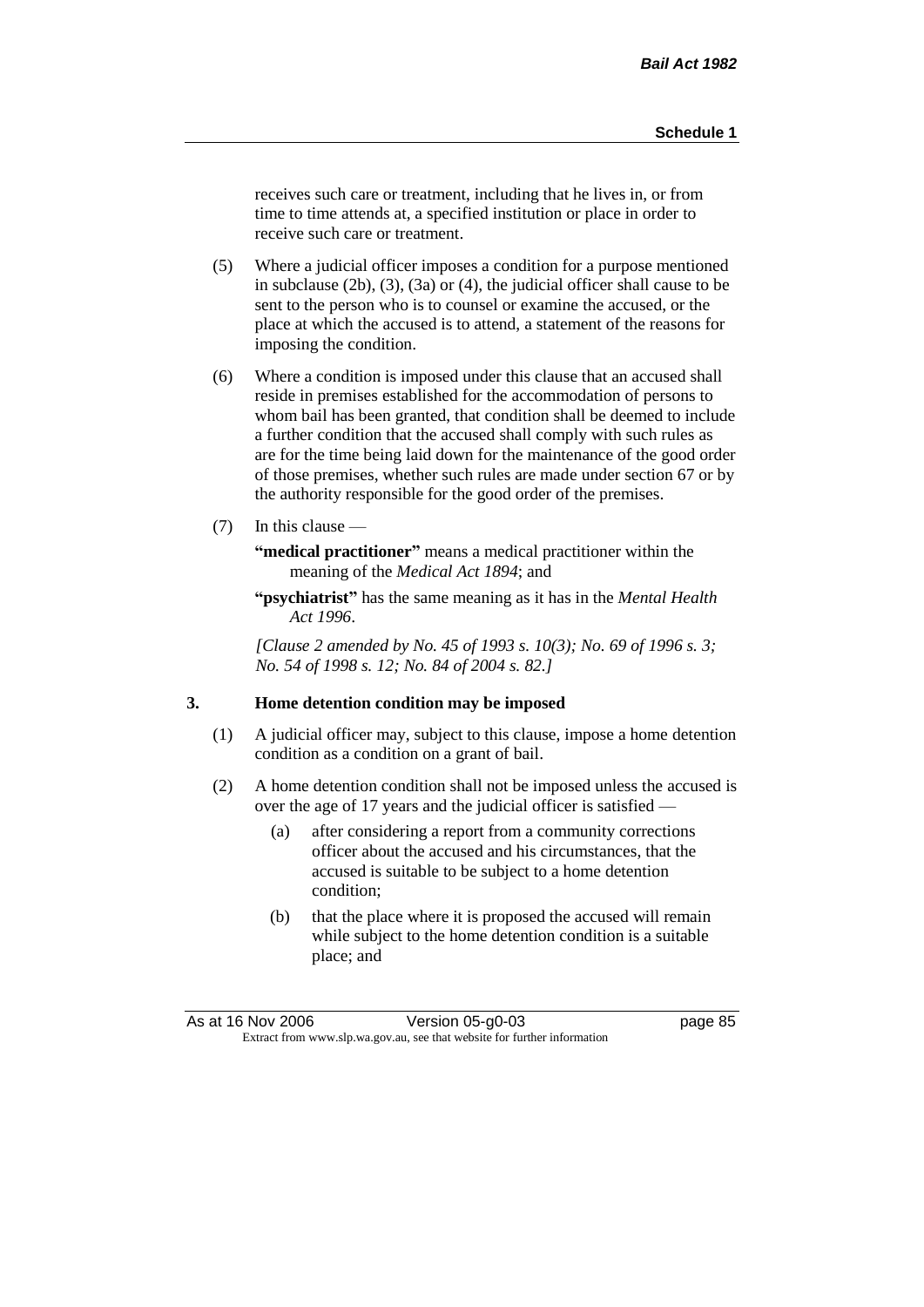receives such care or treatment, including that he lives in, or from time to time attends at, a specified institution or place in order to receive such care or treatment.

(5) Where a judicial officer imposes a condition for a purpose mentioned in subclause (2b), (3), (3a) or (4), the judicial officer shall cause to be sent to the person who is to counsel or examine the accused, or the place at which the accused is to attend, a statement of the reasons for imposing the condition.

(6) Where a condition is imposed under this clause that an accused shall reside in premises established for the accommodation of persons to whom bail has been granted, that condition shall be deemed to include a further condition that the accused shall comply with such rules as are for the time being laid down for the maintenance of the good order of those premises, whether such rules are made under section 67 or by the authority responsible for the good order of the premises.

(7) In this clause —

**"medical practitioner"** means a medical practitioner within the meaning of the *Medical Act 1894*; and

**"psychiatrist"** has the same meaning as it has in the *Mental Health Act 1996*.

*[Clause 2 amended by No. 45 of 1993 s. 10(3); No. 69 of 1996 s. 3; No. 54 of 1998 s. 12; No. 84 of 2004 s. 82.]*

### 3. Home detention condition may be imposed

(1) A judicial officer may, subject to this clause, impose a home detention condition as a condition on a grant of bail.

(2) A home detention condition shall not be imposed unless the accused is over the age of 17 years and the judicial officer is satisfied —

(a) after considering a report from a community corrections officer about the accused and his circumstances, that the accused is suitable to be subject to a home detention condition;

(b) that the place where it is proposed the accused will remain while subject to the home detention condition is a suitable place; and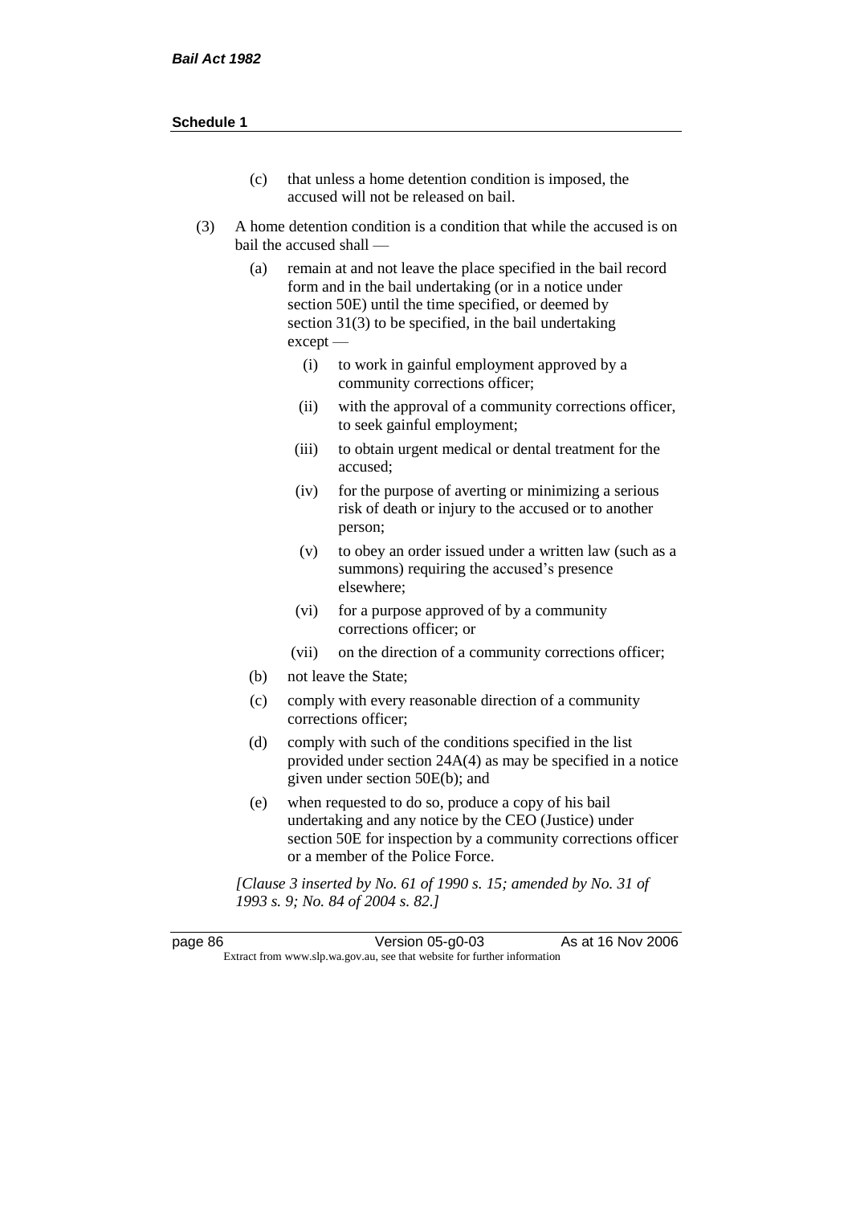(c) that unless a home detention condition is imposed, the accused will not be released on bail.

(3) A home detention condition is a condition that while the accused is on bail the accused shall —

(a) remain at and not leave the place specified in the bail record form and in the bail undertaking (or in a notice under section 50E) until the time specified, or deemed by section 31(3) to be specified, in the bail undertaking except —

(i) to work in gainful employment approved by a community corrections officer;

(ii) with the approval of a community corrections officer, to seek gainful employment;

(iii) to obtain urgent medical or dental treatment for the accused;

(iv) for the purpose of averting or minimizing a serious risk of death or injury to the accused or to another person;

(v) to obey an order issued under a written law (such as a summons) requiring the accused's presence elsewhere;

(vi) for a purpose approved of by a community corrections officer; or

(vii) on the direction of a community corrections officer;

(b) not leave the State;

(c) comply with every reasonable direction of a community corrections officer;

(d) comply with such of the conditions specified in the list provided under section 24A(4) as may be specified in a notice given under section 50E(b); and

(e) when requested to do so, produce a copy of his bail undertaking and any notice by the CEO (Justice) under section 50E for inspection by a community corrections officer or a member of the Police Force.

*[Clause 3 inserted by No. 61 of 1990 s. 15; amended by No. 31 of 1993 s. 9; No. 84 of 2004 s. 82.]*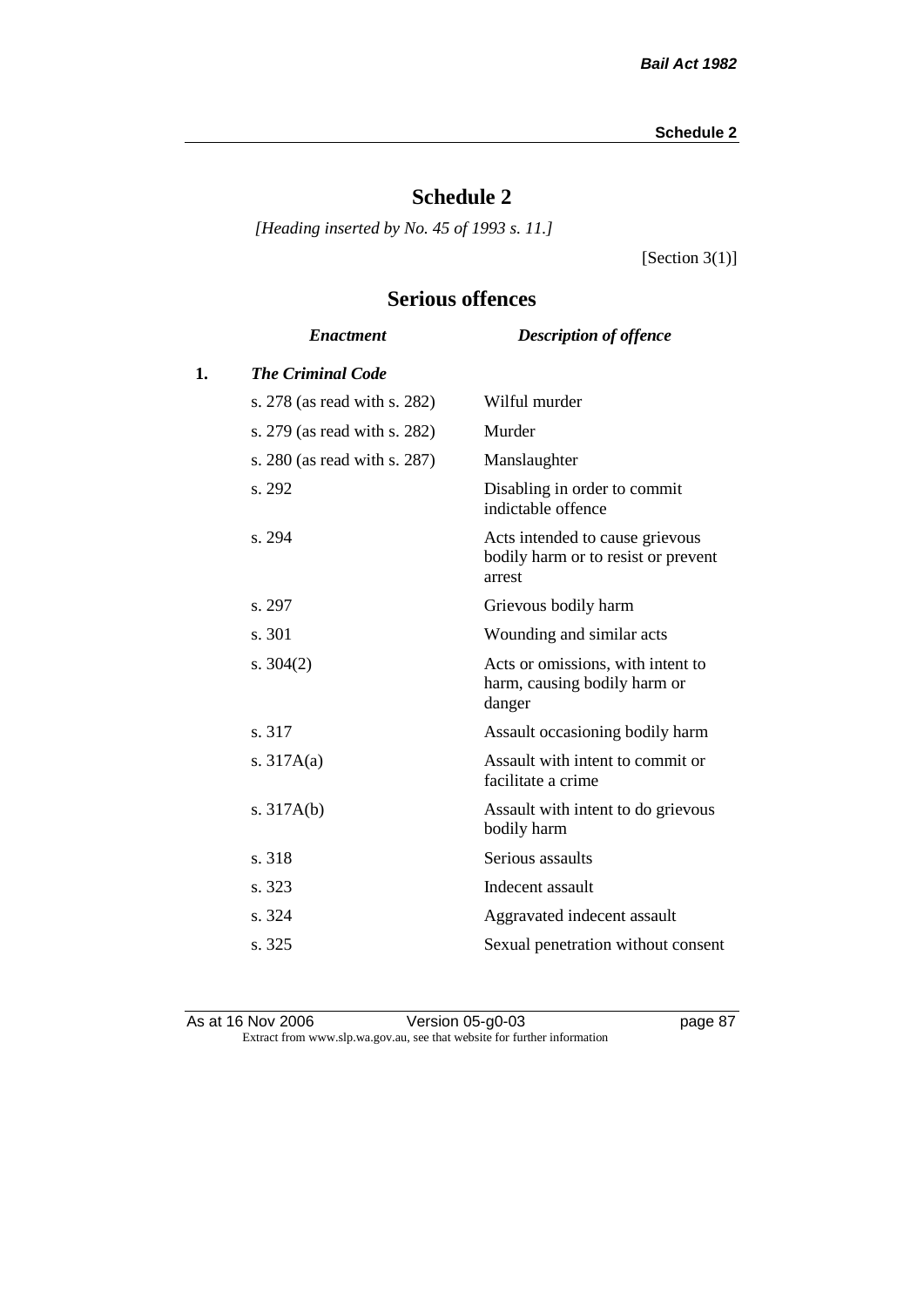# Schedule 2

*[Heading inserted by No. 45 of 1993 s. 11.]*

[Section 3(1)]

## Serious offences

| | *Enactment* | *Description of offence* |
|---|---|---|
| **1.** | ***The Criminal Code*** | |
| | s. 278 (as read with s. 282) | Wilful murder |
| | s. 279 (as read with s. 282) | Murder |
| | s. 280 (as read with s. 287) | Manslaughter |
| | s. 292 | Disabling in order to commit indictable offence |
| | s. 294 | Acts intended to cause grievous bodily harm or to resist or prevent arrest |
| | s. 297 | Grievous bodily harm |
| | s. 301 | Wounding and similar acts |
| | s. 304(2) | Acts or omissions, with intent to harm, causing bodily harm or danger |
| | s. 317 | Assault occasioning bodily harm |
| | s. 317A(a) | Assault with intent to commit or facilitate a crime |
| | s. 317A(b) | Assault with intent to do grievous bodily harm |
| | s. 318 | Serious assaults |
| | s. 323 | Indecent assault |
| | s. 324 | Aggravated indecent assault |
| | s. 325 | Sexual penetration without consent |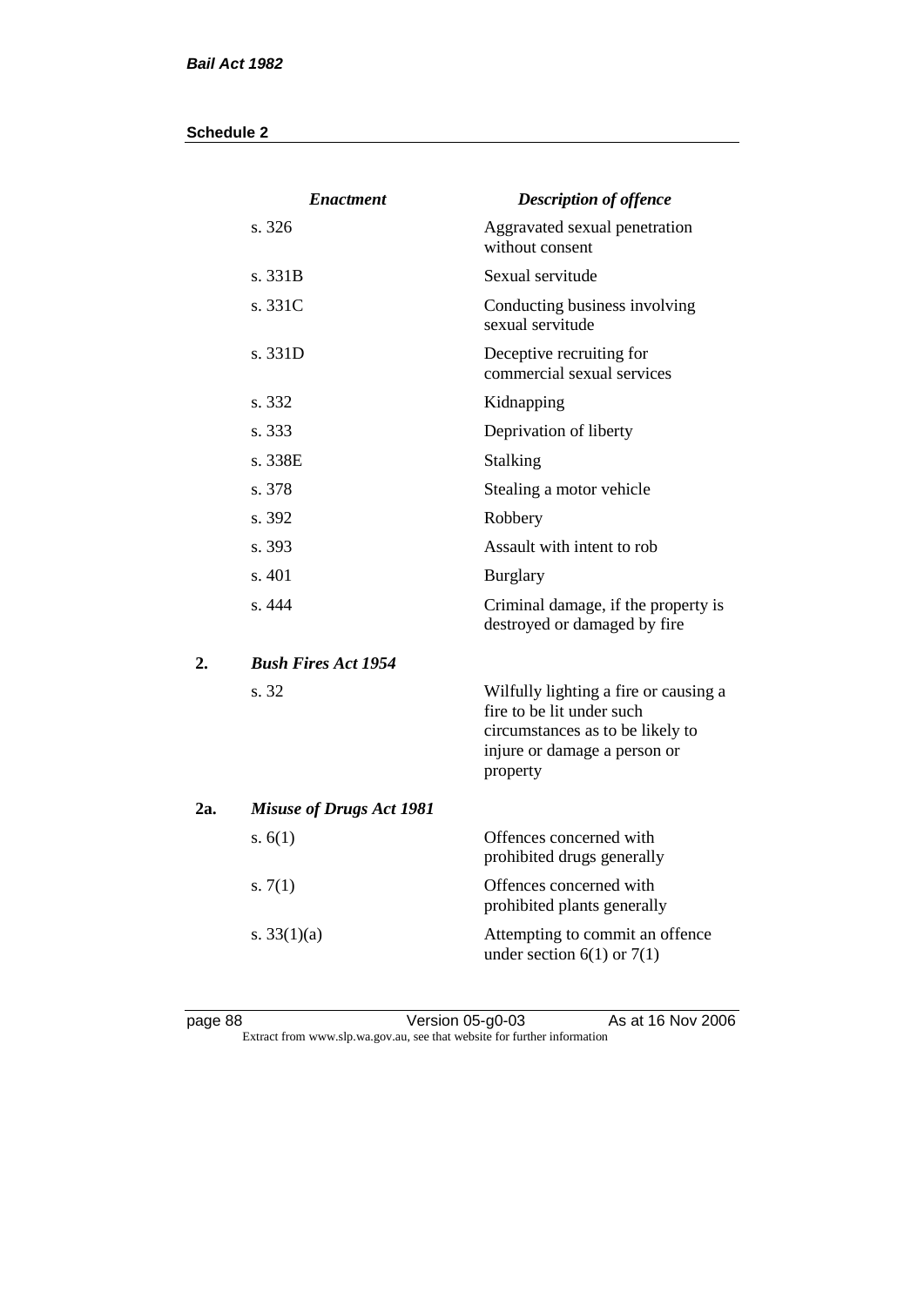| | *Enactment* | *Description of offence* |
|---|---|---|
| | s. 326 | Aggravated sexual penetration without consent |
| | s. 331B | Sexual servitude |
| | s. 331C | Conducting business involving sexual servitude |
| | s. 331D | Deceptive recruiting for commercial sexual services |
| | s. 332 | Kidnapping |
| | s. 333 | Deprivation of liberty |
| | s. 338E | Stalking |
| | s. 378 | Stealing a motor vehicle |
| | s. 392 | Robbery |
| | s. 393 | Assault with intent to rob |
| | s. 401 | Burglary |
| | s. 444 | Criminal damage, if the property is destroyed or damaged by fire |
| **2.** | ***Bush Fires Act 1954*** | |
| | s. 32 | Wilfully lighting a fire or causing a fire to be lit under such circumstances as to be likely to injure or damage a person or property |
| **2a.** | ***Misuse of Drugs Act 1981*** | |
| | s. 6(1) | Offences concerned with prohibited drugs generally |
| | s. 7(1) | Offences concerned with prohibited plants generally |
| | s. 33(1)(a) | Attempting to commit an offence under section 6(1) or 7(1) |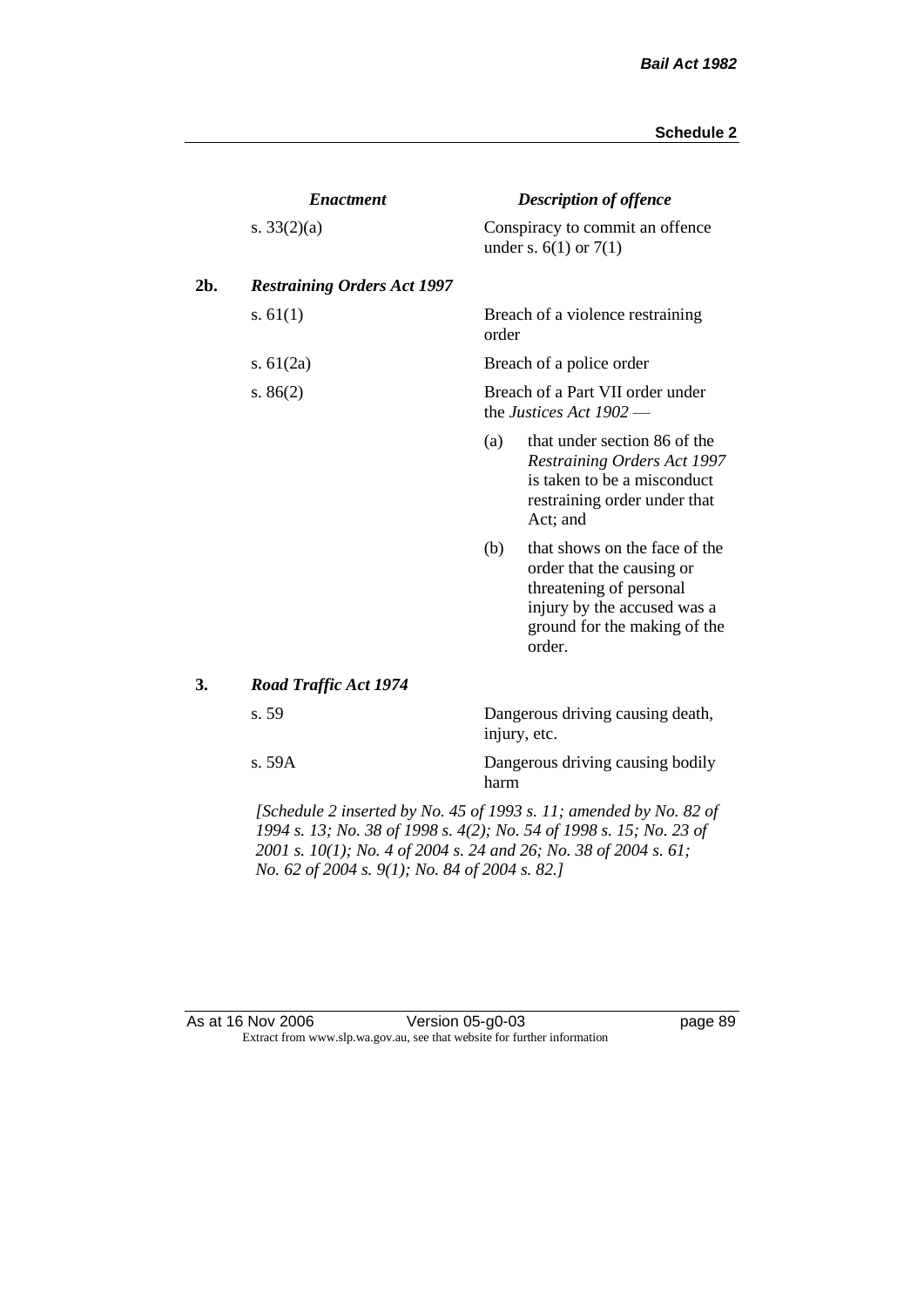| | *Enactment* | *Description of offence* |
|---|---|---|
| | s. 33(2)(a) | Conspiracy to commit an offence under s. 6(1) or 7(1) |
| **2b.** | ***Restraining Orders Act 1997*** | |
| | s. 61(1) | Breach of a violence restraining order |
| | s. 61(2a) | Breach of a police order |
| | s. 86(2) | Breach of a Part VII order under the *Justices Act 1902* — (a) that under section 86 of the *Restraining Orders Act 1997* is taken to be a misconduct restraining order under that Act; and (b) that shows on the face of the order that the causing or threatening of personal injury by the accused was a ground for the making of the order. |
| **3.** | ***Road Traffic Act 1974*** | |
| | s. 59 | Dangerous driving causing death, injury, etc. |
| | s. 59A | Dangerous driving causing bodily harm |

*[Schedule 2 inserted by No. 45 of 1993 s. 11; amended by No. 82 of 1994 s. 13; No. 38 of 1998 s. 4(2); No. 54 of 1998 s. 15; No. 23 of 2001 s. 10(1); No. 4 of 2004 s. 24 and 26; No. 38 of 2004 s. 61; No. 62 of 2004 s. 9(1); No. 84 of 2004 s. 82.]*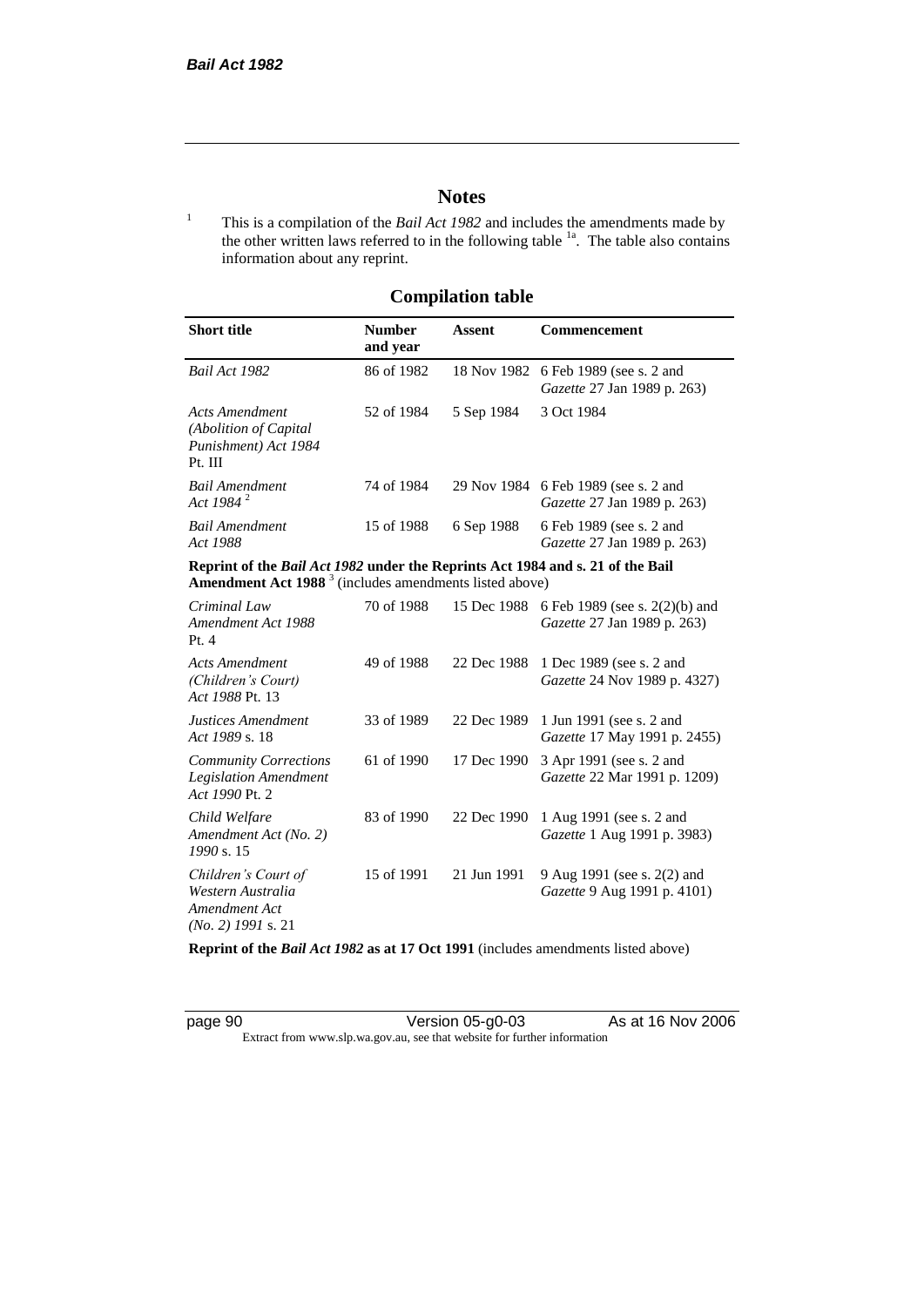# Notes

[1] This is a compilation of the *Bail Act 1982* and includes the amendments made by the other written laws referred to in the following table [1a]. The table also contains information about any reprint.

## Compilation table

| Short title | Number and year | Assent | Commencement |
|---|---|---|---|
| *Bail Act 1982* | 86 of 1982 | 18 Nov 1982 | 6 Feb 1989 (see s. 2 and *Gazette* 27 Jan 1989 p. 263) |
| *Acts Amendment (Abolition of Capital Punishment) Act 1984* Pt. III | 52 of 1984 | 5 Sep 1984 | 3 Oct 1984 |
| *Bail Amendment Act 1984* [2] | 74 of 1984 | 29 Nov 1984 | 6 Feb 1989 (see s. 2 and *Gazette* 27 Jan 1989 p. 263) |
| *Bail Amendment Act 1988* | 15 of 1988 | 6 Sep 1988 | 6 Feb 1989 (see s. 2 and *Gazette* 27 Jan 1989 p. 263) |
| **Reprint of the *Bail Act 1982* under the Reprints Act 1984 and s. 21 of the Bail Amendment Act 1988** [3] **(includes amendments listed above)** | | | |
| *Criminal Law Amendment Act 1988* Pt. 4 | 70 of 1988 | 15 Dec 1988 | 6 Feb 1989 (see s. 2(2)(b) and *Gazette* 27 Jan 1989 p. 263) |
| *Acts Amendment (Children's Court) Act 1988* Pt. 13 | 49 of 1988 | 22 Dec 1988 | 1 Dec 1989 (see s. 2 and *Gazette* 24 Nov 1989 p. 4327) |
| *Justices Amendment Act 1989* s. 18 | 33 of 1989 | 22 Dec 1989 | 1 Jun 1991 (see s. 2 and *Gazette* 17 May 1991 p. 2455) |
| *Community Corrections Legislation Amendment Act 1990* Pt. 2 | 61 of 1990 | 17 Dec 1990 | 3 Apr 1991 (see s. 2 and *Gazette* 22 Mar 1991 p. 1209) |
| *Child Welfare Amendment Act (No. 2) 1990* s. 15 | 83 of 1990 | 22 Dec 1990 | 1 Aug 1991 (see s. 2 and *Gazette* 1 Aug 1991 p. 3983) |
| *Children's Court of Western Australia Amendment Act (No. 2) 1991* s. 21 | 15 of 1991 | 21 Jun 1991 | 9 Aug 1991 (see s. 2(2) and *Gazette* 9 Aug 1991 p. 4101) |
| **Reprint of the *Bail Act 1982* as at 17 Oct 1991** (includes amendments listed above) | | | |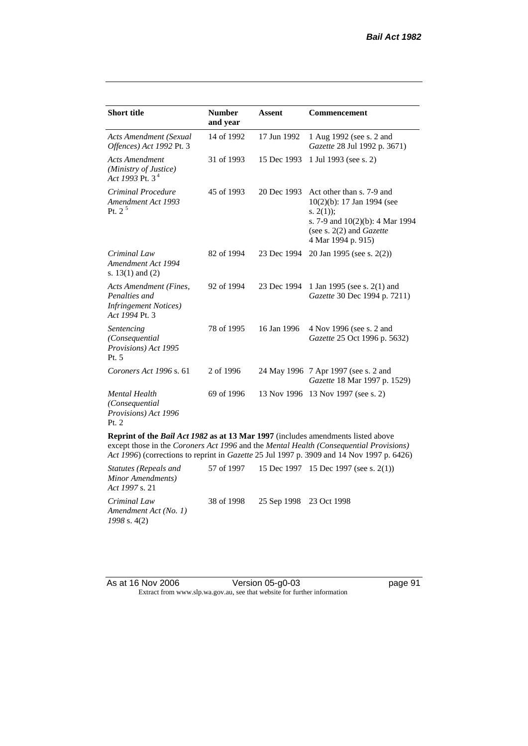| Short title | Number and year | Assent | Commencement |
|---|---|---|---|
| *Acts Amendment (Sexual Offences) Act 1992* Pt. 3 | 14 of 1992 | 17 Jun 1992 | 1 Aug 1992 (see s. 2 and *Gazette* 28 Jul 1992 p. 3671) |
| *Acts Amendment (Ministry of Justice) Act 1993* Pt. 3 [4] | 31 of 1993 | 15 Dec 1993 | 1 Jul 1993 (see s. 2) |
| *Criminal Procedure Amendment Act 1993* Pt. 2 [5] | 45 of 1993 | 20 Dec 1993 | Act other than s. 7-9 and 10(2)(b): 17 Jan 1994 (see s. 2(1)); s. 7-9 and 10(2)(b): 4 Mar 1994 (see s. 2(2) and *Gazette* 4 Mar 1994 p. 915) |
| *Criminal Law Amendment Act 1994* s. 13(1) and (2) | 82 of 1994 | 23 Dec 1994 | 20 Jan 1995 (see s. 2(2)) |
| *Acts Amendment (Fines, Penalties and Infringement Notices) Act 1994* Pt. 3 | 92 of 1994 | 23 Dec 1994 | 1 Jan 1995 (see s. 2(1) and *Gazette* 30 Dec 1994 p. 7211) |
| *Sentencing (Consequential Provisions) Act 1995* Pt. 5 | 78 of 1995 | 16 Jan 1996 | 4 Nov 1996 (see s. 2 and *Gazette* 25 Oct 1996 p. 5632) |
| *Coroners Act 1996* s. 61 | 2 of 1996 | 24 May 1996 | 7 Apr 1997 (see s. 2 and *Gazette* 18 Mar 1997 p. 1529) |
| *Mental Health (Consequential Provisions) Act 1996* Pt. 2 | 69 of 1996 | 13 Nov 1996 | 13 Nov 1997 (see s. 2) |
| **Reprint of the *Bail Act 1982* as at 13 Mar 1997** (includes amendments listed above except those in the *Coroners Act 1996* and the *Mental Health (Consequential Provisions) Act 1996*) (corrections to reprint in *Gazette* 25 Jul 1997 p. 3909 and 14 Nov 1997 p. 6426) | | | |
| *Statutes (Repeals and Minor Amendments) Act 1997* s. 21 | 57 of 1997 | 15 Dec 1997 | 15 Dec 1997 (see s. 2(1)) |
| *Criminal Law Amendment Act (No. 1) 1998* s. 4(2) | 38 of 1998 | 25 Sep 1998 | 23 Oct 1998 |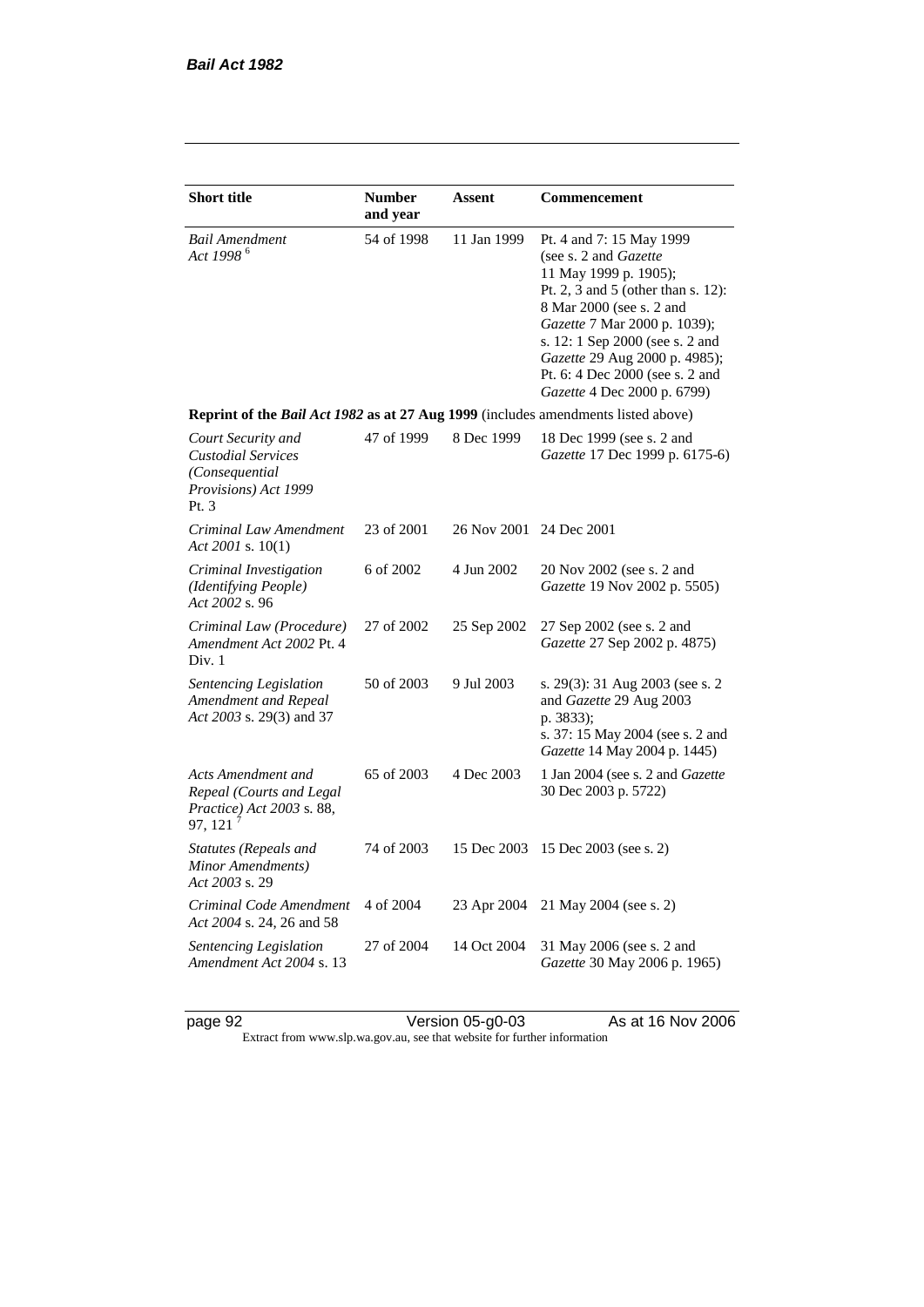| Short title | Number and year | Assent | Commencement |
|---|---|---|---|
| *Bail Amendment Act 1998* [6] | 54 of 1998 | 11 Jan 1999 | Pt. 4 and 7: 15 May 1999 (see s. 2 and *Gazette* 11 May 1999 p. 1905); Pt. 2, 3 and 5 (other than s. 12): 8 Mar 2000 (see s. 2 and *Gazette* 7 Mar 2000 p. 1039); s. 12: 1 Sep 2000 (see s. 2 and *Gazette* 29 Aug 2000 p. 4985); Pt. 6: 4 Dec 2000 (see s. 2 and *Gazette* 4 Dec 2000 p. 6799) |
| **Reprint of the *Bail Act 1982* as at 27 Aug 1999** (includes amendments listed above) | | | |
| *Court Security and Custodial Services (Consequential Provisions) Act 1999* Pt. 3 | 47 of 1999 | 8 Dec 1999 | 18 Dec 1999 (see s. 2 and *Gazette* 17 Dec 1999 p. 6175-6) |
| *Criminal Law Amendment Act 2001* s. 10(1) | 23 of 2001 | 26 Nov 2001 | 24 Dec 2001 |
| *Criminal Investigation (Identifying People) Act 2002* s. 96 | 6 of 2002 | 4 Jun 2002 | 20 Nov 2002 (see s. 2 and *Gazette* 19 Nov 2002 p. 5505) |
| *Criminal Law (Procedure) Amendment Act 2002* Pt. 4 Div. 1 | 27 of 2002 | 25 Sep 2002 | 27 Sep 2002 (see s. 2 and *Gazette* 27 Sep 2002 p. 4875) |
| *Sentencing Legislation Amendment and Repeal Act 2003* s. 29(3) and 37 | 50 of 2003 | 9 Jul 2003 | s. 29(3): 31 Aug 2003 (see s. 2 and *Gazette* 29 Aug 2003 p. 3833); s. 37: 15 May 2004 (see s. 2 and *Gazette* 14 May 2004 p. 1445) |
| *Acts Amendment and Repeal (Courts and Legal Practice) Act 2003* s. 88, 97, 121 [7] | 65 of 2003 | 4 Dec 2003 | 1 Jan 2004 (see s. 2 and *Gazette* 30 Dec 2003 p. 5722) |
| *Statutes (Repeals and Minor Amendments) Act 2003* s. 29 | 74 of 2003 | 15 Dec 2003 | 15 Dec 2003 (see s. 2) |
| *Criminal Code Amendment Act 2004* s. 24, 26 and 58 | 4 of 2004 | 23 Apr 2004 | 21 May 2004 (see s. 2) |
| *Sentencing Legislation Amendment Act 2004* s. 13 | 27 of 2004 | 14 Oct 2004 | 31 May 2006 (see s. 2 and *Gazette* 30 May 2006 p. 1965) |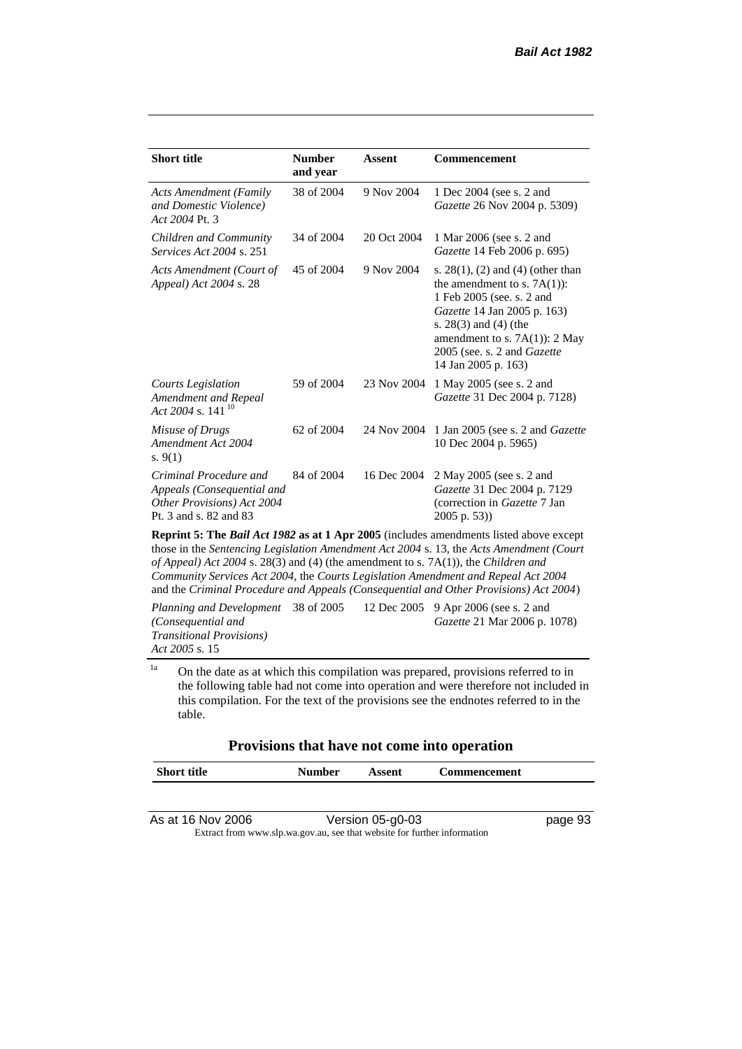| Short title | Number and year | Assent | Commencement |
|---|---|---|---|
| *Acts Amendment (Family and Domestic Violence) Act 2004* Pt. 3 | 38 of 2004 | 9 Nov 2004 | 1 Dec 2004 (see s. 2 and *Gazette* 26 Nov 2004 p. 5309) |
| *Children and Community Services Act 2004* s. 251 | 34 of 2004 | 20 Oct 2004 | 1 Mar 2006 (see s. 2 and *Gazette* 14 Feb 2006 p. 695) |
| *Acts Amendment (Court of Appeal) Act 2004* s. 28 | 45 of 2004 | 9 Nov 2004 | s. 28(1), (2) and (4) (other than the amendment to s. 7A(1)): 1 Feb 2005 (see. s. 2 and *Gazette* 14 Jan 2005 p. 163) s. 28(3) and (4) (the amendment to s. 7A(1)): 2 May 2005 (see. s. 2 and *Gazette* 14 Jan 2005 p. 163) |
| *Courts Legislation Amendment and Repeal Act 2004* s. 141 [10] | 59 of 2004 | 23 Nov 2004 | 1 May 2005 (see s. 2 and *Gazette* 31 Dec 2004 p. 7128) |
| *Misuse of Drugs Amendment Act 2004* s. 9(1) | 62 of 2004 | 24 Nov 2004 | 1 Jan 2005 (see s. 2 and *Gazette* 10 Dec 2004 p. 5965) |
| *Criminal Procedure and Appeals (Consequential and Other Provisions) Act 2004* Pt. 3 and s. 82 and 83 | 84 of 2004 | 16 Dec 2004 | 2 May 2005 (see s. 2 and *Gazette* 31 Dec 2004 p. 7129 (correction in *Gazette* 7 Jan 2005 p. 53)) |
| **Reprint 5: The *Bail Act 1982* as at 1 Apr 2005** (includes amendments listed above except those in the *Sentencing Legislation Amendment Act 2004* s. 13, the *Acts Amendment (Court of Appeal) Act 2004* s. 28(3) and (4) (the amendment to s. 7A(1)), the *Children and Community Services Act 2004*, the *Courts Legislation Amendment and Repeal Act 2004* and the *Criminal Procedure and Appeals (Consequential and Other Provisions) Act 2004*) | | | |
| *Planning and Development (Consequential and Transitional Provisions) Act 2005* s. 15 | 38 of 2005 | 12 Dec 2005 | 9 Apr 2006 (see s. 2 and *Gazette* 21 Mar 2006 p. 1078) |

[1a] On the date as at which this compilation was prepared, provisions referred to in the following table had not come into operation and were therefore not included in this compilation. For the text of the provisions see the endnotes referred to in the table.

## Provisions that have not come into operation

| Short title | Number | Assent | Commencement |
|---|---|---|---|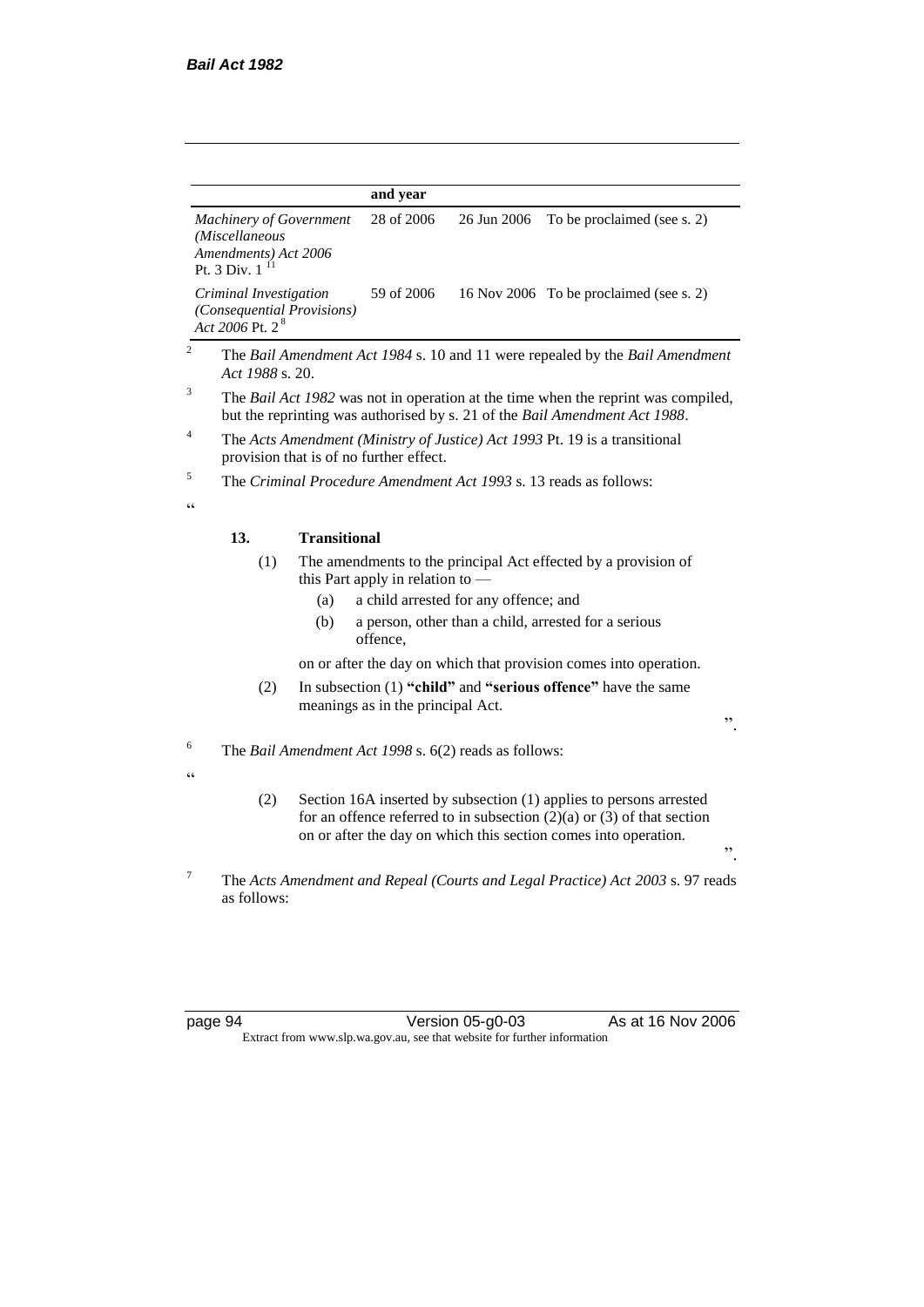| | and year | | |
|---|---|---|---|
| *Machinery of Government (Miscellaneous Amendments) Act 2006* Pt. 3 Div. 1 [11] | 28 of 2006 | 26 Jun 2006 | To be proclaimed (see s. 2) |
| *Criminal Investigation (Consequential Provisions) Act 2006* Pt. 2 [8] | 59 of 2006 | 16 Nov 2006 | To be proclaimed (see s. 2) |

[2] The *Bail Amendment Act 1984* s. 10 and 11 were repealed by the *Bail Amendment Act 1988* s. 20.

[3] The *Bail Act 1982* was not in operation at the time when the reprint was compiled, but the reprinting was authorised by s. 21 of the *Bail Amendment Act 1988*.

[4] The *Acts Amendment (Ministry of Justice) Act 1993* Pt. 19 is a transitional provision that is of no further effect.

[5] The *Criminal Procedure Amendment Act 1993* s. 13 reads as follows:

"

**13. Transitional**

(1) The amendments to the principal Act effected by a provision of this Part apply in relation to —

(a) a child arrested for any offence; and

(b) a person, other than a child, arrested for a serious offence,

on or after the day on which that provision comes into operation.

(2) In subsection (1) **"child"** and **"serious offence"** have the same meanings as in the principal Act.

".

[6] The *Bail Amendment Act 1998* s. 6(2) reads as follows:

"

(2) Section 16A inserted by subsection (1) applies to persons arrested for an offence referred to in subsection (2)(a) or (3) of that section on or after the day on which this section comes into operation.

".

[7] The *Acts Amendment and Repeal (Courts and Legal Practice) Act 2003* s. 97 reads as follows: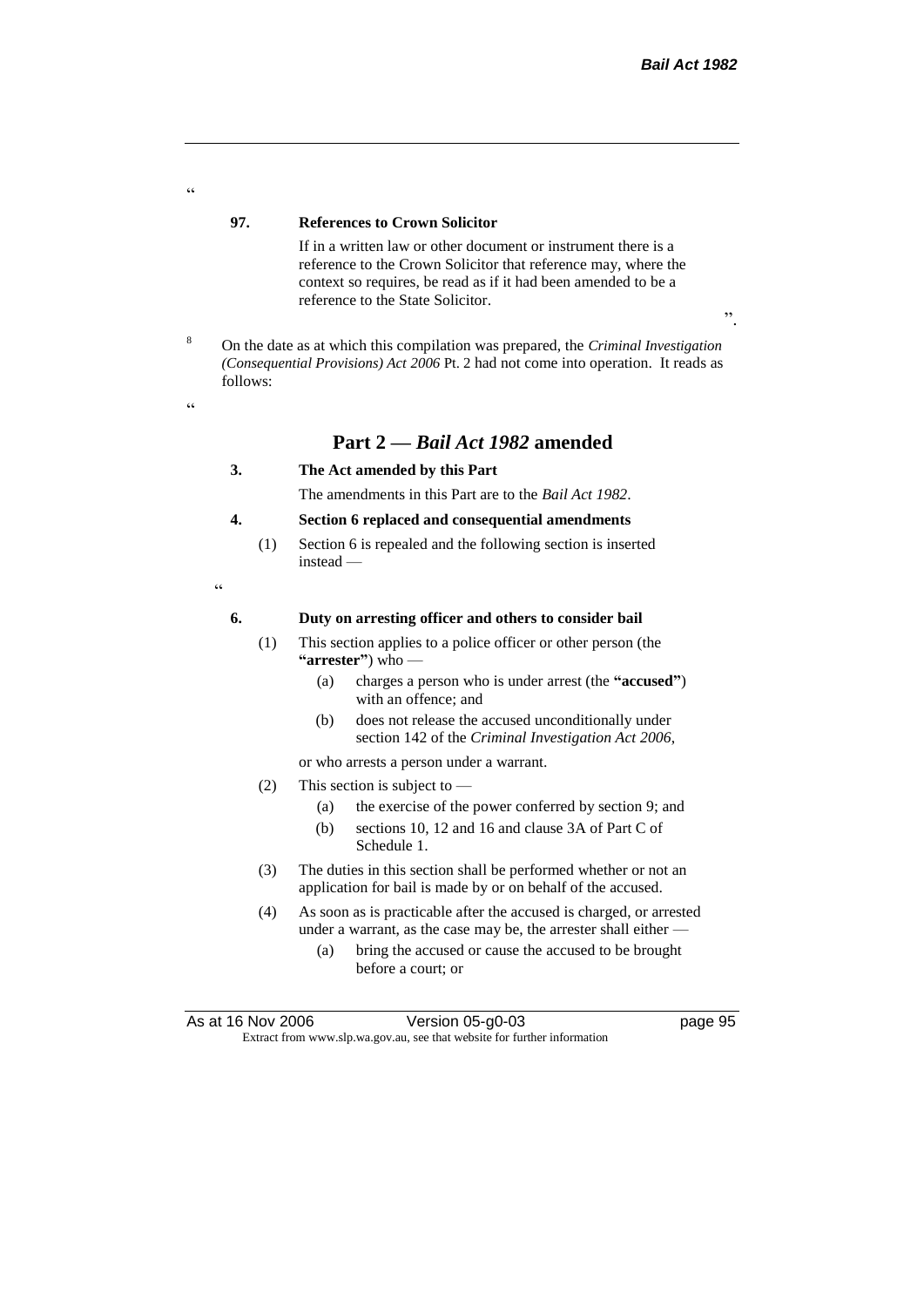"

**97. References to Crown Solicitor**

If in a written law or other document or instrument there is a reference to the Crown Solicitor that reference may, where the context so requires, be read as if it had been amended to be a reference to the State Solicitor.

".

[8] On the date as at which this compilation was prepared, the *Criminal Investigation (Consequential Provisions) Act 2006* Pt. 2 had not come into operation. It reads as follows:

"

## Part 2 — *Bail Act 1982* amended

**3. The Act amended by this Part**

The amendments in this Part are to the *Bail Act 1982*.

**4. Section 6 replaced and consequential amendments**

(1) Section 6 is repealed and the following section is inserted instead —

"

**6. Duty on arresting officer and others to consider bail**

(1) This section applies to a police officer or other person (the **"arrester"**) who —

(a) charges a person who is under arrest (the **"accused"**) with an offence; and

(b) does not release the accused unconditionally under section 142 of the *Criminal Investigation Act 2006*,

or who arrests a person under a warrant.

(2) This section is subject to —

(a) the exercise of the power conferred by section 9; and

(b) sections 10, 12 and 16 and clause 3A of Part C of Schedule 1.

(3) The duties in this section shall be performed whether or not an application for bail is made by or on behalf of the accused.

(4) As soon as is practicable after the accused is charged, or arrested under a warrant, as the case may be, the arrester shall either —

(a) bring the accused or cause the accused to be brought before a court; or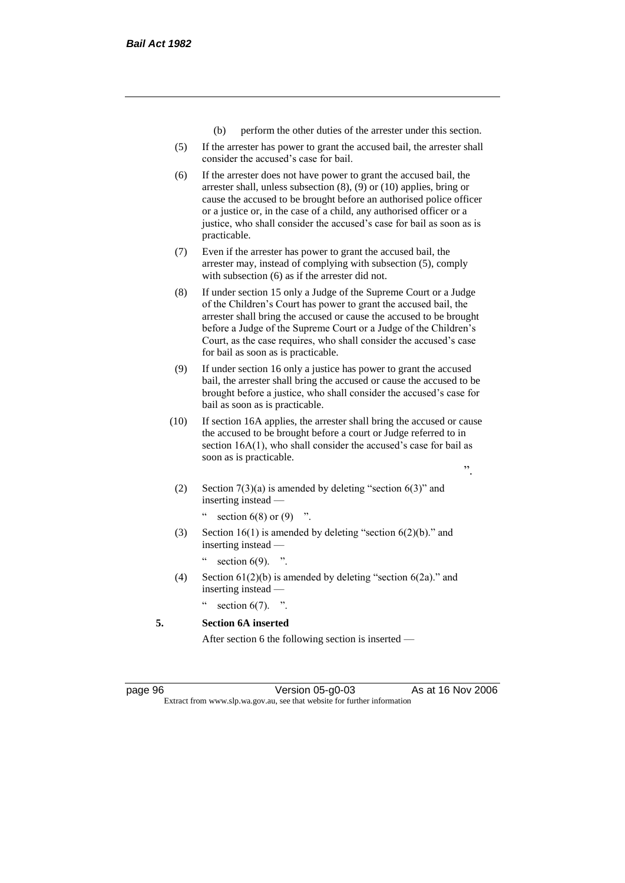(b) perform the other duties of the arrester under this section.

(5) If the arrester has power to grant the accused bail, the arrester shall consider the accused's case for bail.

(6) If the arrester does not have power to grant the accused bail, the arrester shall, unless subsection (8), (9) or (10) applies, bring or cause the accused to be brought before an authorised police officer or a justice or, in the case of a child, any authorised officer or a justice, who shall consider the accused's case for bail as soon as is practicable.

(7) Even if the arrester has power to grant the accused bail, the arrester may, instead of complying with subsection (5), comply with subsection (6) as if the arrester did not.

(8) If under section 15 only a Judge of the Supreme Court or a Judge of the Children's Court has power to grant the accused bail, the arrester shall bring the accused or cause the accused to be brought before a Judge of the Supreme Court or a Judge of the Children's Court, as the case requires, who shall consider the accused's case for bail as soon as is practicable.

(9) If under section 16 only a justice has power to grant the accused bail, the arrester shall bring the accused or cause the accused to be brought before a justice, who shall consider the accused's case for bail as soon as is practicable.

(10) If section 16A applies, the arrester shall bring the accused or cause the accused to be brought before a court or Judge referred to in section 16A(1), who shall consider the accused's case for bail as soon as is practicable.

".

(2) Section 7(3)(a) is amended by deleting "section 6(3)" and inserting instead —

" section 6(8) or (9) ".

(3) Section 16(1) is amended by deleting "section 6(2)(b)." and inserting instead —

" section 6(9). ".

(4) Section 61(2)(b) is amended by deleting "section 6(2a)." and inserting instead —

" section 6(7). ".

**5. Section 6A inserted**

After section 6 the following section is inserted —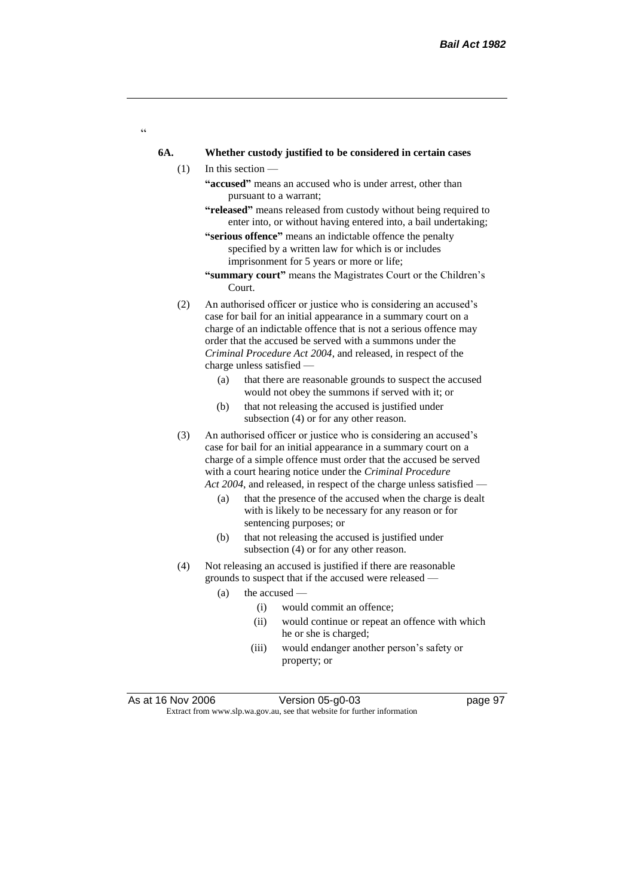"

**6A. Whether custody justified to be considered in certain cases**

(1) In this section —

**"accused"** means an accused who is under arrest, other than pursuant to a warrant;

**"released"** means released from custody without being required to enter into, or without having entered into, a bail undertaking;

**"serious offence"** means an indictable offence the penalty specified by a written law for which is or includes imprisonment for 5 years or more or life;

**"summary court"** means the Magistrates Court or the Children's Court.

(2) An authorised officer or justice who is considering an accused's case for bail for an initial appearance in a summary court on a charge of an indictable offence that is not a serious offence may order that the accused be served with a summons under the *Criminal Procedure Act 2004*, and released, in respect of the charge unless satisfied —

(a) that there are reasonable grounds to suspect the accused would not obey the summons if served with it; or

(b) that not releasing the accused is justified under subsection (4) or for any other reason.

(3) An authorised officer or justice who is considering an accused's case for bail for an initial appearance in a summary court on a charge of a simple offence must order that the accused be served with a court hearing notice under the *Criminal Procedure Act 2004*, and released, in respect of the charge unless satisfied —

(a) that the presence of the accused when the charge is dealt with is likely to be necessary for any reason or for sentencing purposes; or

(b) that not releasing the accused is justified under subsection (4) or for any other reason.

(4) Not releasing an accused is justified if there are reasonable grounds to suspect that if the accused were released —

(a) the accused —

(i) would commit an offence;

(ii) would continue or repeat an offence with which he or she is charged;

(iii) would endanger another person's safety or property; or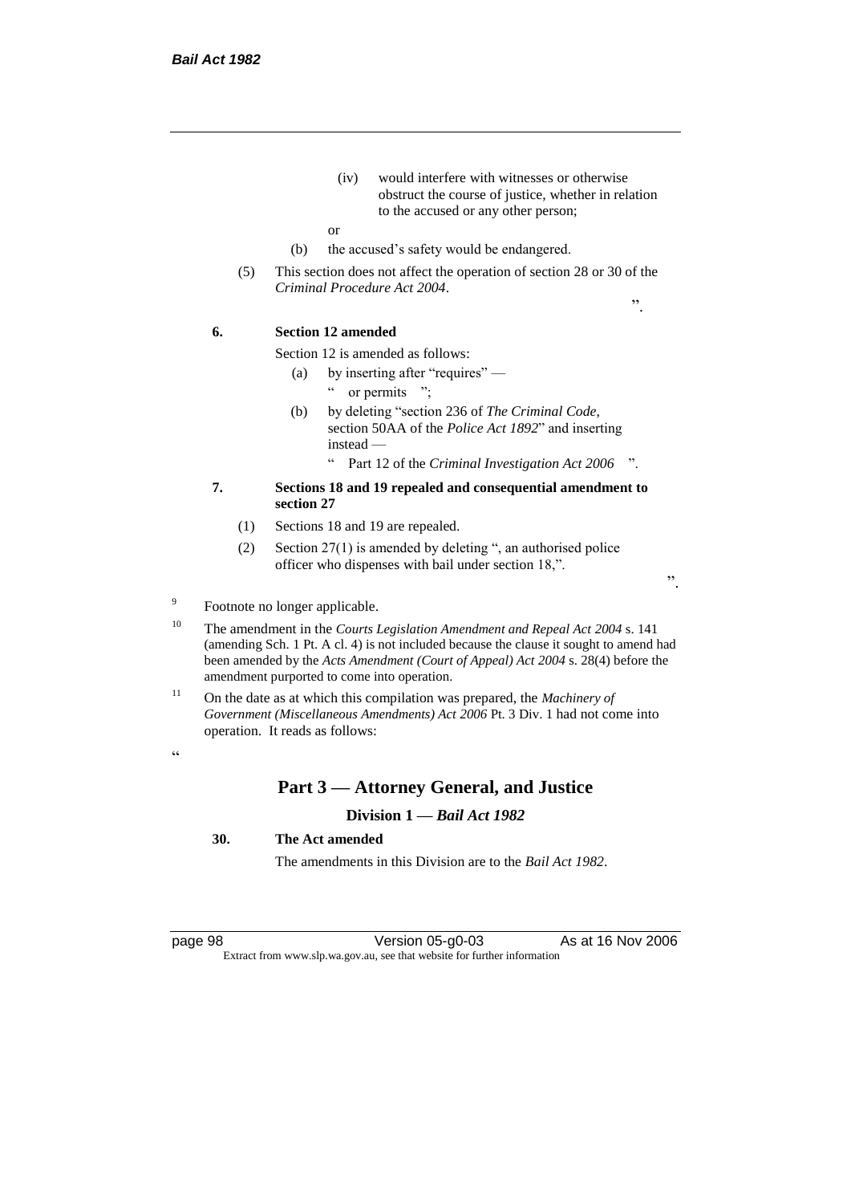(iv) would interfere with witnesses or otherwise obstruct the course of justice, whether in relation to the accused or any other person;

or

(b) the accused's safety would be endangered.

(5) This section does not affect the operation of section 28 or 30 of the *Criminal Procedure Act 2004*.

".

**6. Section 12 amended**

Section 12 is amended as follows:

(a) by inserting after "requires" —

" or permits ";

(b) by deleting "section 236 of *The Criminal Code*, section 50AA of the *Police Act 1892*" and inserting instead —

" Part 12 of the *Criminal Investigation Act 2006* ".

**7. Sections 18 and 19 repealed and consequential amendment to section 27**

(1) Sections 18 and 19 are repealed.

(2) Section 27(1) is amended by deleting ", an authorised police officer who dispenses with bail under section 18,".

".

[9] Footnote no longer applicable.

[10] The amendment in the *Courts Legislation Amendment and Repeal Act 2004* s. 141 (amending Sch. 1 Pt. A cl. 4) is not included because the clause it sought to amend had been amended by the *Acts Amendment (Court of Appeal) Act 2004* s. 28(4) before the amendment purported to come into operation.

[11] On the date as at which this compilation was prepared, the *Machinery of Government (Miscellaneous Amendments) Act 2006* Pt. 3 Div. 1 had not come into operation. It reads as follows:

"

## Part 3 — Attorney General, and Justice

### Division 1 — *Bail Act 1982*

**30. The Act amended**

The amendments in this Division are to the *Bail Act 1982*.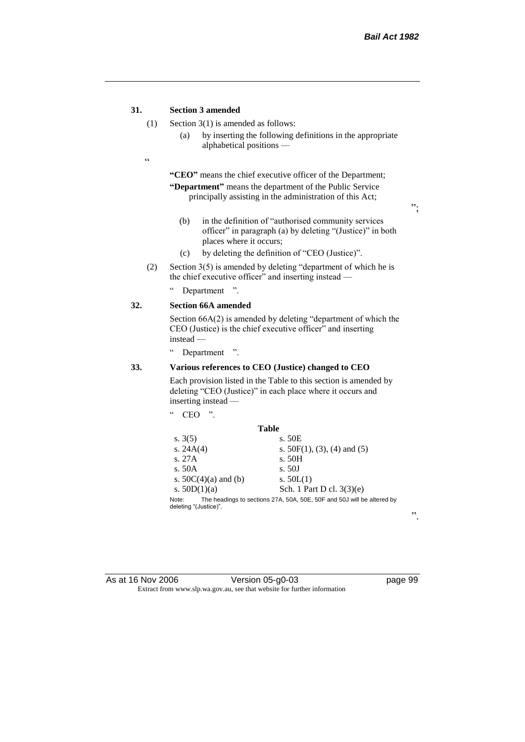### 31. Section 3 amended

(1) Section 3(1) is amended as follows:

(a) by inserting the following definitions in the appropriate alphabetical positions —

"

**"CEO"** means the chief executive officer of the Department;

**"Department"** means the department of the Public Service principally assisting in the administration of this Act;

";

(b) in the definition of "authorised community services officer" in paragraph (a) by deleting "(Justice)" in both places where it occurs;

(c) by deleting the definition of "CEO (Justice)".

(2) Section 3(5) is amended by deleting "department of which he is the chief executive officer" and inserting instead —

" Department ".

### 32. Section 66A amended

Section 66A(2) is amended by deleting "department of which the CEO (Justice) is the chief executive officer" and inserting instead —

" Department ".

### 33. Various references to CEO (Justice) changed to CEO

Each provision listed in the Table to this section is amended by deleting "CEO (Justice)" in each place where it occurs and inserting instead —

" CEO ".

**Table**

| | |
|---|---|
| s. 3(5) | s. 50E |
| s. 24A(4) | s. 50F(1), (3), (4) and (5) |
| s. 27A | s. 50H |
| s. 50A | s. 50J |
| s. 50C(4)(a) and (b) | s. 50L(1) |
| s. 50D(1)(a) | Sch. 1 Part D cl. 3(3)(e) |

Note: The headings to sections 27A, 50A, 50E, 50F and 50J will be altered by deleting "(Justice)".

".